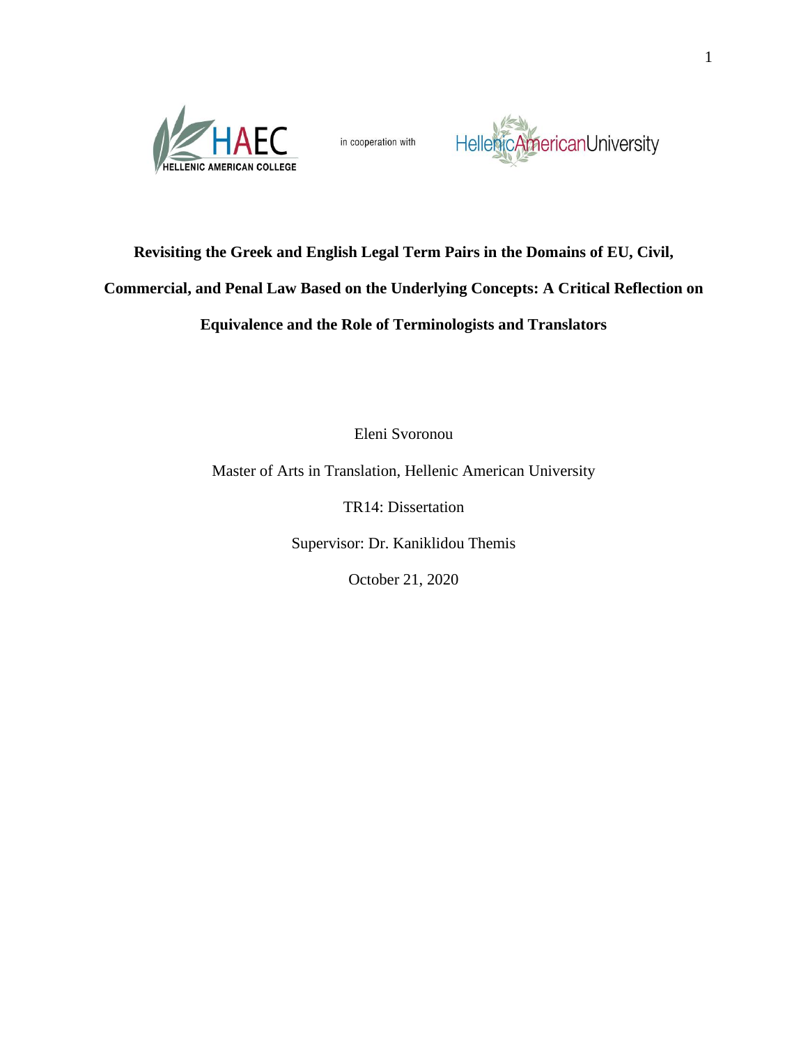HAEC HELLENIC AMERICAN COLLEGE in cooperation with Hellenic American University

# Revisiting the Greek and English Legal Term Pairs in the Domains of EU, Civil, Commercial, and Penal Law Based on the Underlying Concepts: A Critical Reflection on Equivalence and the Role of Terminologists and Translators

Eleni Svoronou

Master of Arts in Translation, Hellenic American University

TR14: Dissertation

Supervisor: Dr. Kaniklidou Themis

October 21, 2020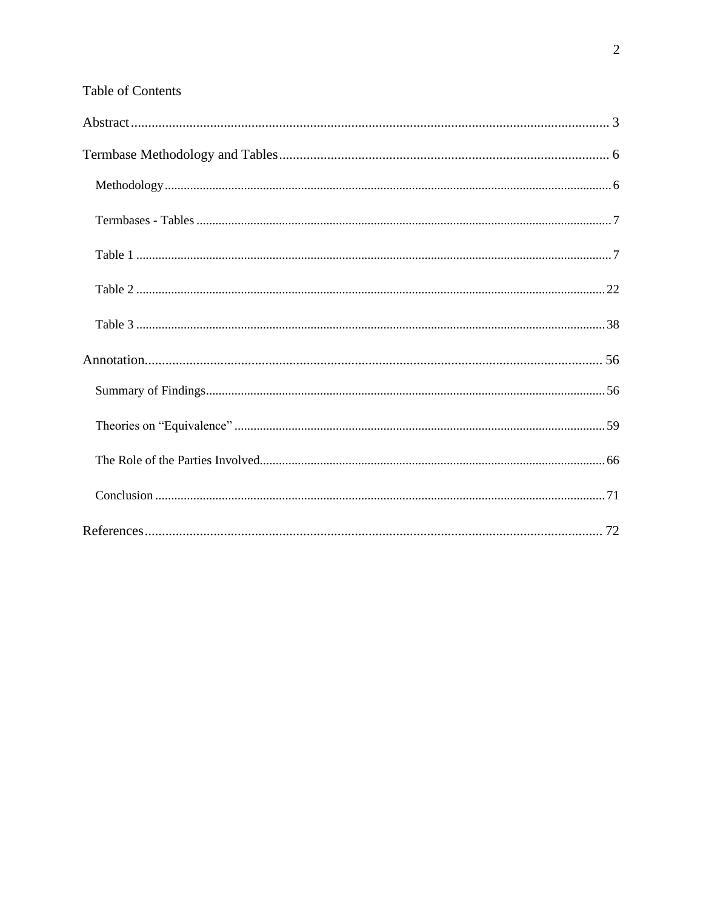# Table of Contents

Abstract ........................................................................................................................................ 3

Termbase Methodology and Tables ............................................................................................. 6

- Methodology ............................................................................................................................. 6
- Termbases - Tables .................................................................................................................... 7
- Table 1 ...................................................................................................................................... 7
- Table 2 .................................................................................................................................... 22
- Table 3 .................................................................................................................................... 38

Annotation .................................................................................................................................. 56

- Summary of Findings .............................................................................................................. 56
- Theories on "Equivalence" ...................................................................................................... 59
- The Role of the Parties Involved ............................................................................................. 66
- Conclusion .............................................................................................................................. 71

References ................................................................................................................................... 72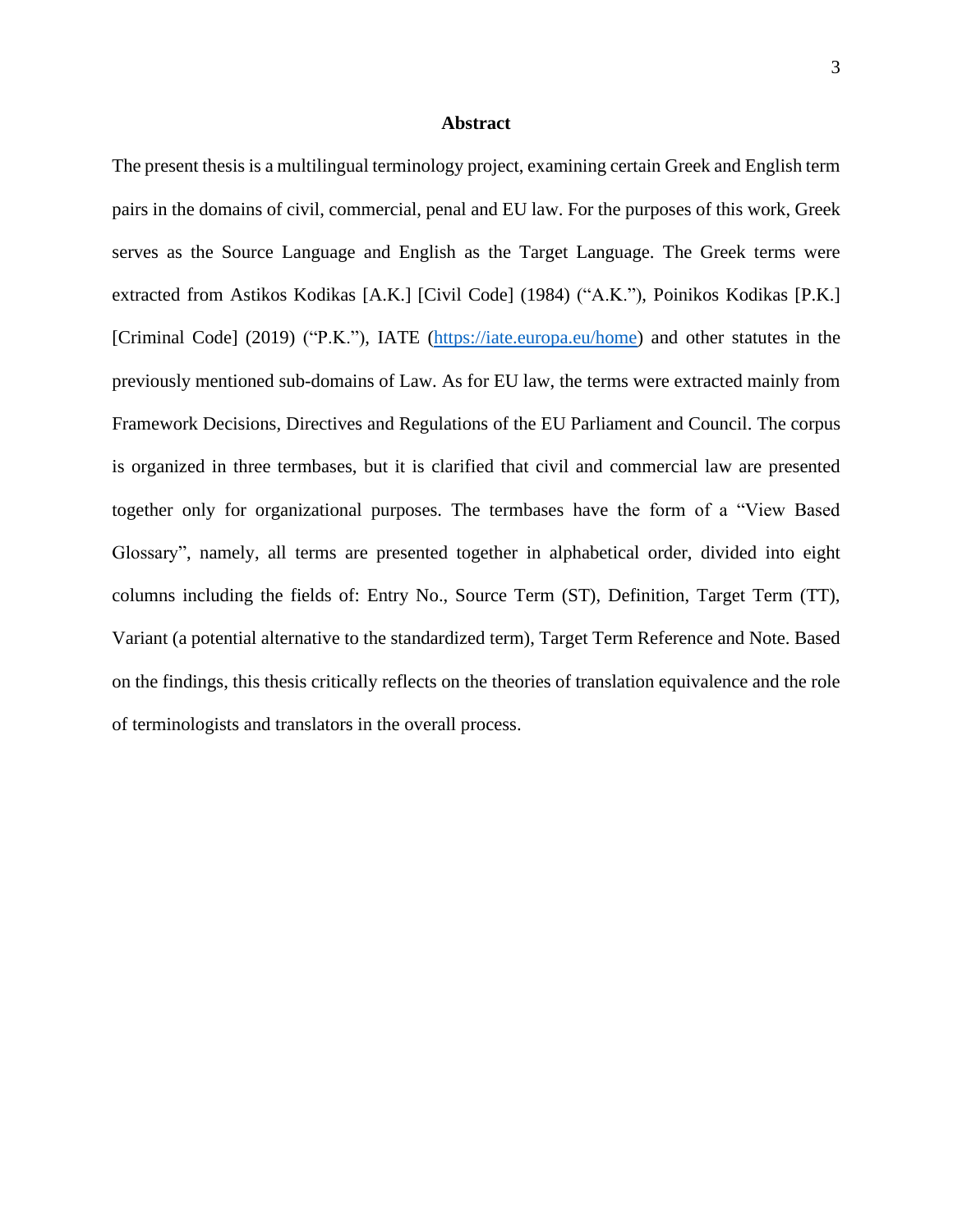# Abstract

The present thesis is a multilingual terminology project, examining certain Greek and English term pairs in the domains of civil, commercial, penal and EU law. For the purposes of this work, Greek serves as the Source Language and English as the Target Language. The Greek terms were extracted from Astikos Kodikas [A.K.] [Civil Code] (1984) ("A.K."), Poinikos Kodikas [P.K.] [Criminal Code] (2019) ("P.K."), IATE (https://iate.europa.eu/home) and other statutes in the previously mentioned sub-domains of Law. As for EU law, the terms were extracted mainly from Framework Decisions, Directives and Regulations of the EU Parliament and Council. The corpus is organized in three termbases, but it is clarified that civil and commercial law are presented together only for organizational purposes. The termbases have the form of a "View Based Glossary", namely, all terms are presented together in alphabetical order, divided into eight columns including the fields of: Entry No., Source Term (ST), Definition, Target Term (TT), Variant (a potential alternative to the standardized term), Target Term Reference and Note. Based on the findings, this thesis critically reflects on the theories of translation equivalence and the role of terminologists and translators in the overall process.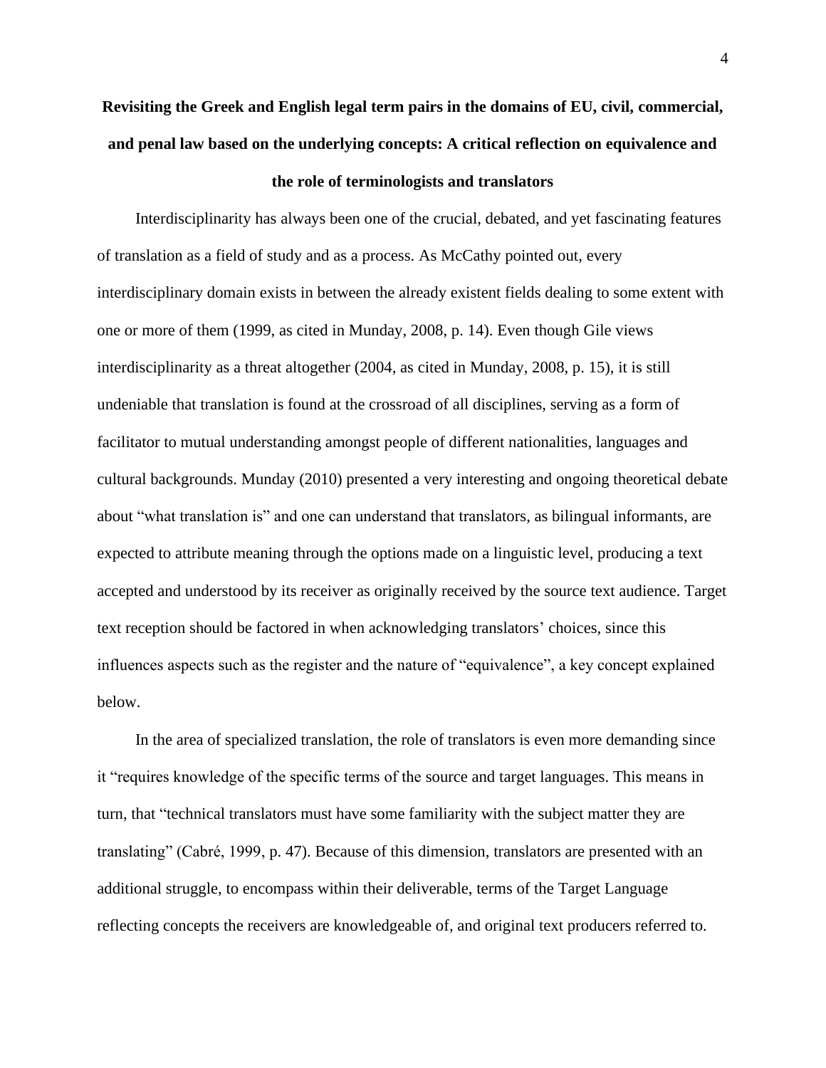**Revisiting the Greek and English legal term pairs in the domains of EU, civil, commercial, and penal law based on the underlying concepts: A critical reflection on equivalence and the role of terminologists and translators**

Interdisciplinarity has always been one of the crucial, debated, and yet fascinating features of translation as a field of study and as a process. As McCathy pointed out, every interdisciplinary domain exists in between the already existent fields dealing to some extent with one or more of them (1999, as cited in Munday, 2008, p. 14). Even though Gile views interdisciplinarity as a threat altogether (2004, as cited in Munday, 2008, p. 15), it is still undeniable that translation is found at the crossroad of all disciplines, serving as a form of facilitator to mutual understanding amongst people of different nationalities, languages and cultural backgrounds. Munday (2010) presented a very interesting and ongoing theoretical debate about "what translation is" and one can understand that translators, as bilingual informants, are expected to attribute meaning through the options made on a linguistic level, producing a text accepted and understood by its receiver as originally received by the source text audience. Target text reception should be factored in when acknowledging translators' choices, since this influences aspects such as the register and the nature of "equivalence", a key concept explained below.

In the area of specialized translation, the role of translators is even more demanding since it "requires knowledge of the specific terms of the source and target languages. This means in turn, that "technical translators must have some familiarity with the subject matter they are translating" (Cabré, 1999, p. 47). Because of this dimension, translators are presented with an additional struggle, to encompass within their deliverable, terms of the Target Language reflecting concepts the receivers are knowledgeable of, and original text producers referred to.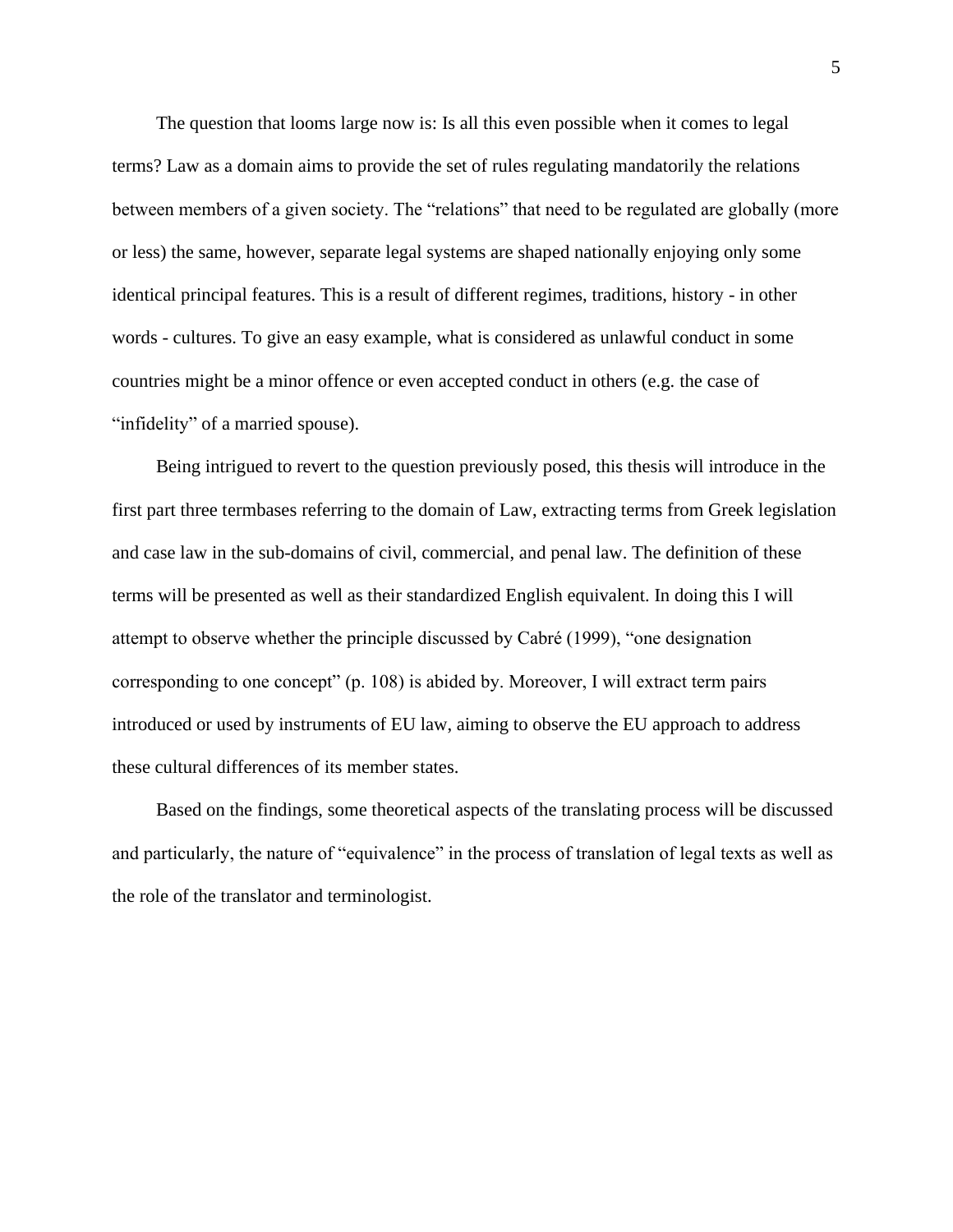The question that looms large now is: Is all this even possible when it comes to legal terms? Law as a domain aims to provide the set of rules regulating mandatorily the relations between members of a given society. The "relations" that need to be regulated are globally (more or less) the same, however, separate legal systems are shaped nationally enjoying only some identical principal features. This is a result of different regimes, traditions, history - in other words - cultures. To give an easy example, what is considered as unlawful conduct in some countries might be a minor offence or even accepted conduct in others (e.g. the case of "infidelity" of a married spouse).

Being intrigued to revert to the question previously posed, this thesis will introduce in the first part three termbases referring to the domain of Law, extracting terms from Greek legislation and case law in the sub-domains of civil, commercial, and penal law. The definition of these terms will be presented as well as their standardized English equivalent. In doing this I will attempt to observe whether the principle discussed by Cabré (1999), "one designation corresponding to one concept" (p. 108) is abided by. Moreover, I will extract term pairs introduced or used by instruments of EU law, aiming to observe the EU approach to address these cultural differences of its member states.

Based on the findings, some theoretical aspects of the translating process will be discussed and particularly, the nature of "equivalence" in the process of translation of legal texts as well as the role of the translator and terminologist.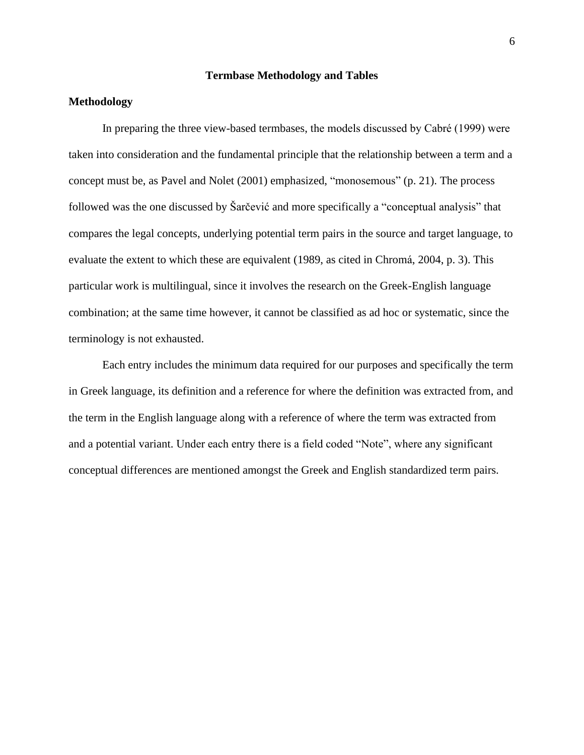# Termbase Methodology and Tables

## Methodology

In preparing the three view-based termbases, the models discussed by Cabré (1999) were taken into consideration and the fundamental principle that the relationship between a term and a concept must be, as Pavel and Nolet (2001) emphasized, "monosemous" (p. 21). The process followed was the one discussed by Šarčević and more specifically a "conceptual analysis" that compares the legal concepts, underlying potential term pairs in the source and target language, to evaluate the extent to which these are equivalent (1989, as cited in Chromá, 2004, p. 3). This particular work is multilingual, since it involves the research on the Greek-English language combination; at the same time however, it cannot be classified as ad hoc or systematic, since the terminology is not exhausted.

Each entry includes the minimum data required for our purposes and specifically the term in Greek language, its definition and a reference for where the definition was extracted from, and the term in the English language along with a reference of where the term was extracted from and a potential variant. Under each entry there is a field coded "Note", where any significant conceptual differences are mentioned amongst the Greek and English standardized term pairs.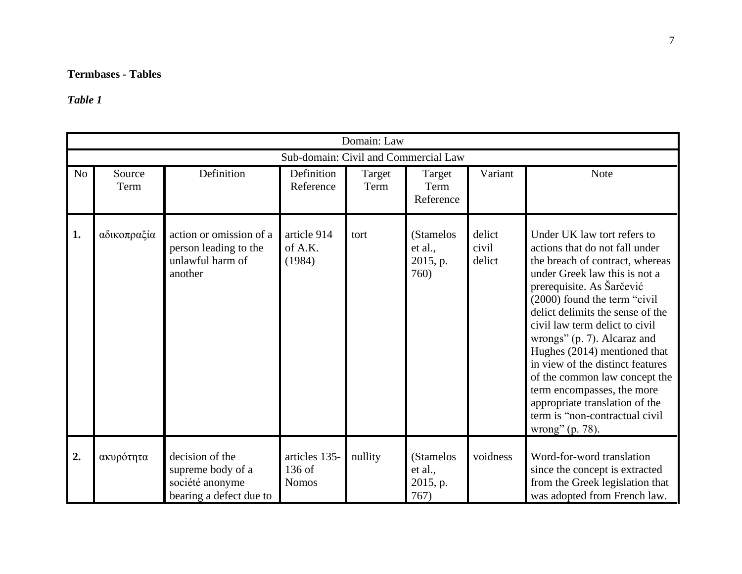**Termbases - Tables**

***Table 1***

| Domain: Law | | | | | | | |
|---|---|---|---|---|---|---|---|
| Sub-domain: Civil and Commercial Law | | | | | | | |
| No | Source Term | Definition | Definition Reference | Target Term | Target Term Reference | Variant | Note |
| **1.** | αδικοπραξία | action or omission of a person leading to the unlawful harm of another | article 914 of A.K. (1984) | tort | (Stamelos et al., 2015, p. 760) | delict civil delict | Under UK law tort refers to actions that do not fall under the breach of contract, whereas under Greek law this is not a prerequisite. As Šarčević (2000) found the term "civil delict delimits the sense of the civil law term delict to civil wrongs" (p. 7). Alcaraz and Hughes (2014) mentioned that in view of the distinct features of the common law concept the term encompasses, the more appropriate translation of the term is "non-contractual civil wrong" (p. 78). |
| **2.** | ακυρότητα | decision of the supreme body of a société anonyme bearing a defect due to | articles 135-136 of Nomos | nullity | (Stamelos et al., 2015, p. 767) | voidness | Word-for-word translation since the concept is extracted from the Greek legislation that was adopted from French law. |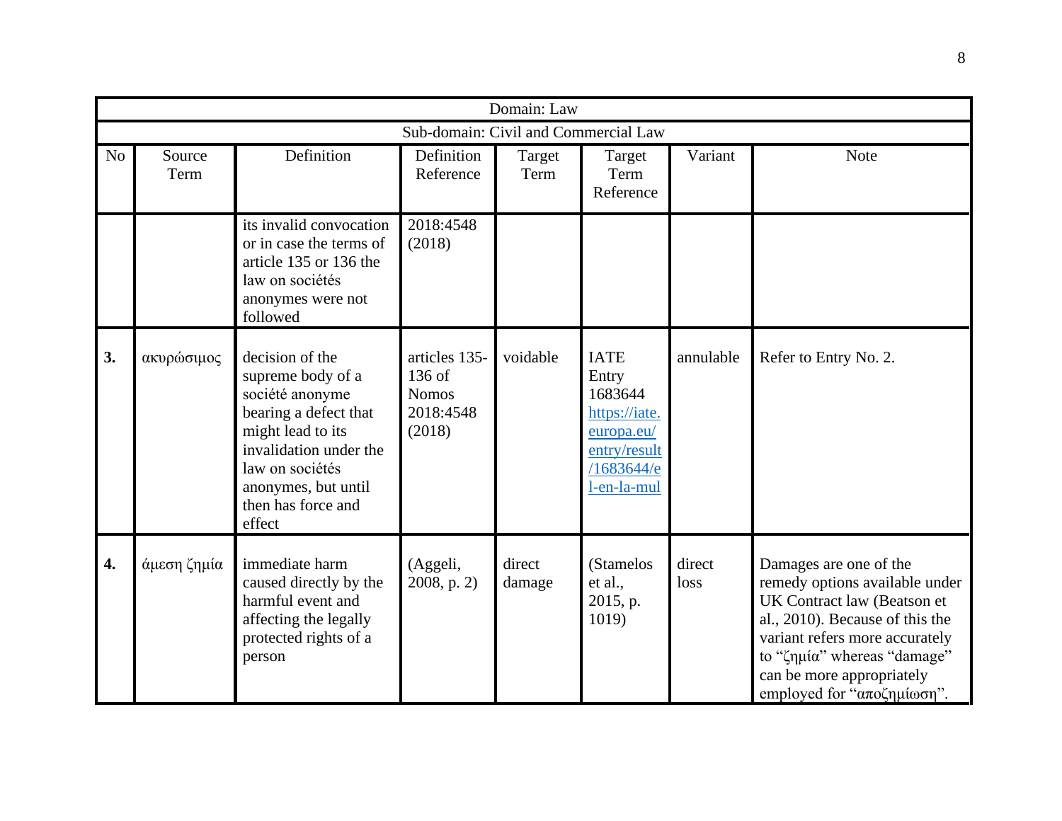| Domain: Law | | | | | | | |
|---|---|---|---|---|---|---|---|
| Sub-domain: Civil and Commercial Law | | | | | | | |
| No | Source Term | Definition | Definition Reference | Target Term | Target Term Reference | Variant | Note |
| | | its invalid convocation or in case the terms of article 135 or 136 the law on sociétés anonymes were not followed | 2018:4548 (2018) | | | | |
| **3.** | ακυρώσιμος | decision of the supreme body of a société anonyme bearing a defect that might lead to its invalidation under the law on sociétés anonymes, but until then has force and effect | articles 135-136 of Nomos 2018:4548 (2018) | voidable | IATE Entry 1683644 https://iate.europa.eu/entry/result/1683644/el-en-la-mul | annulable | Refer to Entry No. 2. |
| **4.** | άμεση ζημία | immediate harm caused directly by the harmful event and affecting the legally protected rights of a person | (Aggeli, 2008, p. 2) | direct damage | (Stamelos et al., 2015, p. 1019) | direct loss | Damages are one of the remedy options available under UK Contract law (Beatson et al., 2010). Because of this the variant refers more accurately to "ζημία" whereas "damage" can be more appropriately employed for "αποζημίωση". |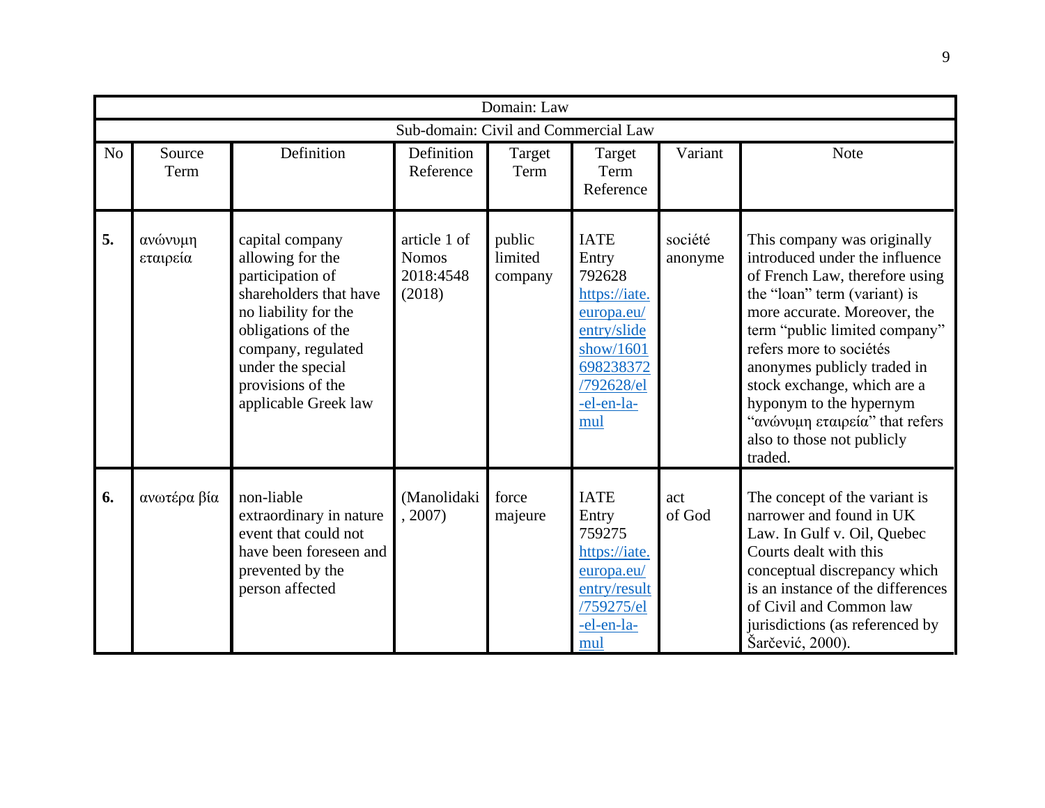| Domain: Law | | | | | | | |
|---|---|---|---|---|---|---|---|
| Sub-domain: Civil and Commercial Law | | | | | | | |
| No | Source Term | Definition | Definition Reference | Target Term | Target Term Reference | Variant | Note |
| **5.** | ανώνυμη εταιρεία | capital company allowing for the participation of shareholders that have no liability for the obligations of the company, regulated under the special provisions of the applicable Greek law | article 1 of Nomos 2018:4548 (2018) | public limited company | IATE Entry 792628 https://iate.europa.eu/entry/slideshow/1601698238372/792628/el-el-en-la-mul | société anonyme | This company was originally introduced under the influence of French Law, therefore using the "loan" term (variant) is more accurate. Moreover, the term "public limited company" refers more to sociétés anonymes publicly traded in stock exchange, which are a hyponym to the hypernym "ανώνυμη εταιρεία" that refers also to those not publicly traded. |
| **6.** | ανωτέρα βία | non-liable extraordinary in nature event that could not have been foreseen and prevented by the person affected | (Manolidaki, 2007) | force majeure | IATE Entry 759275 https://iate.europa.eu/entry/result/759275/el-el-en-la-mul | act of God | The concept of the variant is narrower and found in UK Law. In Gulf v. Oil, Quebec Courts dealt with this conceptual discrepancy which is an instance of the differences of Civil and Common law jurisdictions (as referenced by Šarčević, 2000). |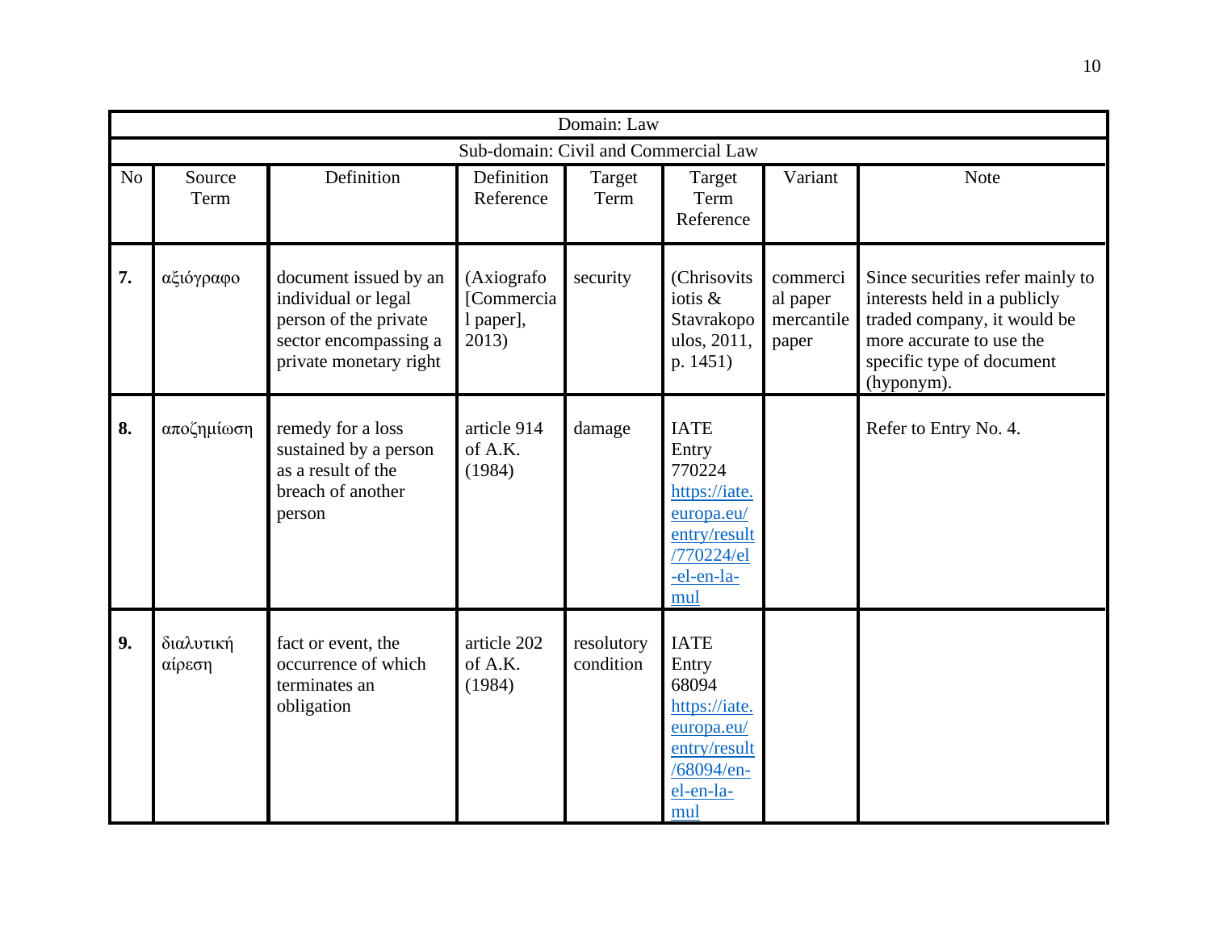| Domain: Law | | | | | | | |
|---|---|---|---|---|---|---|---|
| Sub-domain: Civil and Commercial Law | | | | | | | |
| No | Source Term | Definition | Definition Reference | Target Term | Target Term Reference | Variant | Note |
| **7.** | αξιόγραφο | document issued by an individual or legal person of the private sector encompassing a private monetary right | (Axiografo [Commercial paper], 2013) | security | (Chrisovitsiotis & Stavrakopoulos, 2011, p. 1451) | commercial paper mercantile paper | Since securities refer mainly to interests held in a publicly traded company, it would be more accurate to use the specific type of document (hyponym). |
| **8.** | αποζημίωση | remedy for a loss sustained by a person as a result of the breach of another person | article 914 of A.K. (1984) | damage | IATE Entry 770224 [https://iate.europa.eu/entry/result/770224/el-el-en-la-mul](https://iate.europa.eu/entry/result/770224/el-el-en-la-mul) | | Refer to Entry No. 4. |
| **9.** | διαλυτική αίρεση | fact or event, the occurrence of which terminates an obligation | article 202 of A.K. (1984) | resolutory condition | IATE Entry 68094 [https://iate.europa.eu/entry/result/68094/en-el-en-la-mul](https://iate.europa.eu/entry/result/68094/en-el-en-la-mul) | | |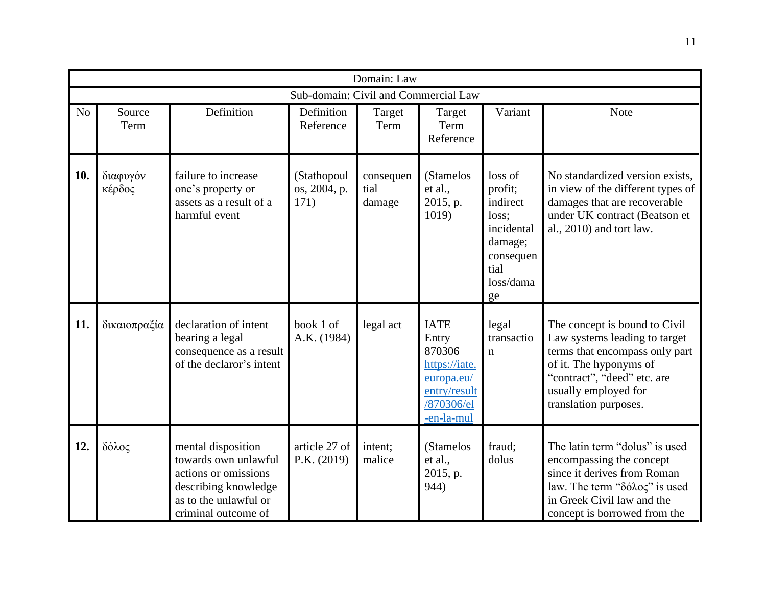| Domain: Law | | | | | | | |
|---|---|---|---|---|---|---|---|
| Sub-domain: Civil and Commercial Law | | | | | | | |
| No | Source Term | Definition | Definition Reference | Target Term | Target Term Reference | Variant | Note |
| **10.** | διαφυγόν κέρδος | failure to increase one's property or assets as a result of a harmful event | (Stathopoulos, 2004, p. 171) | consequential damage | (Stamelos et al., 2015, p. 1019) | loss of profit; indirect loss; incidental damage; consequential loss/damage | No standardized version exists, in view of the different types of damages that are recoverable under UK contract (Beatson et al., 2010) and tort law. |
| **11.** | δικαιοπραξία | declaration of intent bearing a legal consequence as a result of the declaror's intent | book 1 of A.K. (1984) | legal act | IATE Entry 870306 https://iate.europa.eu/entry/result/870306/el-en-la-mul | legal transaction | The concept is bound to Civil Law systems leading to target terms that encompass only part of it. The hyponyms of "contract", "deed" etc. are usually employed for translation purposes. |
| **12.** | δόλος | mental disposition towards own unlawful actions or omissions describing knowledge as to the unlawful or criminal outcome of | article 27 of P.K. (2019) | intent; malice | (Stamelos et al., 2015, p. 944) | fraud; dolus | The latin term "dolus" is used encompassing the concept since it derives from Roman law. The term "δόλος" is used in Greek Civil law and the concept is borrowed from the |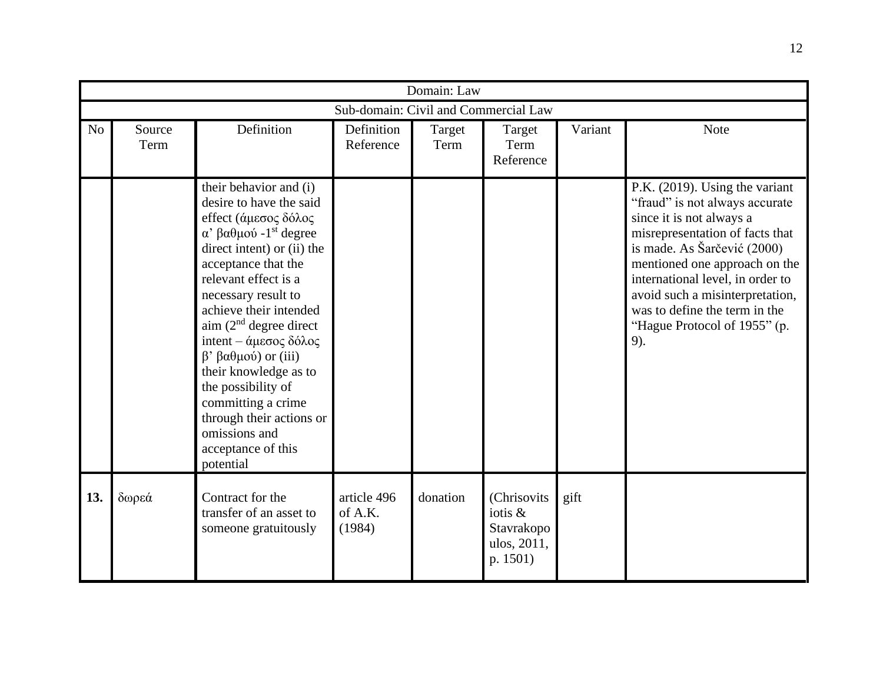| Domain: Law | | | | | | | |
|---|---|---|---|---|---|---|---|
| Sub-domain: Civil and Commercial Law | | | | | | | |
| No | Source Term | Definition | Definition Reference | Target Term | Target Term Reference | Variant | Note |
| | | their behavior and (i) desire to have the said effect (άμεσος δόλος α' βαθμού -1st degree direct intent) or (ii) the acceptance that the relevant effect is a necessary result to achieve their intended aim (2nd degree direct intent – άμεσος δόλος β' βαθμού) or (iii) their knowledge as to the possibility of committing a crime through their actions or omissions and acceptance of this potential | | | | | P.K. (2019). Using the variant "fraud" is not always accurate since it is not always a misrepresentation of facts that is made. As Šarčević (2000) mentioned one approach on the international level, in order to avoid such a misinterpretation, was to define the term in the "Hague Protocol of 1955" (p. 9). |
| **13.** | δωρεά | Contract for the transfer of an asset to someone gratuitously | article 496 of A.K. (1984) | donation | (Chrisovitsiotis & Stavrakopoulos, 2011, p. 1501) | gift | |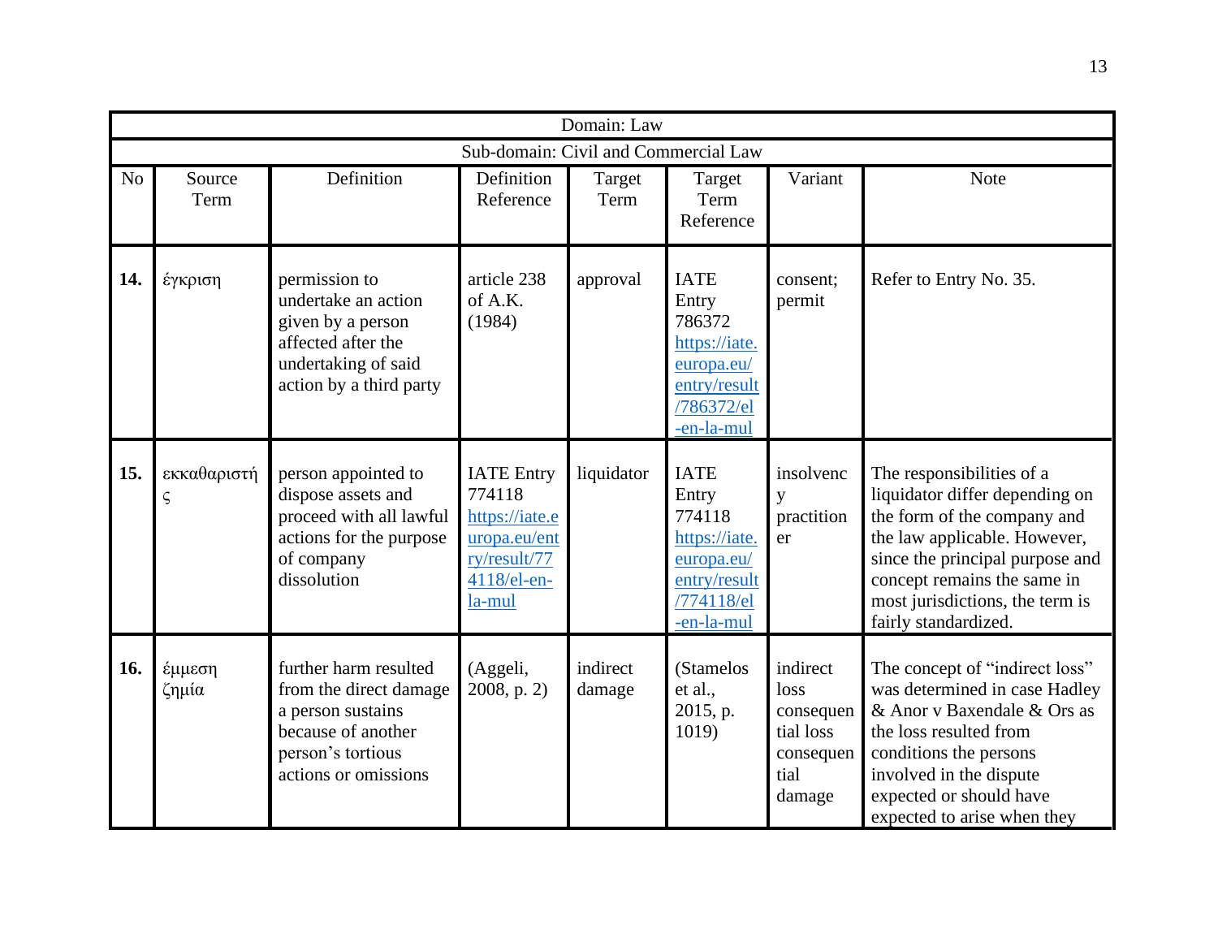| Domain: Law | | | | | | | |
|---|---|---|---|---|---|---|---|
| Sub-domain: Civil and Commercial Law | | | | | | | |
| No | Source Term | Definition | Definition Reference | Target Term | Target Term Reference | Variant | Note |
| **14.** | έγκριση | permission to undertake an action given by a person affected after the undertaking of said action by a third party | article 238 of A.K. (1984) | approval | IATE Entry 786372 https://iate.europa.eu/entry/result/786372/el-en-la-mul | consent; permit | Refer to Entry No. 35. |
| **15.** | εκκαθαριστής | person appointed to dispose assets and proceed with all lawful actions for the purpose of company dissolution | IATE Entry 774118 https://iate.europa.eu/entry/result/774118/el-en-la-mul | liquidator | IATE Entry 774118 https://iate.europa.eu/entry/result/774118/el-en-la-mul | insolvency practitioner | The responsibilities of a liquidator differ depending on the form of the company and the law applicable. However, since the principal purpose and concept remains the same in most jurisdictions, the term is fairly standardized. |
| **16.** | έμμεση ζημία | further harm resulted from the direct damage a person sustains because of another person's tortious actions or omissions | (Aggeli, 2008, p. 2) | indirect damage | (Stamelos et al., 2015, p. 1019) | indirect loss consequential loss consequential damage | The concept of "indirect loss" was determined in case Hadley & Anor v Baxendale & Ors as the loss resulted from conditions the persons involved in the dispute expected or should have expected to arise when they |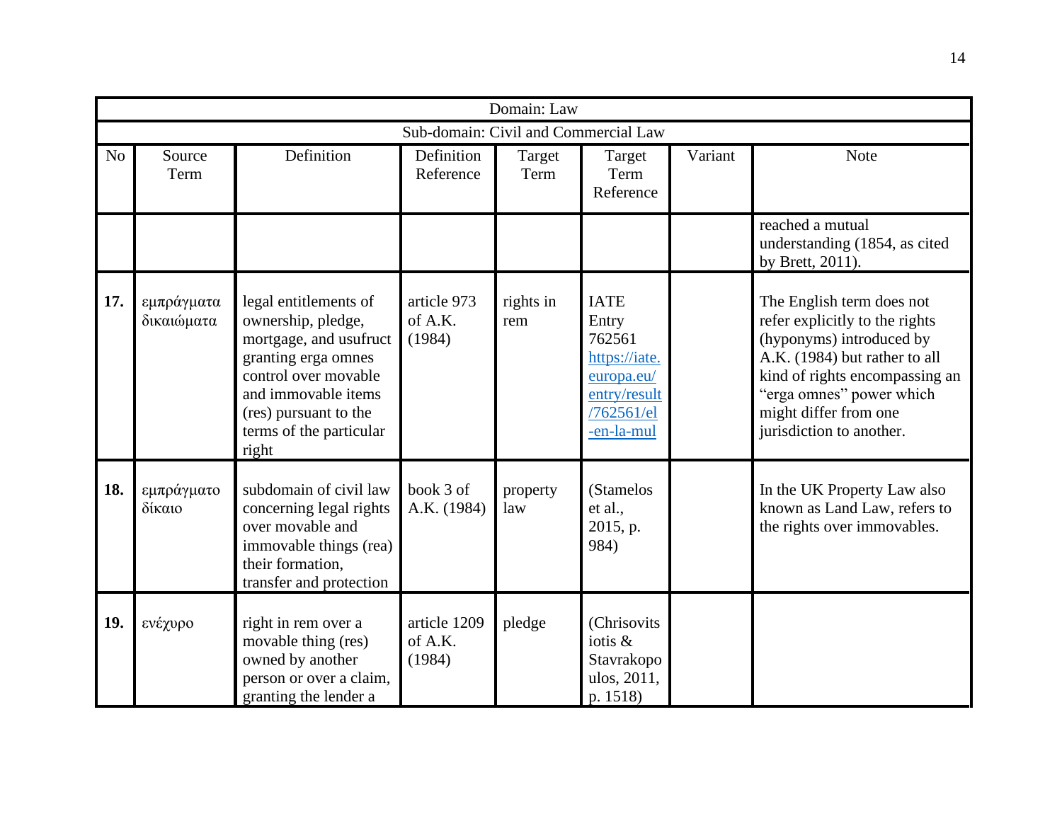| Domain: Law | | | | | | | |
|---|---|---|---|---|---|---|---|
| Sub-domain: Civil and Commercial Law | | | | | | | |
| No | Source Term | Definition | Definition Reference | Target Term | Target Term Reference | Variant | Note |
| | | | | | | | reached a mutual understanding (1854, as cited by Brett, 2011). |
| **17.** | εμπράγματα δικαιώματα | legal entitlements of ownership, pledge, mortgage, and usufruct granting erga omnes control over movable and immovable items (res) pursuant to the terms of the particular right | article 973 of A.K. (1984) | rights in rem | IATE Entry 762561 https://iate.europa.eu/entry/result/762561/el-en-la-mul | | The English term does not refer explicitly to the rights (hyponyms) introduced by A.K. (1984) but rather to all kind of rights encompassing an "erga omnes" power which might differ from one jurisdiction to another. |
| **18.** | εμπράγματο δίκαιο | subdomain of civil law concerning legal rights over movable and immovable things (rea) their formation, transfer and protection | book 3 of A.K. (1984) | property law | (Stamelos et al., 2015, p. 984) | | In the UK Property Law also known as Land Law, refers to the rights over immovables. |
| **19.** | ενέχυρο | right in rem over a movable thing (res) owned by another person or over a claim, granting the lender a | article 1209 of A.K. (1984) | pledge | (Chrisovitsiotis & Stavrakopoulos, 2011, p. 1518) | | |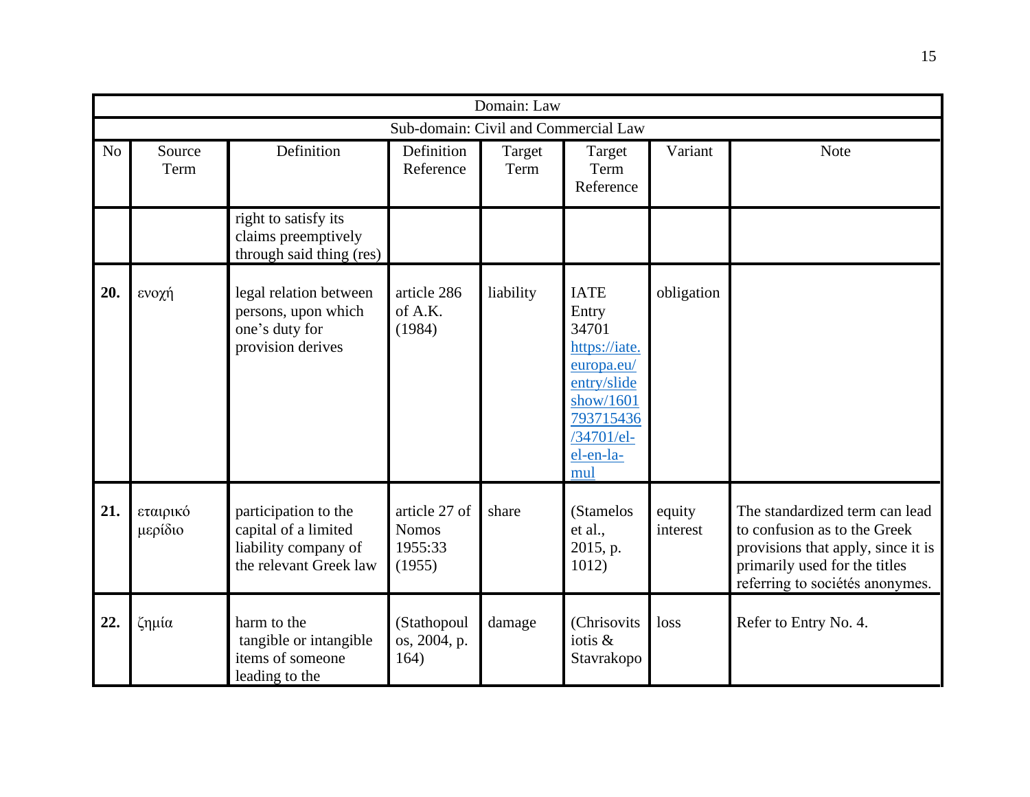| Domain: Law | | | | | | | |
|---|---|---|---|---|---|---|---|
| Sub-domain: Civil and Commercial Law | | | | | | | |
| No | Source Term | Definition | Definition Reference | Target Term | Target Term Reference | Variant | Note |
| | | right to satisfy its claims preemptively through said thing (res) | | | | | |
| **20.** | ενοχή | legal relation between persons, upon which one's duty for provision derives | article 286 of A.K. (1984) | liability | IATE Entry 34701 https://iate.europa.eu/entry/slideshow/1601793715436/34701/el-el-en-la-mul | obligation | |
| **21.** | εταιρικό μερίδιο | participation to the capital of a limited liability company of the relevant Greek law | article 27 of Nomos 1955:33 (1955) | share | (Stamelos et al., 2015, p. 1012) | equity interest | The standardized term can lead to confusion as to the Greek provisions that apply, since it is primarily used for the titles referring to sociétés anonymes. |
| **22.** | ζημία | harm to the tangible or intangible items of someone leading to the | (Stathopoulos, 2004, p. 164) | damage | (Chrisovitsiotis & Stavrakopo | loss | Refer to Entry No. 4. |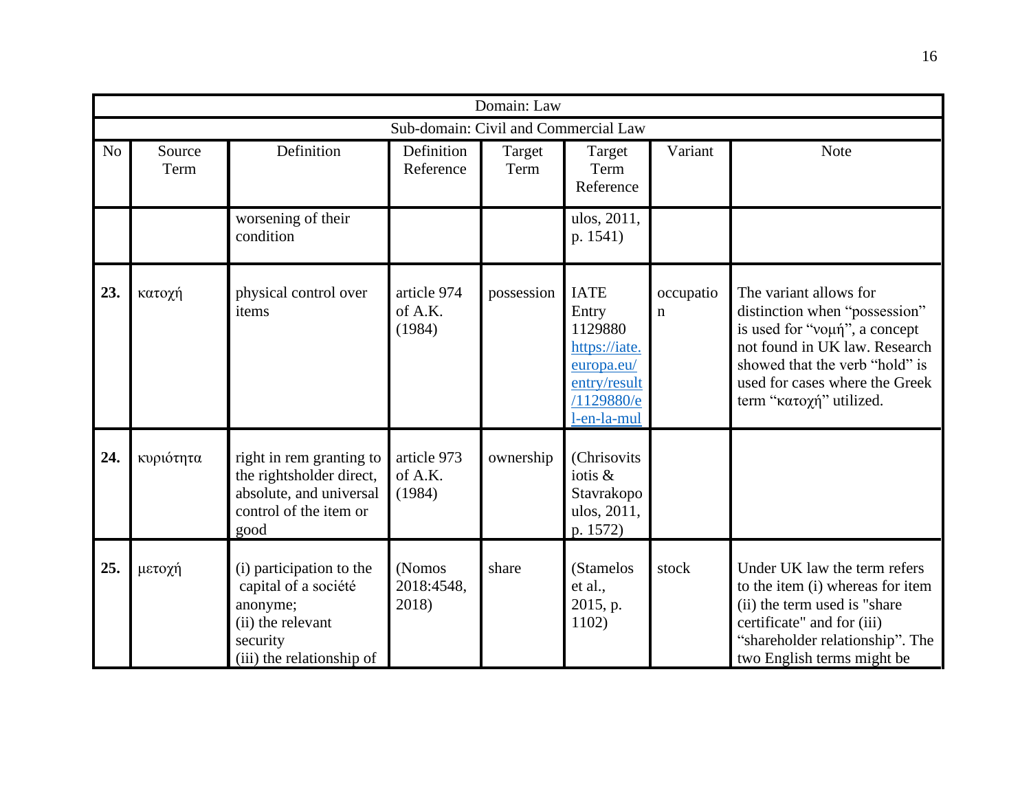| Domain: Law | | | | | | | |
|---|---|---|---|---|---|---|---|
| Sub-domain: Civil and Commercial Law | | | | | | | |
| No | Source Term | Definition | Definition Reference | Target Term | Target Term Reference | Variant | Note |
| | | worsening of their condition | | | ulos, 2011, p. 1541) | | |
| **23.** | κατοχή | physical control over items | article 974 of A.K. (1984) | possession | IATE Entry 1129880 https://iate.europa.eu/entry/result/1129880/el-en-la-mul | occupation | The variant allows for distinction when "possession" is used for "νομή", a concept not found in UK law. Research showed that the verb "hold" is used for cases where the Greek term "κατοχή" utilized. |
| **24.** | κυριότητα | right in rem granting to the rightsholder direct, absolute, and universal control of the item or good | article 973 of A.K. (1984) | ownership | (Chrisovitsiotis & Stavrakopoulos, 2011, p. 1572) | | |
| **25.** | μετοχή | (i) participation to the capital of a société anonyme; (ii) the relevant security (iii) the relationship of | (Nomos 2018:4548, 2018) | share | (Stamelos et al., 2015, p. 1102) | stock | Under UK law the term refers to the item (i) whereas for item (ii) the term used is "share certificate" and for (iii) "shareholder relationship". The two English terms might be |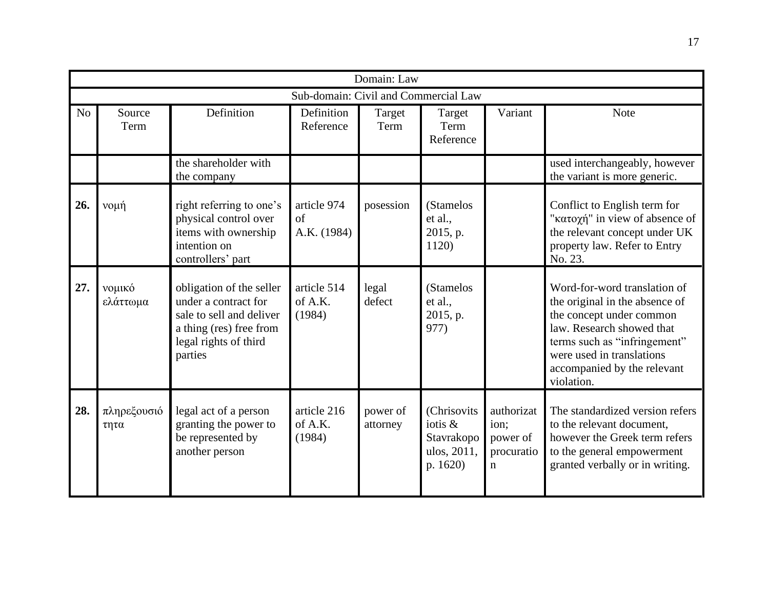| Domain: Law | | | | | | | |
|---|---|---|---|---|---|---|---|
| Sub-domain: Civil and Commercial Law | | | | | | | |
| No | Source Term | Definition | Definition Reference | Target Term | Target Term Reference | Variant | Note |
| | | the shareholder with the company | | | | | used interchangeably, however the variant is more generic. |
| **26.** | νομή | right referring to one's physical control over items with ownership intention on controllers' part | article 974 of A.K. (1984) | posession | (Stamelos et al., 2015, p. 1120) | | Conflict to English term for "κατοχή" in view of absence of the relevant concept under UK property law. Refer to Entry No. 23. |
| **27.** | νομικό ελάττωμα | obligation of the seller under a contract for sale to sell and deliver a thing (res) free from legal rights of third parties | article 514 of A.K. (1984) | legal defect | (Stamelos et al., 2015, p. 977) | | Word-for-word translation of the original in the absence of the concept under common law. Research showed that terms such as "infringement" were used in translations accompanied by the relevant violation. |
| **28.** | πληρεξουσιότητα | legal act of a person granting the power to be represented by another person | article 216 of A.K. (1984) | power of attorney | (Chrisovitsiotis & Stavrakopoulos, 2011, p. 1620) | authorization; power of procuration | The standardized version refers to the relevant document, however the Greek term refers to the general empowerment granted verbally or in writing. |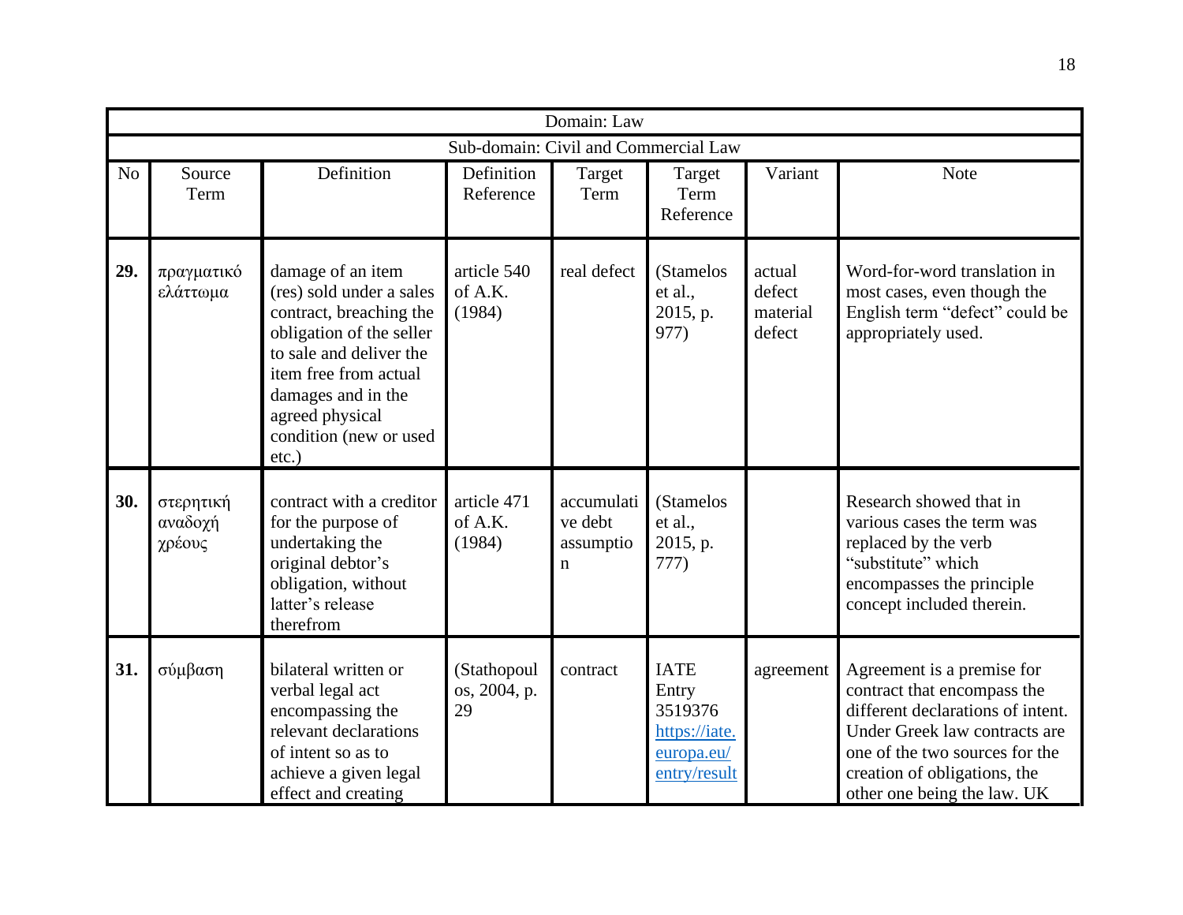| Domain: Law | | | | | | | |
|---|---|---|---|---|---|---|---|
| Sub-domain: Civil and Commercial Law | | | | | | | |
| No | Source Term | Definition | Definition Reference | Target Term | Target Term Reference | Variant | Note |
| **29.** | πραγματικό ελάττωμα | damage of an item (res) sold under a sales contract, breaching the obligation of the seller to sale and deliver the item free from actual damages and in the agreed physical condition (new or used etc.) | article 540 of A.K. (1984) | real defect | (Stamelos et al., 2015, p. 977) | actual defect material defect | Word-for-word translation in most cases, even though the English term "defect" could be appropriately used. |
| **30.** | στερητική αναδοχή χρέους | contract with a creditor for the purpose of undertaking the original debtor's obligation, without latter's release therefrom | article 471 of A.K. (1984) | accumulative debt assumption | (Stamelos et al., 2015, p. 777) | | Research showed that in various cases the term was replaced by the verb "substitute" which encompasses the principle concept included therein. |
| **31.** | σύμβαση | bilateral written or verbal legal act encompassing the relevant declarations of intent so as to achieve a given legal effect and creating | (Stathopoulos, 2004, p. 29 | contract | IATE Entry 3519376 https://iate.europa.eu/entry/result | agreement | Agreement is a premise for contract that encompass the different declarations of intent. Under Greek law contracts are one of the two sources for the creation of obligations, the other one being the law. UK |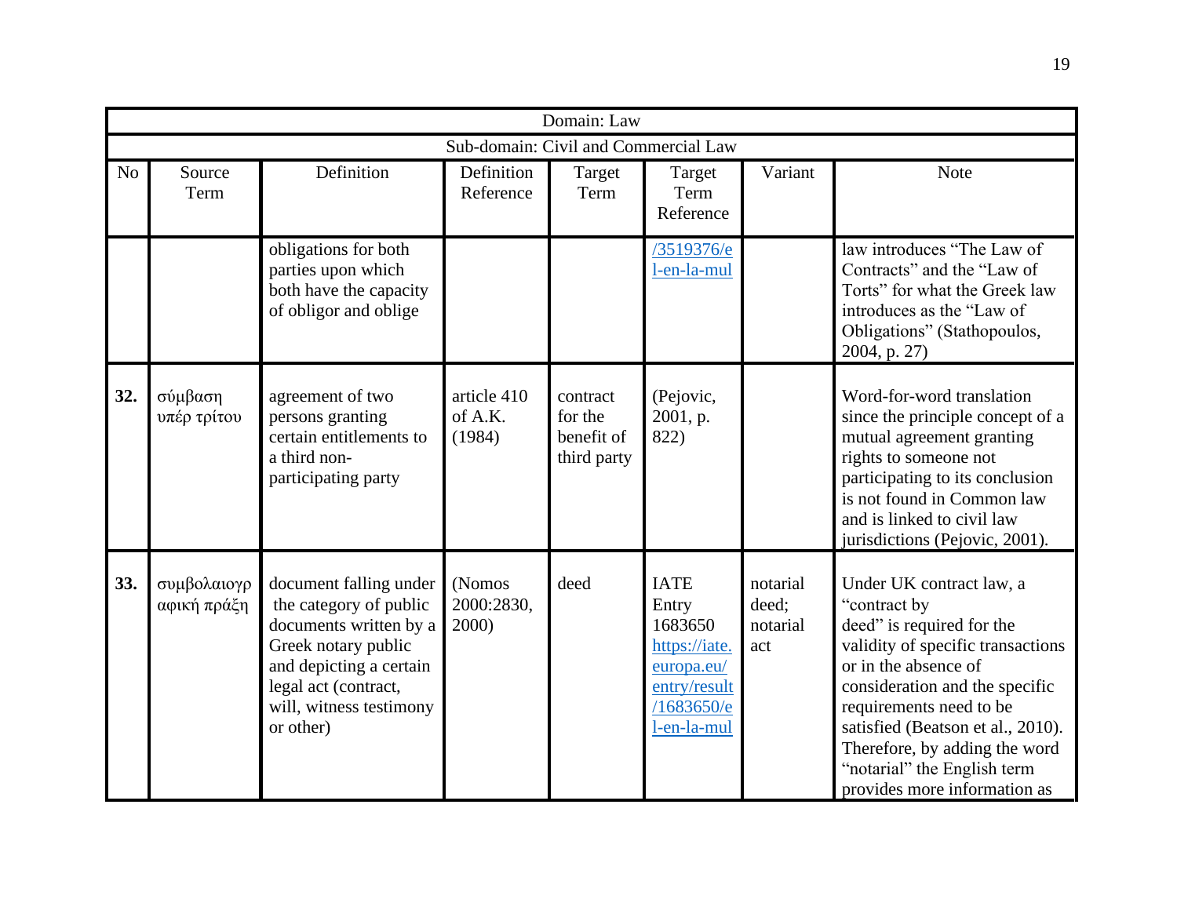| Domain: Law | | | | | | | |
|---|---|---|---|---|---|---|---|
| Sub-domain: Civil and Commercial Law | | | | | | | |
| No | Source Term | Definition | Definition Reference | Target Term | Target Term Reference | Variant | Note |
| | | obligations for both parties upon which both have the capacity of obligor and oblige | | | /3519376/el-en-la-mul | | law introduces "The Law of Contracts" and the "Law of Torts" for what the Greek law introduces as the "Law of Obligations" (Stathopoulos, 2004, p. 27) |
| **32.** | σύμβαση υπέρ τρίτου | agreement of two persons granting certain entitlements to a third non-participating party | article 410 of A.K. (1984) | contract for the benefit of third party | (Pejovic, 2001, p. 822) | | Word-for-word translation since the principle concept of a mutual agreement granting rights to someone not participating to its conclusion is not found in Common law and is linked to civil law jurisdictions (Pejovic, 2001). |
| **33.** | συμβολαιογραφική πράξη | document falling under the category of public documents written by a Greek notary public and depicting a certain legal act (contract, will, witness testimony or other) | (Nomos 2000:2830, 2000) | deed | IATE Entry 1683650 https://iate.europa.eu/entry/result/1683650/el-en-la-mul | notarial deed; notarial act | Under UK contract law, a "contract by deed" is required for the validity of specific transactions or in the absence of consideration and the specific requirements need to be satisfied (Beatson et al., 2010). Therefore, by adding the word "notarial" the English term provides more information as |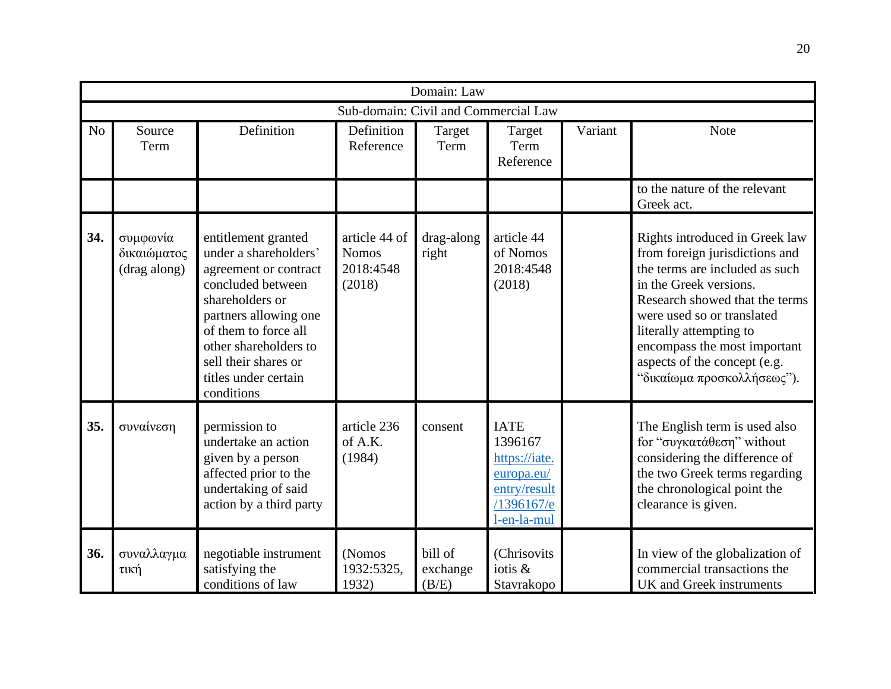| Domain: Law | | | | | | | |
|---|---|---|---|---|---|---|---|
| Sub-domain: Civil and Commercial Law | | | | | | | |
| No | Source Term | Definition | Definition Reference | Target Term | Target Term Reference | Variant | Note |
| | | | | | | | to the nature of the relevant Greek act. |
| **34.** | συμφωνία δικαιώματος (drag along) | entitlement granted under a shareholders' agreement or contract concluded between shareholders or partners allowing one of them to force all other shareholders to sell their shares or titles under certain conditions | article 44 of Nomos 2018:4548 (2018) | drag-along right | article 44 of Nomos 2018:4548 (2018) | | Rights introduced in Greek law from foreign jurisdictions and the terms are included as such in the Greek versions. Research showed that the terms were used so or translated literally attempting to encompass the most important aspects of the concept (e.g. "δικαίωμα προσκολλήσεως"). |
| **35.** | συναίνεση | permission to undertake an action given by a person affected prior to the undertaking of said action by a third party | article 236 of A.K. (1984) | consent | IATE 1396167 https://iate.europa.eu/entry/result/1396167/el-en-la-mul | | The English term is used also for "συγκατάθεση" without considering the difference of the two Greek terms regarding the chronological point the clearance is given. |
| **36.** | συναλλαγματική | negotiable instrument satisfying the conditions of law | (Nomos 1932:5325, 1932) | bill of exchange (B/E) | (Chrisovitsiotis & Stavrakopo | | In view of the globalization of commercial transactions the UK and Greek instruments |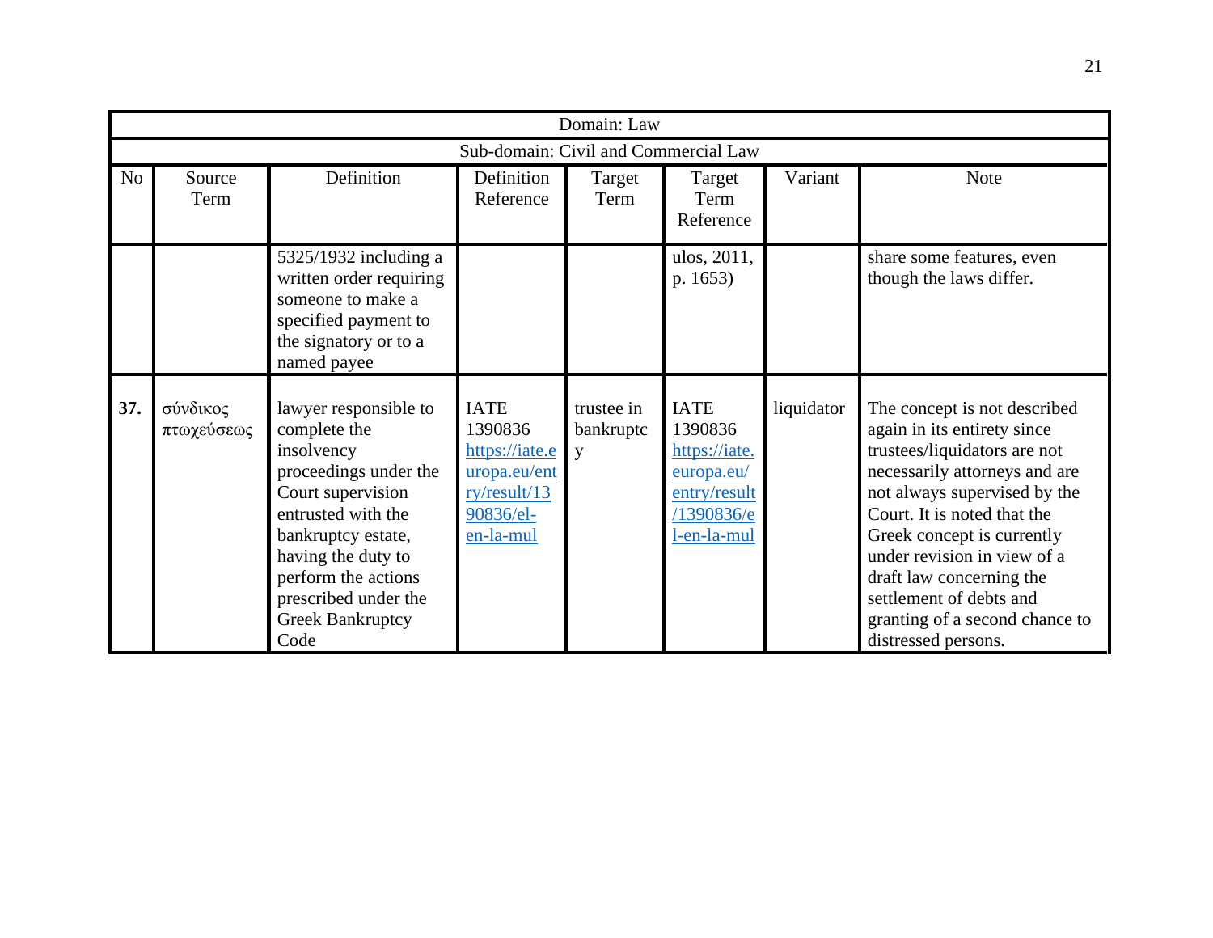| Domain: Law | | | | | | | |
|---|---|---|---|---|---|---|---|
| Sub-domain: Civil and Commercial Law | | | | | | | |
| No | Source Term | Definition | Definition Reference | Target Term | Target Term Reference | Variant | Note |
| | | 5325/1932 including a written order requiring someone to make a specified payment to the signatory or to a named payee | | | ulos, 2011, p. 1653) | | share some features, even though the laws differ. |
| **37.** | σύνδικος πτωχεύσεως | lawyer responsible to complete the insolvency proceedings under the Court supervision entrusted with the bankruptcy estate, having the duty to perform the actions prescribed under the Greek Bankruptcy Code | IATE 1390836 https://iate.europa.eu/entry/result/1390836/el-en-la-mul | trustee in bankruptcy | IATE 1390836 https://iate.europa.eu/entry/result/1390836/el-en-la-mul | liquidator | The concept is not described again in its entirety since trustees/liquidators are not necessarily attorneys and are not always supervised by the Court. It is noted that the Greek concept is currently under revision in view of a draft law concerning the settlement of debts and granting of a second chance to distressed persons. |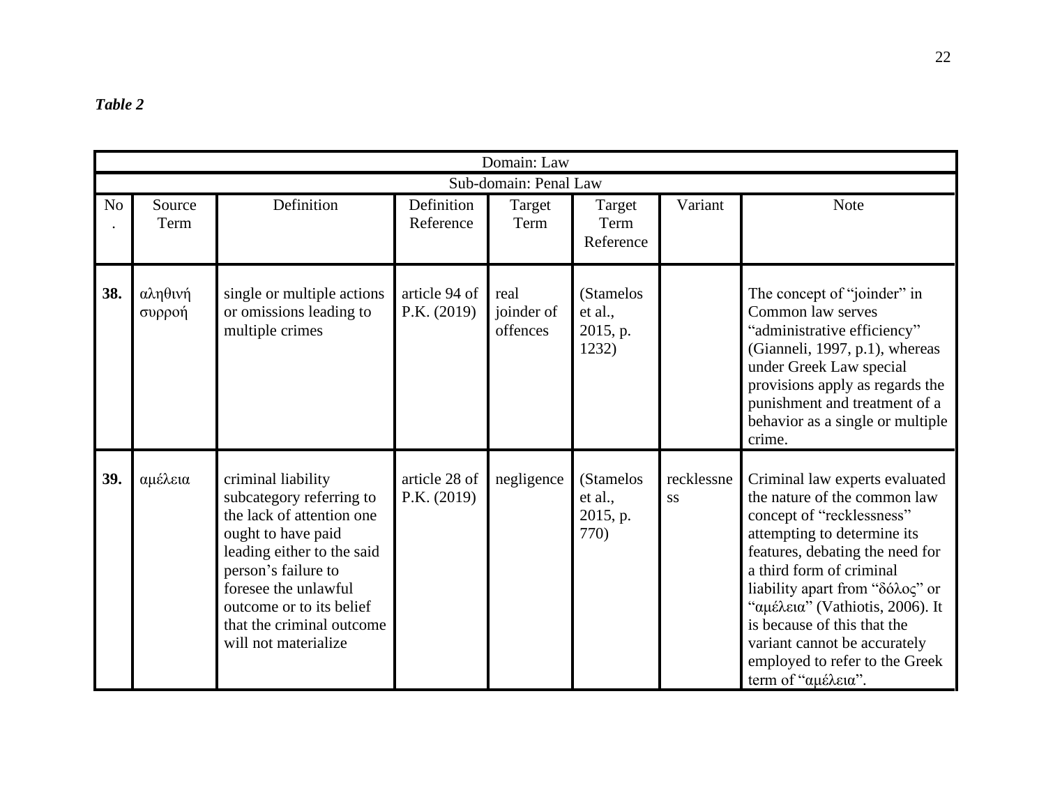***Table 2***

| Domain: Law | | | | | | | |
|---|---|---|---|---|---|---|---|
| Sub-domain: Penal Law | | | | | | | |
| No. | Source Term | Definition | Definition Reference | Target Term | Target Term Reference | Variant | Note |
| **38.** | αληθινή συρροή | single or multiple actions or omissions leading to multiple crimes | article 94 of P.K. (2019) | real joinder of offences | (Stamelos et al., 2015, p. 1232) | | The concept of "joinder" in Common law serves "administrative efficiency" (Gianneli, 1997, p.1), whereas under Greek Law special provisions apply as regards the punishment and treatment of a behavior as a single or multiple crime. |
| **39.** | αμέλεια | criminal liability subcategory referring to the lack of attention one ought to have paid leading either to the said person's failure to foresee the unlawful outcome or to its belief that the criminal outcome will not materialize | article 28 of P.K. (2019) | negligence | (Stamelos et al., 2015, p. 770) | recklessness | Criminal law experts evaluated the nature of the common law concept of "recklessness" attempting to determine its features, debating the need for a third form of criminal liability apart from "δόλος" or "αμέλεια" (Vathiotis, 2006). It is because of this that the variant cannot be accurately employed to refer to the Greek term of "αμέλεια". |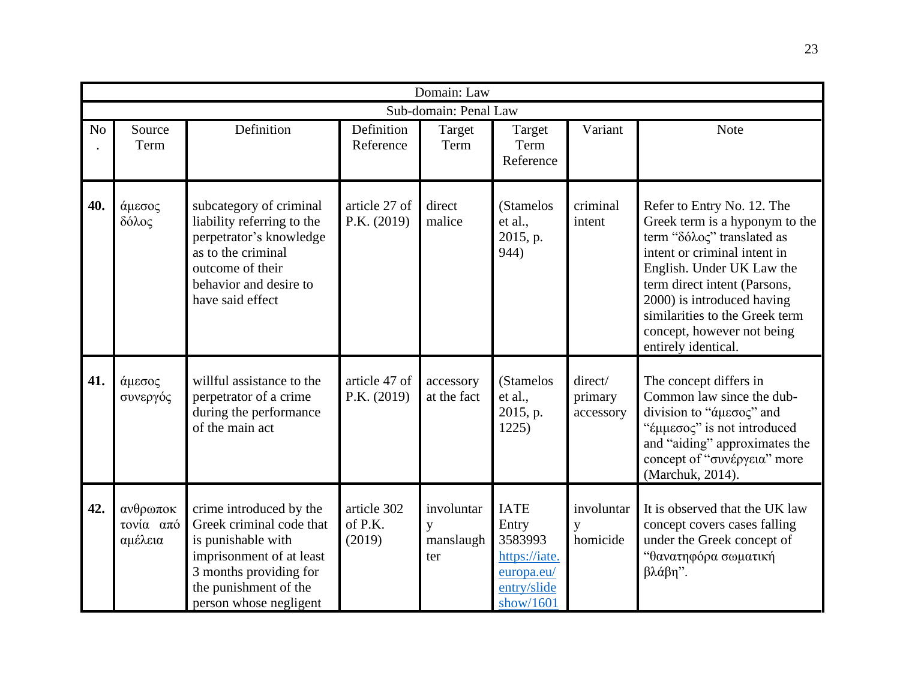| Domain: Law | | | | | | | |
|---|---|---|---|---|---|---|---|
| Sub-domain: Penal Law | | | | | | | |
| No. | Source Term | Definition | Definition Reference | Target Term | Target Term Reference | Variant | Note |
| **40.** | άμεσος δόλος | subcategory of criminal liability referring to the perpetrator's knowledge as to the criminal outcome of their behavior and desire to have said effect | article 27 of P.K. (2019) | direct malice | (Stamelos et al., 2015, p. 944) | criminal intent | Refer to Entry No. 12. The Greek term is a hyponym to the term "δόλος" translated as intent or criminal intent in English. Under UK Law the term direct intent (Parsons, 2000) is introduced having similarities to the Greek term concept, however not being entirely identical. |
| **41.** | άμεσος συνεργός | willful assistance to the perpetrator of a crime during the performance of the main act | article 47 of P.K. (2019) | accessory at the fact | (Stamelos et al., 2015, p. 1225) | direct/ primary accessory | The concept differs in Common law since the dub-division to "άμεσος" and "έμμεσος" is not introduced and "aiding" approximates the concept of "συνέργεια" more (Marchuk, 2014). |
| **42.** | ανθρωποκτονία από αμέλεια | crime introduced by the Greek criminal code that is punishable with imprisonment of at least 3 months providing for the punishment of the person whose negligent | article 302 of P.K. (2019) | involuntary manslaughter | IATE Entry 3583993 https://iate.europa.eu/entry/slideshow/1601 | involuntary homicide | It is observed that the UK law concept covers cases falling under the Greek concept of "θανατηφόρα σωματική βλάβη". |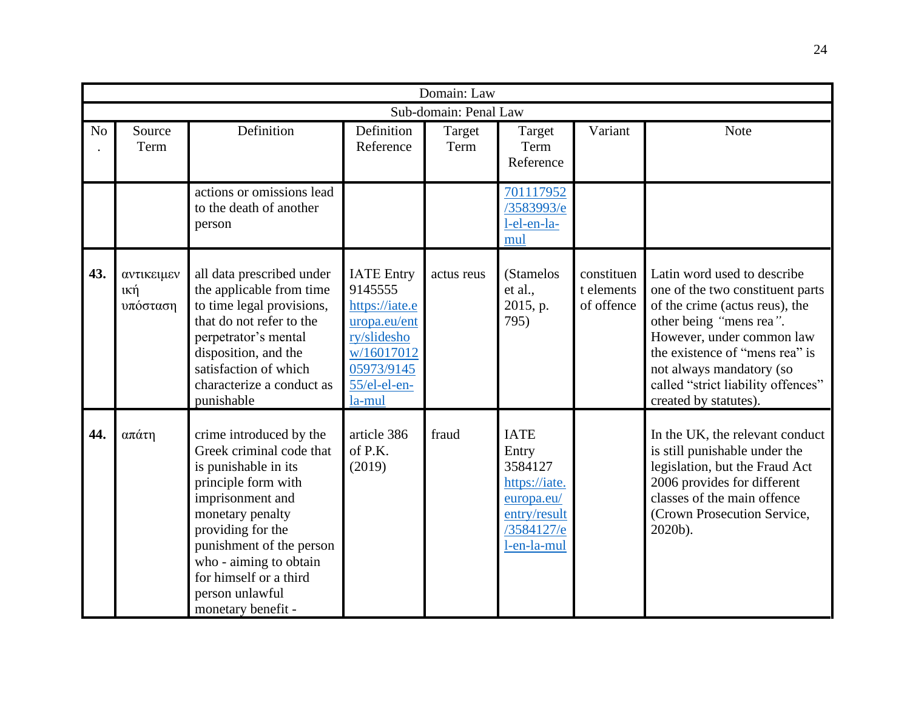| Domain: Law | | | | | | | |
|---|---|---|---|---|---|---|---|
| Sub-domain: Penal Law | | | | | | | |
| No. | Source Term | Definition | Definition Reference | Target Term | Target Term Reference | Variant | Note |
| | | actions or omissions lead to the death of another person | | | 701117952/3583993/el-el-en-la-mul | | |
| **43.** | αντικειμενική υπόσταση | all data prescribed under the applicable from time to time legal provisions, that do not refer to the perpetrator's mental disposition, and the satisfaction of which characterize a conduct as punishable | IATE Entry 9145555 https://iate.europa.eu/entry/slideshow/1601701205973/914555/el-el-en-la-mul | actus reus | (Stamelos et al., 2015, p. 795) | constituent elements of offence | Latin word used to describe one of the two constituent parts of the crime (actus reus), the other being *"*mens rea*"*. However, under common law the existence of "mens rea" is not always mandatory (so called "strict liability offences" created by statutes). |
| **44.** | απάτη | crime introduced by the Greek criminal code that is punishable in its principle form with imprisonment and monetary penalty providing for the punishment of the person who - aiming to obtain for himself or a third person unlawful monetary benefit - | article 386 of P.K. (2019) | fraud | IATE Entry 3584127 https://iate.europa.eu/entry/result/3584127/el-en-la-mul | | In the UK, the relevant conduct is still punishable under the legislation, but the Fraud Act 2006 provides for different classes of the main offence (Crown Prosecution Service, 2020b). |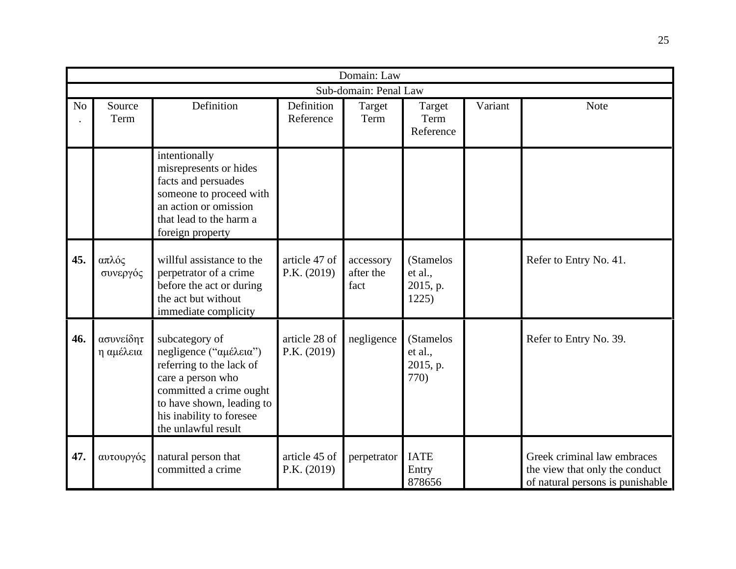| Domain: Law | | | | | | | |
|---|---|---|---|---|---|---|---|
| Sub-domain: Penal Law | | | | | | | |
| No. | Source Term | Definition | Definition Reference | Target Term | Target Term Reference | Variant | Note |
| | | intentionally misrepresents or hides facts and persuades someone to proceed with an action or omission that lead to the harm a foreign property | | | | | |
| **45.** | απλός συνεργός | willful assistance to the perpetrator of a crime before the act or during the act but without immediate complicity | article 47 of P.K. (2019) | accessory after the fact | (Stamelos et al., 2015, p. 1225) | | Refer to Entry No. 41. |
| **46.** | ασυνείδητη αμέλεια | subcategory of negligence ("αμέλεια") referring to the lack of care a person who committed a crime ought to have shown, leading to his inability to foresee the unlawful result | article 28 of P.K. (2019) | negligence | (Stamelos et al., 2015, p. 770) | | Refer to Entry No. 39. |
| **47.** | αυτουργός | natural person that committed a crime | article 45 of P.K. (2019) | perpetrator | IATE Entry 878656 | | Greek criminal law embraces the view that only the conduct of natural persons is punishable |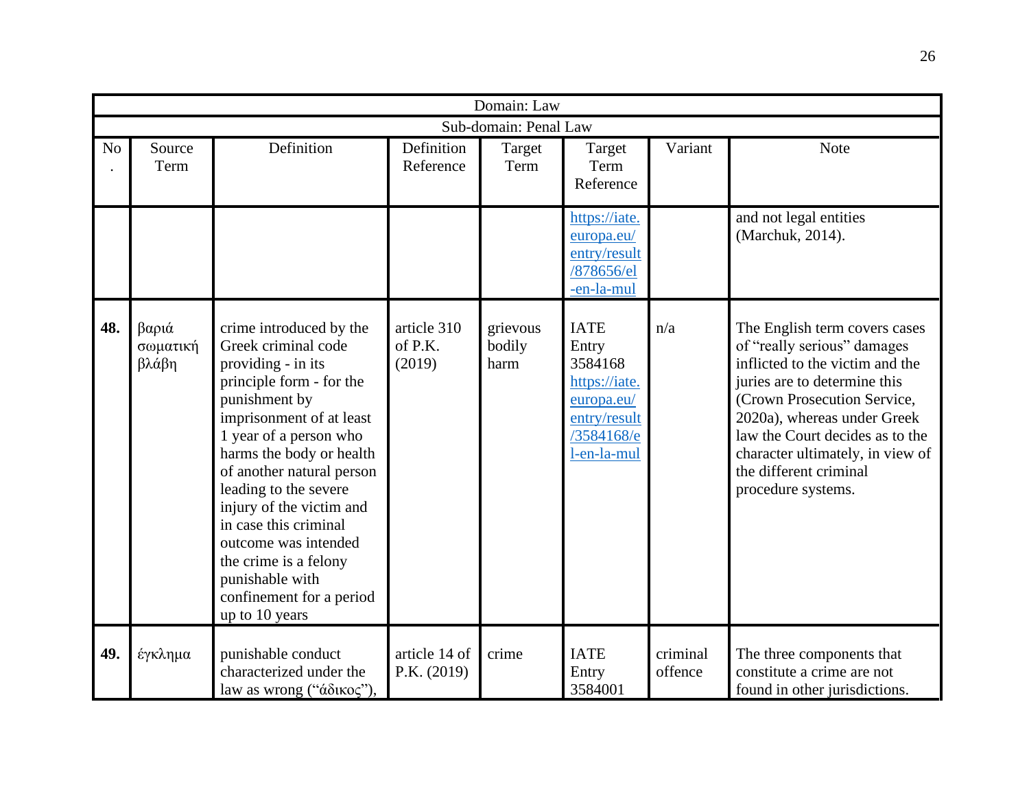| Domain: Law | | | | | | | |
|---|---|---|---|---|---|---|---|
| Sub-domain: Penal Law | | | | | | | |
| No. | Source Term | Definition | Definition Reference | Target Term | Target Term Reference | Variant | Note |
| | | | | | https://iate.europa.eu/entry/result/878656/el-en-la-mul | | and not legal entities (Marchuk, 2014). |
| **48.** | βαριά σωματική βλάβη | crime introduced by the Greek criminal code providing - in its principle form - for the punishment by imprisonment of at least 1 year of a person who harms the body or health of another natural person leading to the severe injury of the victim and in case this criminal outcome was intended the crime is a felony punishable with confinement for a period up to 10 years | article 310 of P.K. (2019) | grievous bodily harm | IATE Entry 3584168 https://iate.europa.eu/entry/result/3584168/el-en-la-mul | n/a | The English term covers cases of "really serious" damages inflicted to the victim and the juries are to determine this (Crown Prosecution Service, 2020a), whereas under Greek law the Court decides as to the character ultimately, in view of the different criminal procedure systems. |
| **49.** | έγκλημα | punishable conduct characterized under the law as wrong ("άδικος"), | article 14 of P.K. (2019) | crime | IATE Entry 3584001 | criminal offence | The three components that constitute a crime are not found in other jurisdictions. |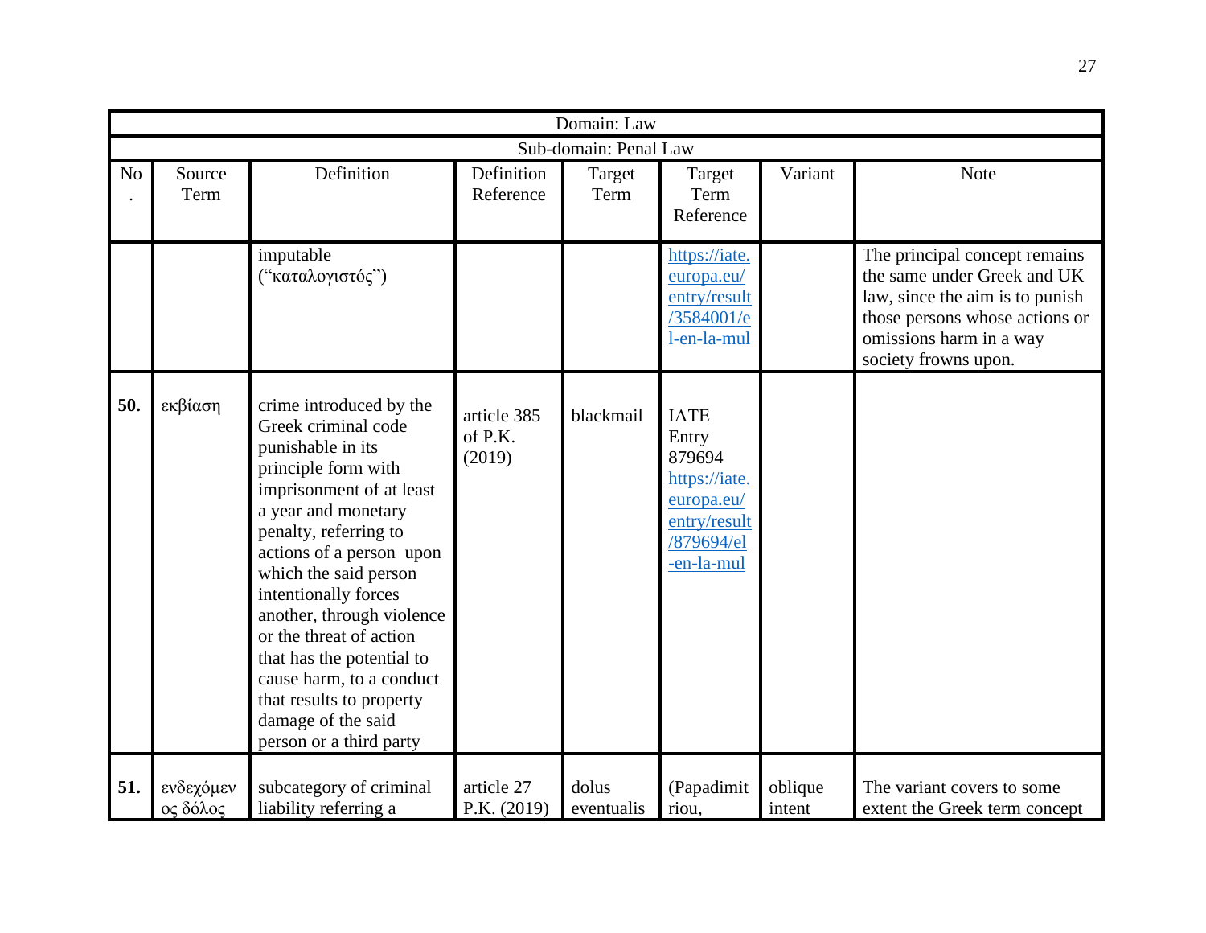| Domain: Law | | | | | | | |
|---|---|---|---|---|---|---|---|
| Sub-domain: Penal Law | | | | | | | |
| No. | Source Term | Definition | Definition Reference | Target Term | Target Term Reference | Variant | Note |
| | | imputable (“καταλογιστός”) | | | https://iate.europa.eu/entry/result/3584001/el-en-la-mul | | The principal concept remains the same under Greek and UK law, since the aim is to punish those persons whose actions or omissions harm in a way society frowns upon. |
| **50.** | εκβίαση | crime introduced by the Greek criminal code punishable in its principle form with imprisonment of at least a year and monetary penalty, referring to actions of a person upon which the said person intentionally forces another, through violence or the threat of action that has the potential to cause harm, to a conduct that results to property damage of the said person or a third party | article 385 of P.K. (2019) | blackmail | IATE Entry 879694 https://iate.europa.eu/entry/result/879694/el-en-la-mul | | |
| **51.** | ενδεχόμενος δόλος | subcategory of criminal liability referring a | article 27 P.K. (2019) | dolus eventualis | (Papadimitriou, | oblique intent | The variant covers to some extent the Greek term concept |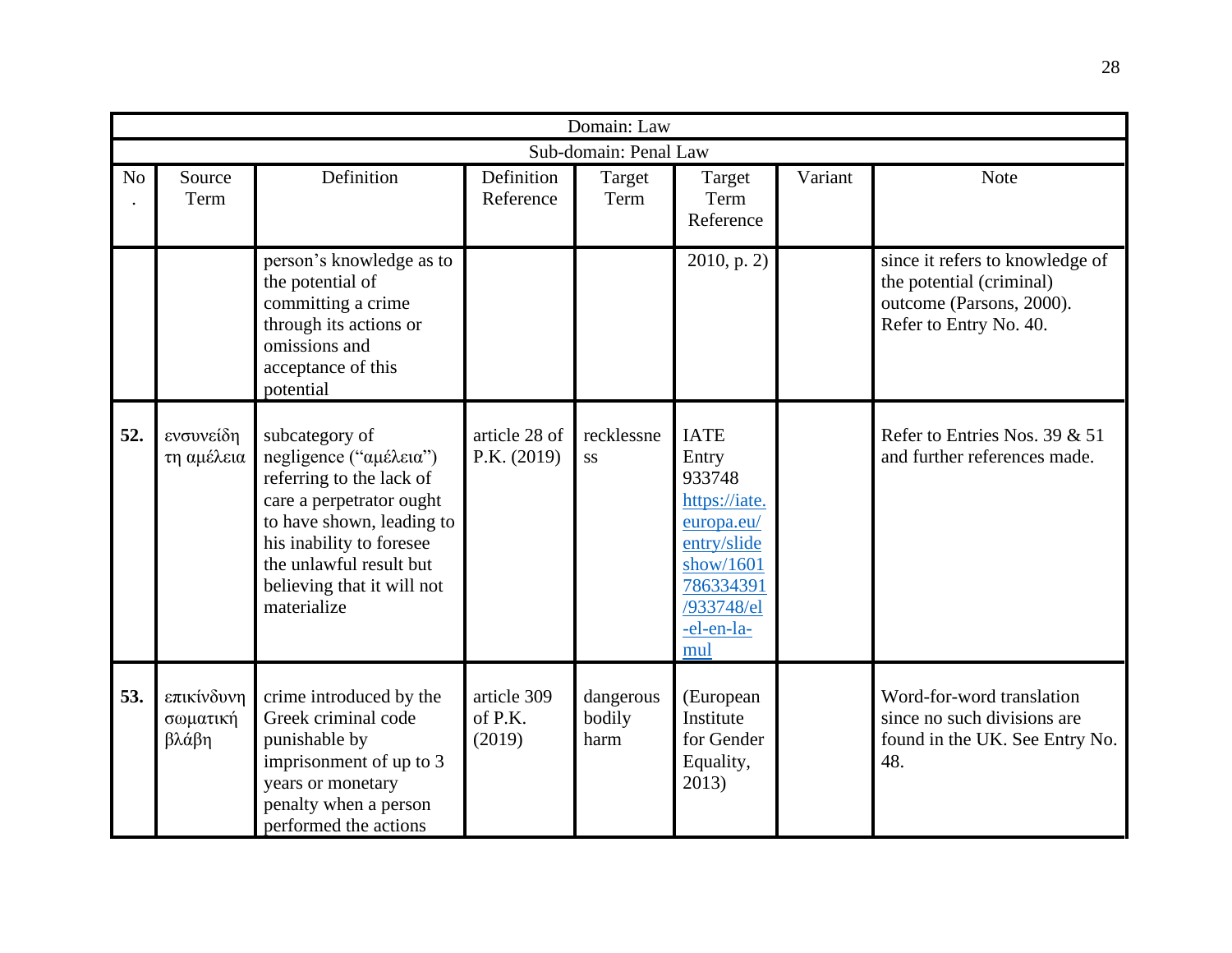| Domain: Law | | | | | | | |
|---|---|---|---|---|---|---|---|
| Sub-domain: Penal Law | | | | | | | |
| No. | Source Term | Definition | Definition Reference | Target Term | Target Term Reference | Variant | Note |
| | | person's knowledge as to the potential of committing a crime through its actions or omissions and acceptance of this potential | | | 2010, p. 2) | | since it refers to knowledge of the potential (criminal) outcome (Parsons, 2000). Refer to Entry No. 40. |
| **52.** | ενσυνείδητη αμέλεια | subcategory of negligence ("αμέλεια") referring to the lack of care a perpetrator ought to have shown, leading to his inability to foresee the unlawful result but believing that it will not materialize | article 28 of P.K. (2019) | recklessness | IATE Entry 933748 https://iate.europa.eu/entry/slideshow/1601786334391/933748/el-el-en-la-mul | | Refer to Entries Nos. 39 & 51 and further references made. |
| **53.** | επικίνδυνη σωματική βλάβη | crime introduced by the Greek criminal code punishable by imprisonment of up to 3 years or monetary penalty when a person performed the actions | article 309 of P.K. (2019) | dangerous bodily harm | (European Institute for Gender Equality, 2013) | | Word-for-word translation since no such divisions are found in the UK. See Entry No. 48. |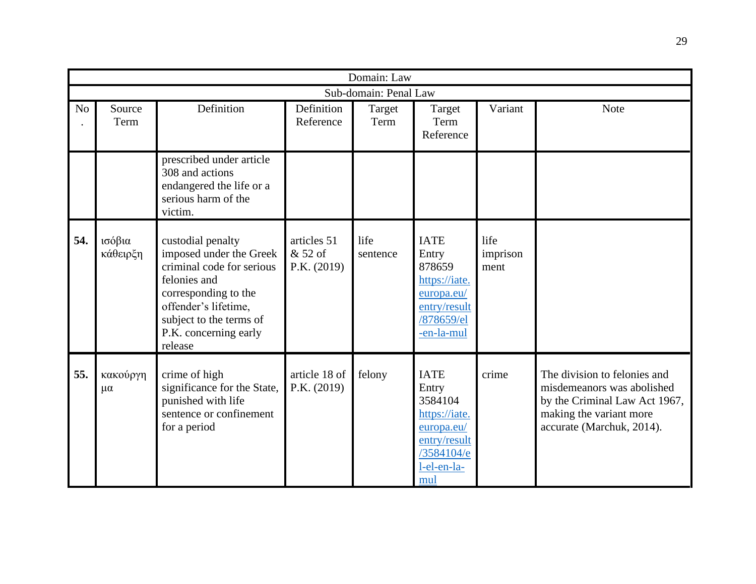| Domain: Law | | | | | | | |
|---|---|---|---|---|---|---|---|
| Sub-domain: Penal Law | | | | | | | |
| No. | Source Term | Definition | Definition Reference | Target Term | Target Term Reference | Variant | Note |
| | | prescribed under article 308 and actions endangered the life or a serious harm of the victim. | | | | | |
| **54.** | ισόβια κάθειρξη | custodial penalty imposed under the Greek criminal code for serious felonies and corresponding to the offender's lifetime, subject to the terms of P.K. concerning early release | articles 51 & 52 of P.K. (2019) | life sentence | IATE Entry 878659 [https://iate.europa.eu/entry/result/878659/el-en-la-mul](https://iate.europa.eu/entry/result/878659/el-en-la-mul) | life imprisonment | |
| **55.** | κακούργημα | crime of high significance for the State, punished with life sentence or confinement for a period | article 18 of P.K. (2019) | felony | IATE Entry 3584104 [https://iate.europa.eu/entry/result/3584104/el-el-en-la-mul](https://iate.europa.eu/entry/result/3584104/el-el-en-la-mul) | crime | The division to felonies and misdemeanors was abolished by the Criminal Law Act 1967, making the variant more accurate (Marchuk, 2014). |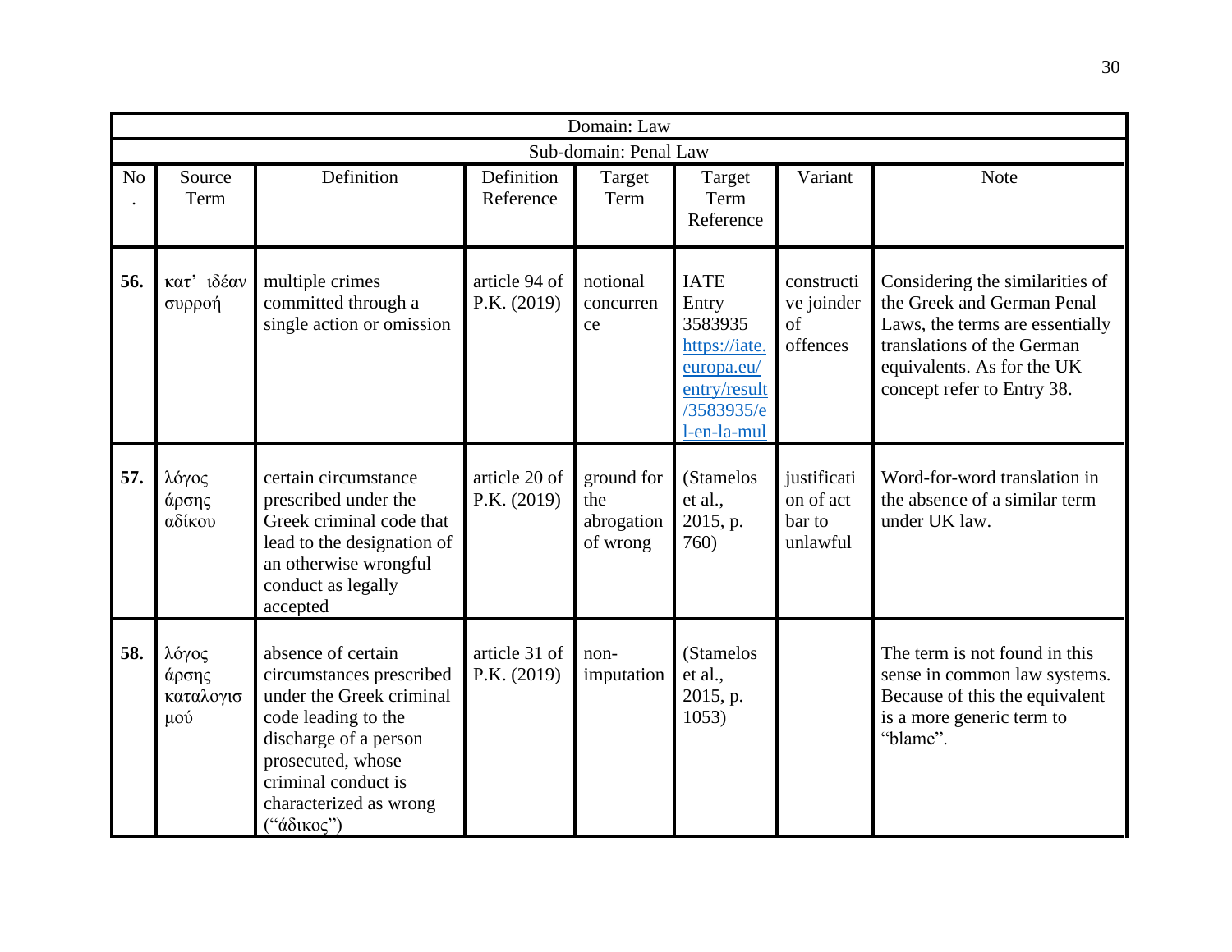| Domain: Law | | | | | | | |
|---|---|---|---|---|---|---|---|
| Sub-domain: Penal Law | | | | | | | |
| No. | Source Term | Definition | Definition Reference | Target Term | Target Term Reference | Variant | Note |
| **56.** | κατ' ιδέαν συρροή | multiple crimes committed through a single action or omission | article 94 of P.K. (2019) | notional concurrence | IATE Entry 3583935 https://iate.europa.eu/entry/result/3583935/el-en-la-mul | constructive joinder of offences | Considering the similarities of the Greek and German Penal Laws, the terms are essentially translations of the German equivalents. As for the UK concept refer to Entry 38. |
| **57.** | λόγος άρσης αδίκου | certain circumstance prescribed under the Greek criminal code that lead to the designation of an otherwise wrongful conduct as legally accepted | article 20 of P.K. (2019) | ground for the abrogation of wrong | (Stamelos et al., 2015, p. 760) | justification of act bar to unlawful | Word-for-word translation in the absence of a similar term under UK law. |
| **58.** | λόγος άρσης καταλογισμού | absence of certain circumstances prescribed under the Greek criminal code leading to the discharge of a person prosecuted, whose criminal conduct is characterized as wrong ("άδικος") | article 31 of P.K. (2019) | non-imputation | (Stamelos et al., 2015, p. 1053) | | The term is not found in this sense in common law systems. Because of this the equivalent is a more generic term to "blame". |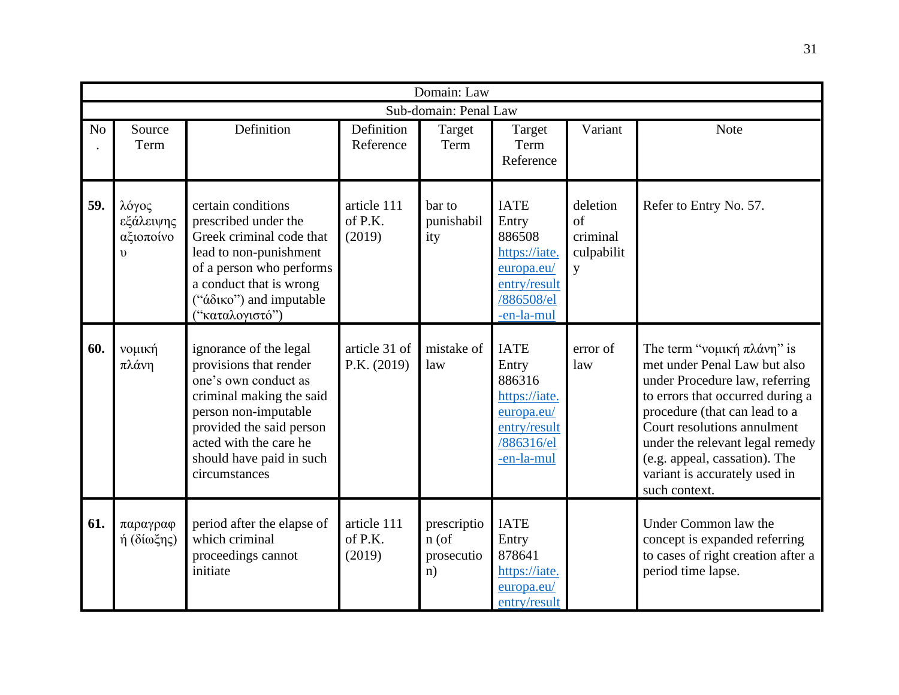| Domain: Law | | | | | | | |
|---|---|---|---|---|---|---|---|
| Sub-domain: Penal Law | | | | | | | |
| No. | Source Term | Definition | Definition Reference | Target Term | Target Term Reference | Variant | Note |
| **59.** | λόγος εξάλειψης αξιοποίνου | certain conditions prescribed under the Greek criminal code that lead to non-punishment of a person who performs a conduct that is wrong (“άδικο”) and imputable (“καταλογιστό”) | article 111 of P.K. (2019) | bar to punishability | IATE Entry 886508 https://iate.europa.eu/entry/result/886508/el-en-la-mul | deletion of criminal culpability | Refer to Entry No. 57. |
| **60.** | νομική πλάνη | ignorance of the legal provisions that render one’s own conduct as criminal making the said person non-imputable provided the said person acted with the care he should have paid in such circumstances | article 31 of P.K. (2019) | mistake of law | IATE Entry 886316 https://iate.europa.eu/entry/result/886316/el-en-la-mul | error of law | The term “νομική πλάνη” is met under Penal Law but also under Procedure law, referring to errors that occurred during a procedure (that can lead to a Court resolutions annulment under the relevant legal remedy (e.g. appeal, cassation). The variant is accurately used in such context. |
| **61.** | παραγραφή (δίωξης) | period after the elapse of which criminal proceedings cannot initiate | article 111 of P.K. (2019) | prescription (of prosecution) | IATE Entry 878641 https://iate.europa.eu/entry/result | | Under Common law the concept is expanded referring to cases of right creation after a period time lapse. |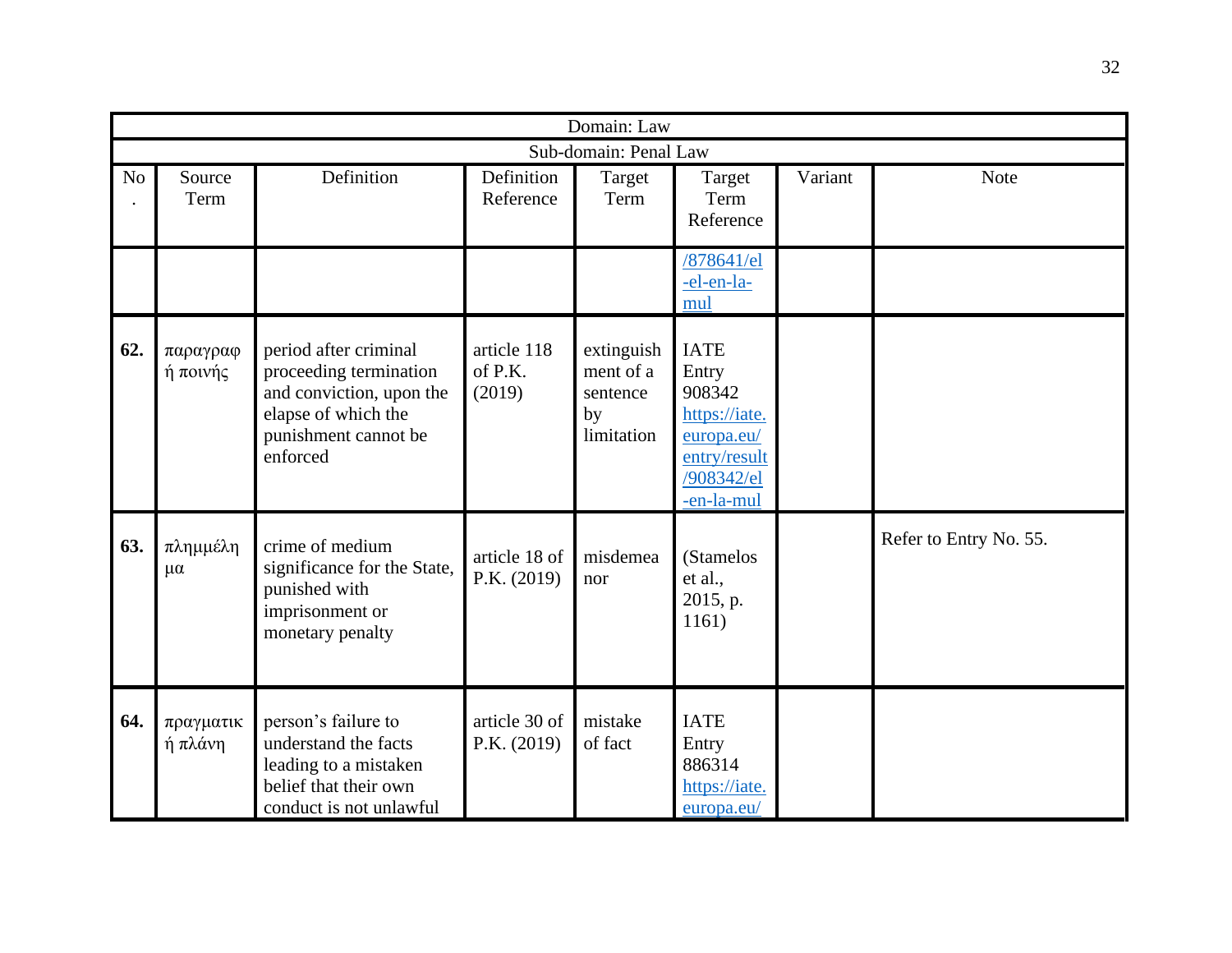| Domain: Law | | | | | | | |
|---|---|---|---|---|---|---|---|
| Sub-domain: Penal Law | | | | | | | |
| No. | Source Term | Definition | Definition Reference | Target Term | Target Term Reference | Variant | Note |
| | | | | | /878641/el-el-en-la-mul | | |
| **62.** | παραγραφή ποινής | period after criminal proceeding termination and conviction, upon the elapse of which the punishment cannot be enforced | article 118 of P.K. (2019) | extinguishment of a sentence by limitation | IATE Entry 908342 https://iate.europa.eu/entry/result/908342/el-en-la-mul | | |
| **63.** | πλημμέλημα | crime of medium significance for the State, punished with imprisonment or monetary penalty | article 18 of P.K. (2019) | misdemeanor | (Stamelos et al., 2015, p. 1161) | | Refer to Entry No. 55. |
| **64.** | πραγματική πλάνη | person's failure to understand the facts leading to a mistaken belief that their own conduct is not unlawful | article 30 of P.K. (2019) | mistake of fact | IATE Entry 886314 https://iate.europa.eu/ | | |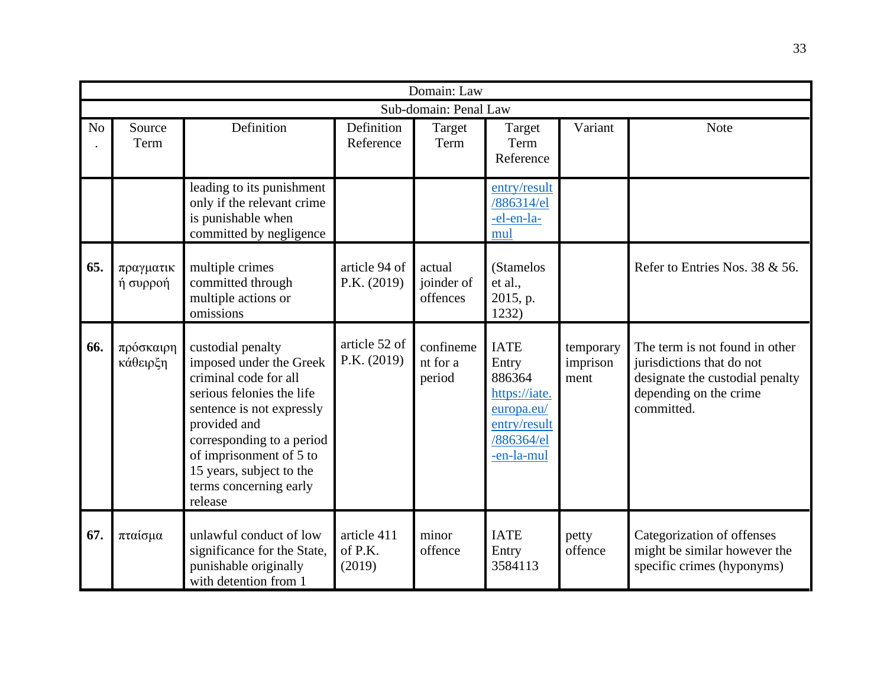| Domain: Law | | | | | | | |
|---|---|---|---|---|---|---|---|
| Sub-domain: Penal Law | | | | | | | |
| No. | Source Term | Definition | Definition Reference | Target Term | Target Term Reference | Variant | Note |
| | | leading to its punishment only if the relevant crime is punishable when committed by negligence | | | entry/result/886314/el-el-en-la-mul | | |
| **65.** | πραγματική συρροή | multiple crimes committed through multiple actions or omissions | article 94 of P.K. (2019) | actual joinder of offences | (Stamelos et al., 2015, p. 1232) | | Refer to Entries Nos. 38 & 56. |
| **66.** | πρόσκαιρη κάθειρξη | custodial penalty imposed under the Greek criminal code for all serious felonies the life sentence is not expressly provided and corresponding to a period of imprisonment of 5 to 15 years, subject to the terms concerning early release | article 52 of P.K. (2019) | confinement for a period | IATE Entry 886364 https://iate.europa.eu/entry/result/886364/el-en-la-mul | temporary imprisonment | The term is not found in other jurisdictions that do not designate the custodial penalty depending on the crime committed. |
| **67.** | πταίσμα | unlawful conduct of low significance for the State, punishable originally with detention from 1 | article 411 of P.K. (2019) | minor offence | IATE Entry 3584113 | petty offence | Categorization of offenses might be similar however the specific crimes (hyponyms) |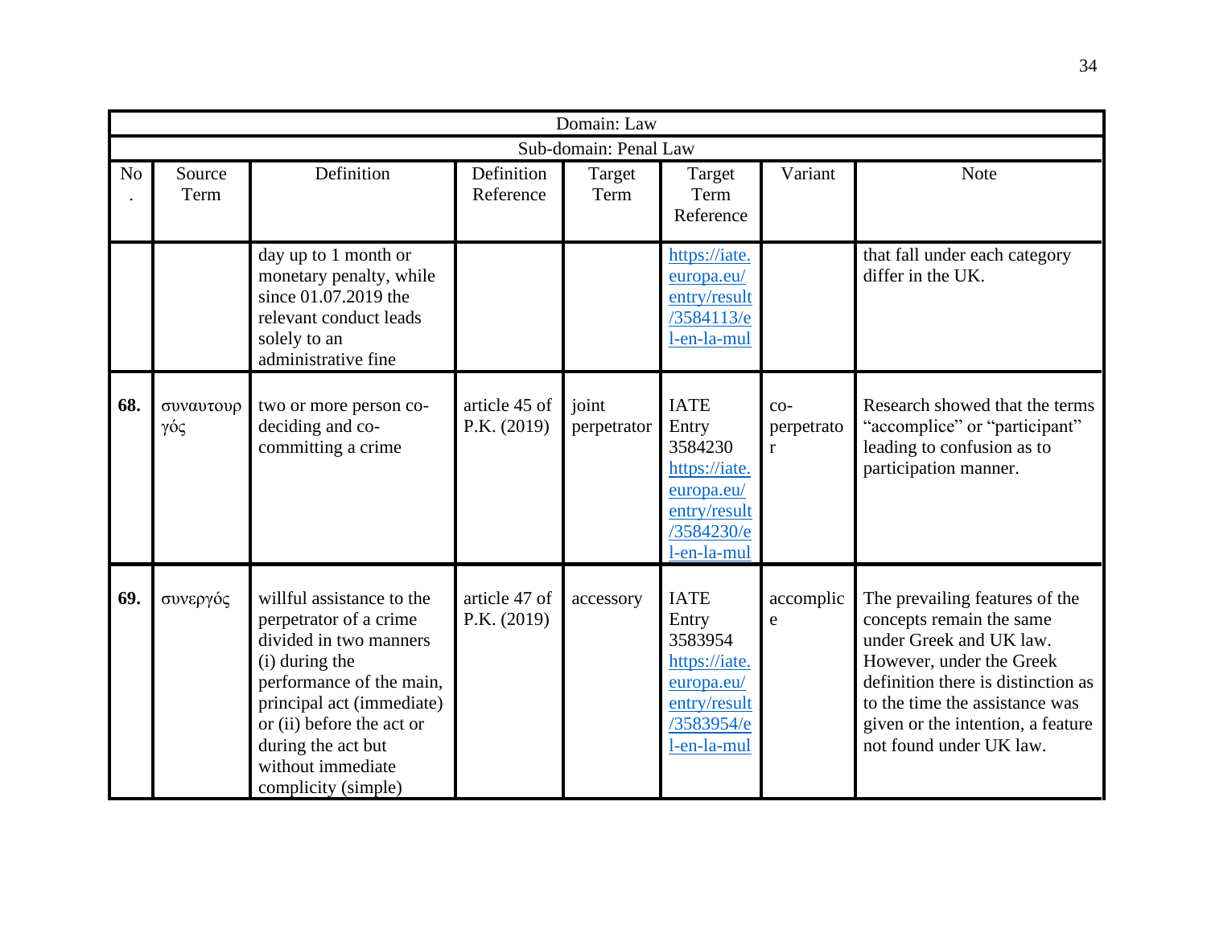| Domain: Law | | | | | | | |
|---|---|---|---|---|---|---|---|
| Sub-domain: Penal Law | | | | | | | |
| No. | Source Term | Definition | Definition Reference | Target Term | Target Term Reference | Variant | Note |
| | | day up to 1 month or monetary penalty, while since 01.07.2019 the relevant conduct leads solely to an administrative fine | | | https://iate.europa.eu/entry/result/3584113/el-en-la-mul | | that fall under each category differ in the UK. |
| **68.** | συναυτουργός | two or more person co-deciding and co-committing a crime | article 45 of P.K. (2019) | joint perpetrator | IATE Entry 3584230 https://iate.europa.eu/entry/result/3584230/el-en-la-mul | co-perpetrator | Research showed that the terms "accomplice" or "participant" leading to confusion as to participation manner. |
| **69.** | συνεργός | willful assistance to the perpetrator of a crime divided in two manners (i) during the performance of the main, principal act (immediate) or (ii) before the act or during the act but without immediate complicity (simple) | article 47 of P.K. (2019) | accessory | IATE Entry 3583954 https://iate.europa.eu/entry/result/3583954/el-en-la-mul | accomplice | The prevailing features of the concepts remain the same under Greek and UK law. However, under the Greek definition there is distinction as to the time the assistance was given or the intention, a feature not found under UK law. |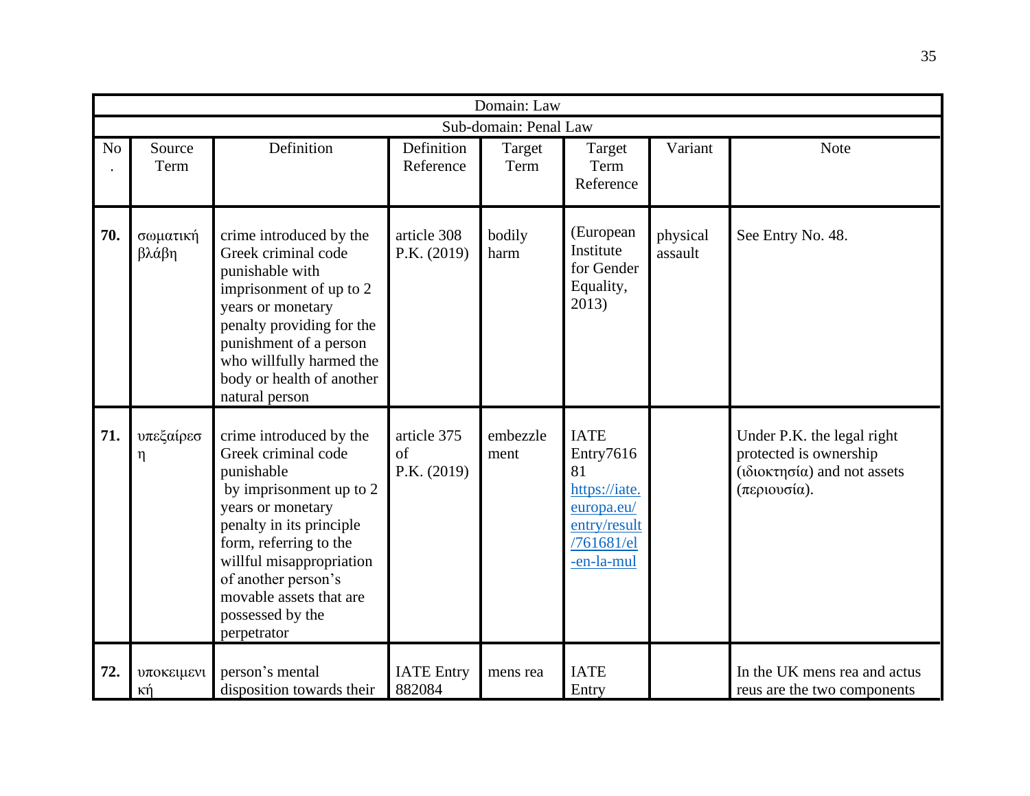| Domain: Law | | | | | | | |
|---|---|---|---|---|---|---|---|
| Sub-domain: Penal Law | | | | | | | |
| No. | Source Term | Definition | Definition Reference | Target Term | Target Term Reference | Variant | Note |
| **70.** | σωματική βλάβη | crime introduced by the Greek criminal code punishable with imprisonment of up to 2 years or monetary penalty providing for the punishment of a person who willfully harmed the body or health of another natural person | article 308 P.K. (2019) | bodily harm | (European Institute for Gender Equality, 2013) | physical assault | See Entry No. 48. |
| **71.** | υπεξαίρεση | crime introduced by the Greek criminal code punishable by imprisonment up to 2 years or monetary penalty in its principle form, referring to the willful misappropriation of another person's movable assets that are possessed by the perpetrator | article 375 of P.K. (2019) | embezzlement | IATE Entry761681 https://iate.europa.eu/entry/result/761681/el-en-la-mul | | Under P.K. the legal right protected is ownership (ιδιοκτησία) and not assets (περιουσία). |
| **72.** | υποκειμενική | person's mental disposition towards their | IATE Entry 882084 | mens rea | IATE Entry | | In the UK mens rea and actus reus are the two components |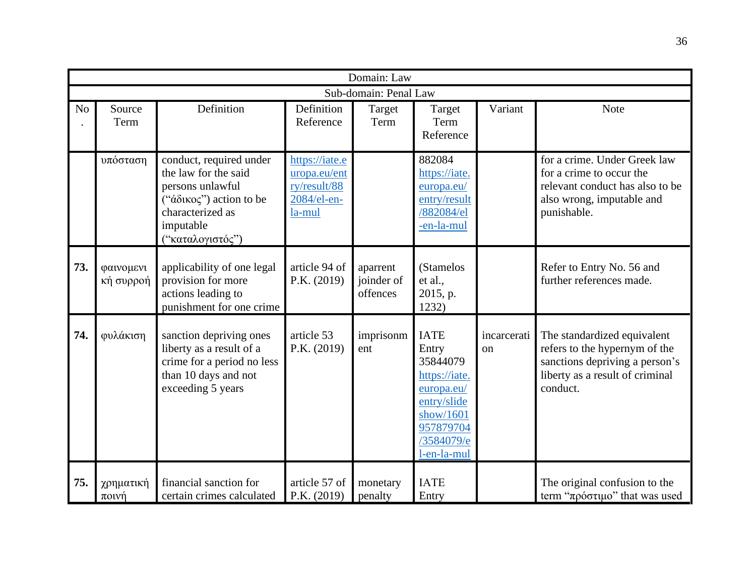| Domain: Law | | | | | | | |
|---|---|---|---|---|---|---|---|
| Sub-domain: Penal Law | | | | | | | |
| No. | Source Term | Definition | Definition Reference | Target Term | Target Term Reference | Variant | Note |
| | υπόσταση | conduct, required under the law for the said persons unlawful ("άδικος") action to be characterized as imputable ("καταλογιστός") | https://iate.europa.eu/entry/result/882084/el-en-la-mul | | 882084 https://iate.europa.eu/entry/result/882084/el-en-la-mul | | for a crime. Under Greek law for a crime to occur the relevant conduct has also to be also wrong, imputable and punishable. |
| **73.** | φαινομενική συρροή | applicability of one legal provision for more actions leading to punishment for one crime | article 94 of P.K. (2019) | aparrent joinder of offences | (Stamelos et al., 2015, p. 1232) | | Refer to Entry No. 56 and further references made. |
| **74.** | φυλάκιση | sanction depriving ones liberty as a result of a crime for a period no less than 10 days and not exceeding 5 years | article 53 P.K. (2019) | imprisonment | IATE Entry 35844079 https://iate.europa.eu/entry/slideshow/1601957879704/3584079/el-en-la-mul | incarceration | The standardized equivalent refers to the hypernym of the sanctions depriving a person's liberty as a result of criminal conduct. |
| **75.** | χρηματική ποινή | financial sanction for certain crimes calculated | article 57 of P.K. (2019) | monetary penalty | IATE Entry | | The original confusion to the term "πρόστιμο" that was used |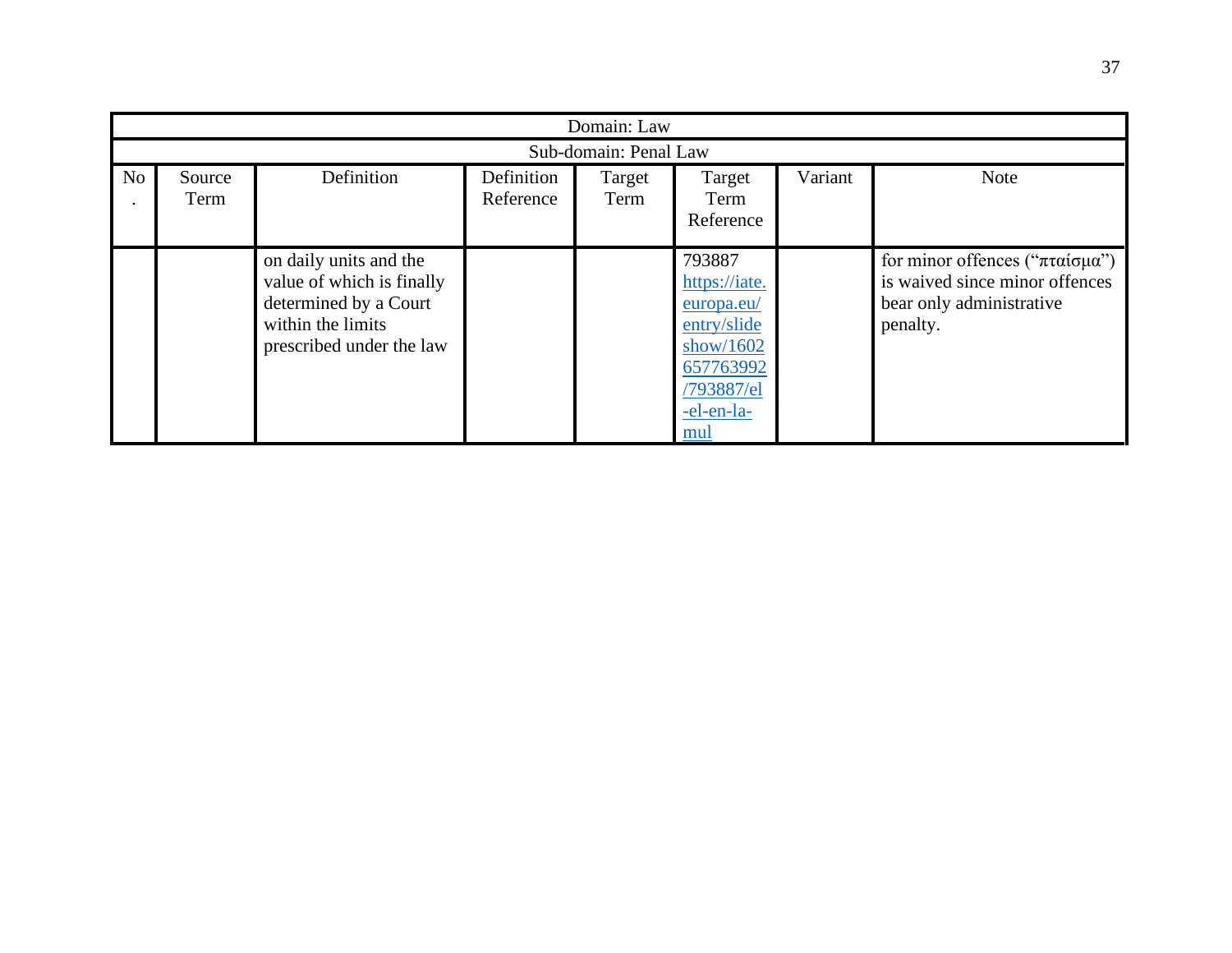| Domain: Law | | | | | | | |
|---|---|---|---|---|---|---|---|
| Sub-domain: Penal Law | | | | | | | |
| No. | Source Term | Definition | Definition Reference | Target Term | Target Term Reference | Variant | Note |
| | | on daily units and the value of which is finally determined by a Court within the limits prescribed under the law | | | 793887 https://iate.europa.eu/entry/slideshow/1602657763992/793887/el-el-en-la-mul | | for minor offences (“πταίσμα”) is waived since minor offences bear only administrative penalty. |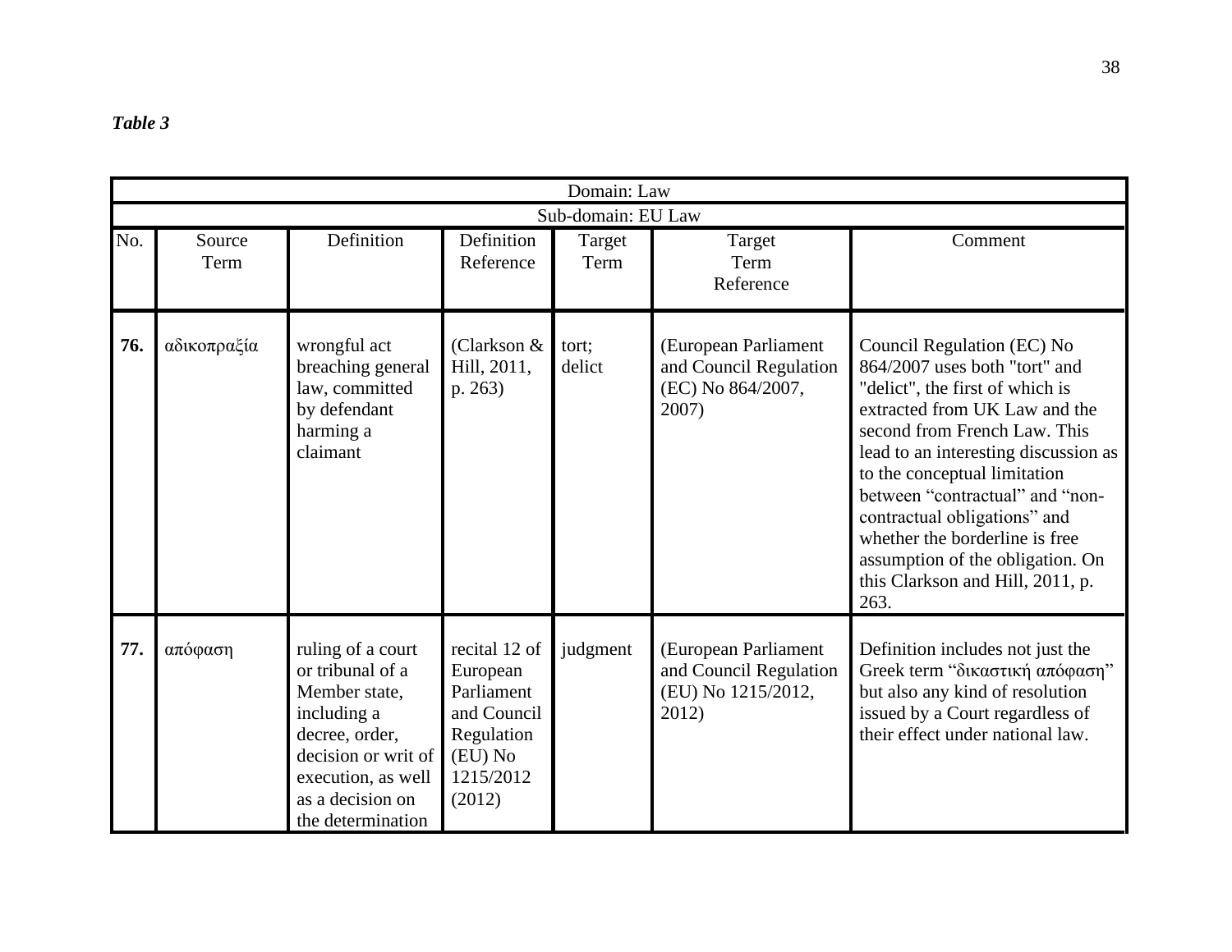*Table 3*

| Domain: Law | | | | | | |
|---|---|---|---|---|---|---|
| Sub-domain: EU Law | | | | | | |
| No. | Source Term | Definition | Definition Reference | Target Term | Target Term Reference | Comment |
| **76.** | αδικοπραξία | wrongful act breaching general law, committed by defendant harming a claimant | (Clarkson & Hill, 2011, p. 263) | tort; delict | (European Parliament and Council Regulation (EC) No 864/2007, 2007) | Council Regulation (EC) No 864/2007 uses both "tort" and "delict", the first of which is extracted from UK Law and the second from French Law. This lead to an interesting discussion as to the conceptual limitation between "contractual" and "non-contractual obligations" and whether the borderline is free assumption of the obligation. On this Clarkson and Hill, 2011, p. 263. |
| **77.** | απόφαση | ruling of a court or tribunal of a Member state, including a decree, order, decision or writ of execution, as well as a decision on the determination | recital 12 of European Parliament and Council Regulation (EU) No 1215/2012 (2012) | judgment | (European Parliament and Council Regulation (EU) No 1215/2012, 2012) | Definition includes not just the Greek term "δικαστική απόφαση" but also any kind of resolution issued by a Court regardless of their effect under national law. |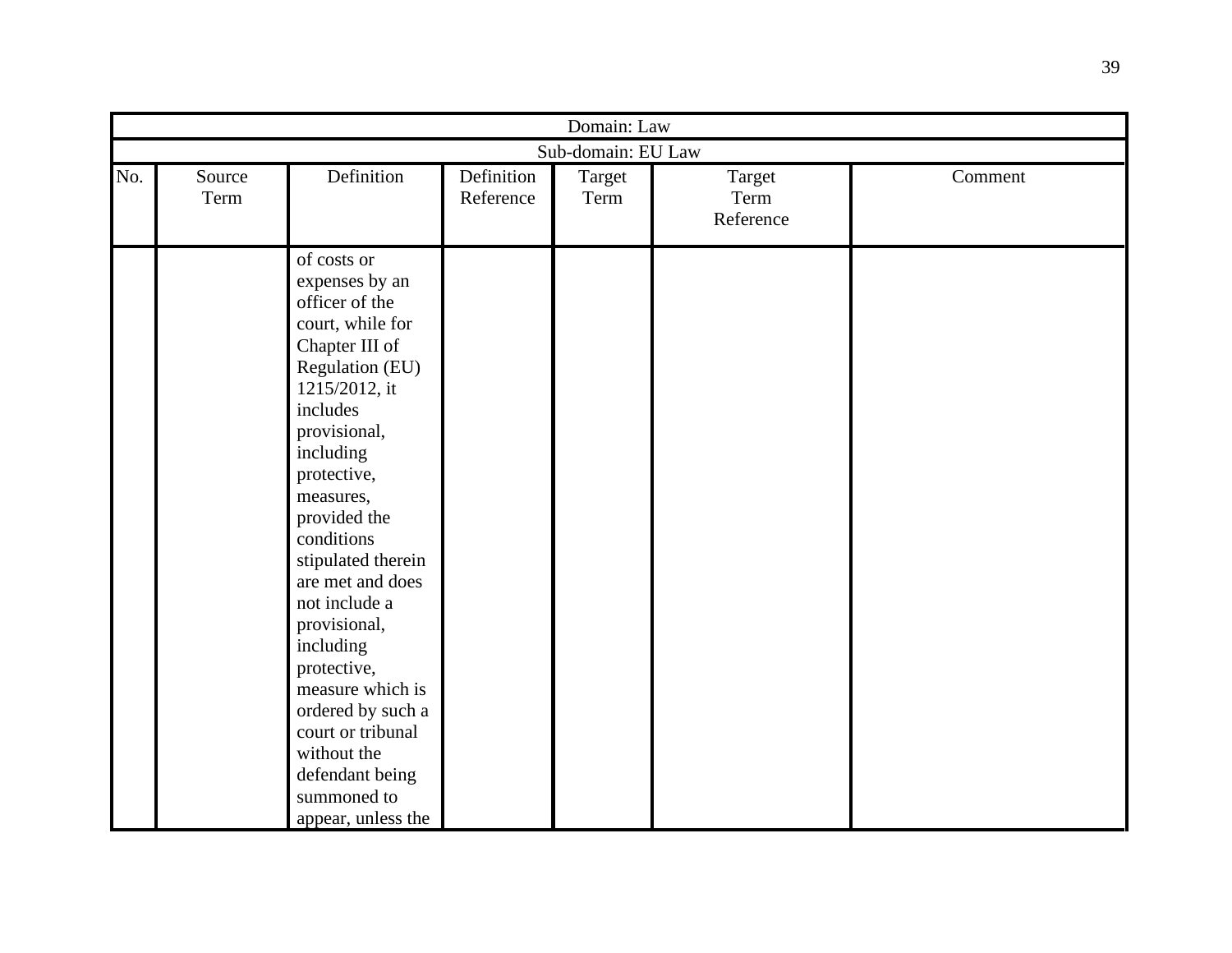| Domain: Law | | | | | | |
|---|---|---|---|---|---|---|
| Sub-domain: EU Law | | | | | | |
| No. | Source Term | Definition | Definition Reference | Target Term | Target Term Reference | Comment |
| | | of costs or expenses by an officer of the court, while for Chapter III of Regulation (EU) 1215/2012, it includes provisional, including protective, measures, provided the conditions stipulated therein are met and does not include a provisional, including protective, measure which is ordered by such a court or tribunal without the defendant being summoned to appear, unless the | | | | |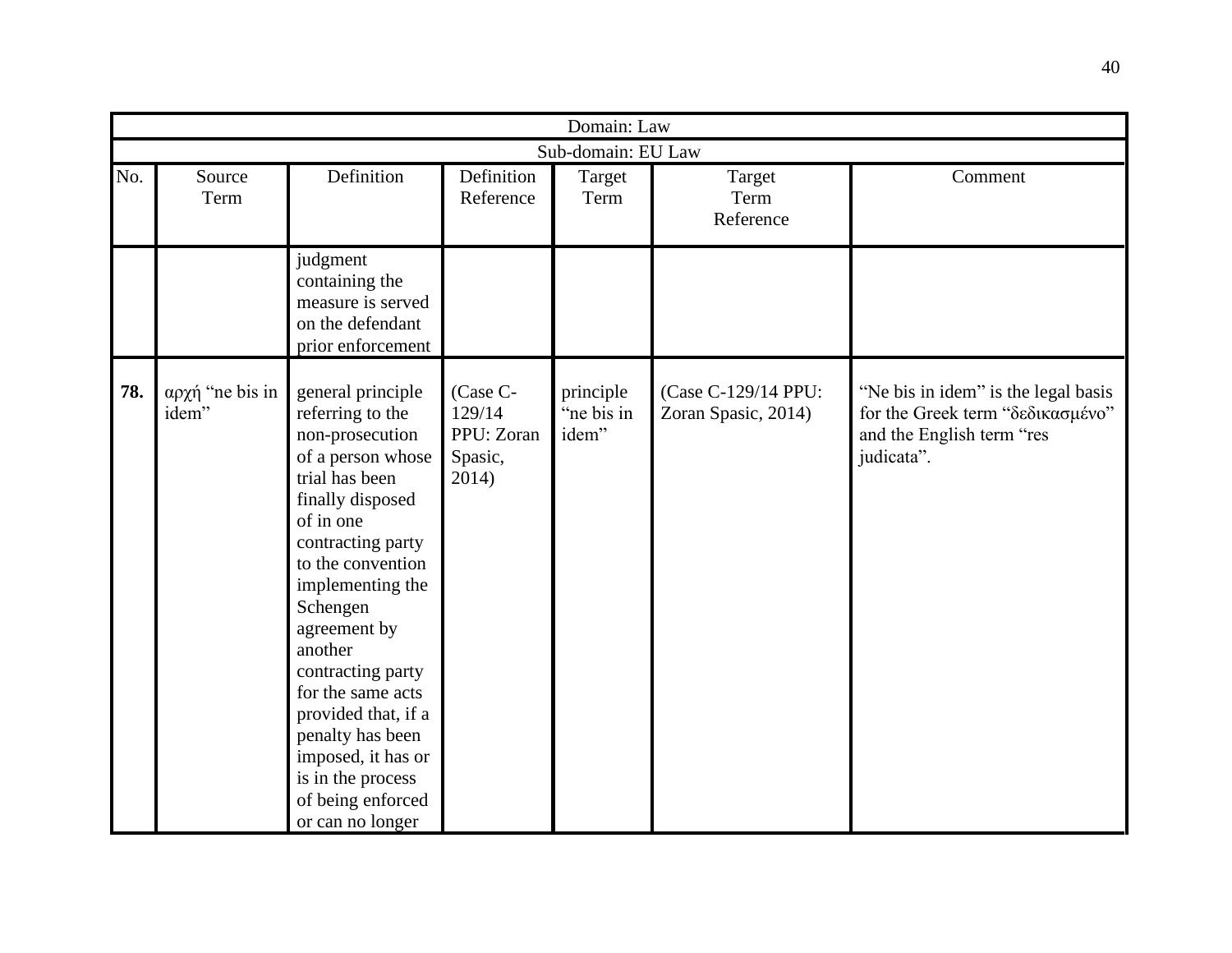| Domain: Law | | | | | | |
|---|---|---|---|---|---|---|
| Sub-domain: EU Law | | | | | | |
| No. | Source Term | Definition | Definition Reference | Target Term | Target Term Reference | Comment |
| | | judgment containing the measure is served on the defendant prior enforcement | | | | |
| **78.** | αρχή "ne bis in idem" | general principle referring to the non-prosecution of a person whose trial has been finally disposed of in one contracting party to the convention implementing the Schengen agreement by another contracting party for the same acts provided that, if a penalty has been imposed, it has or is in the process of being enforced or can no longer | (Case C-129/14 PPU: Zoran Spasic, 2014) | principle "ne bis in idem" | (Case C-129/14 PPU: Zoran Spasic, 2014) | "Ne bis in idem" is the legal basis for the Greek term "δεδικασμένο" and the English term "res judicata". |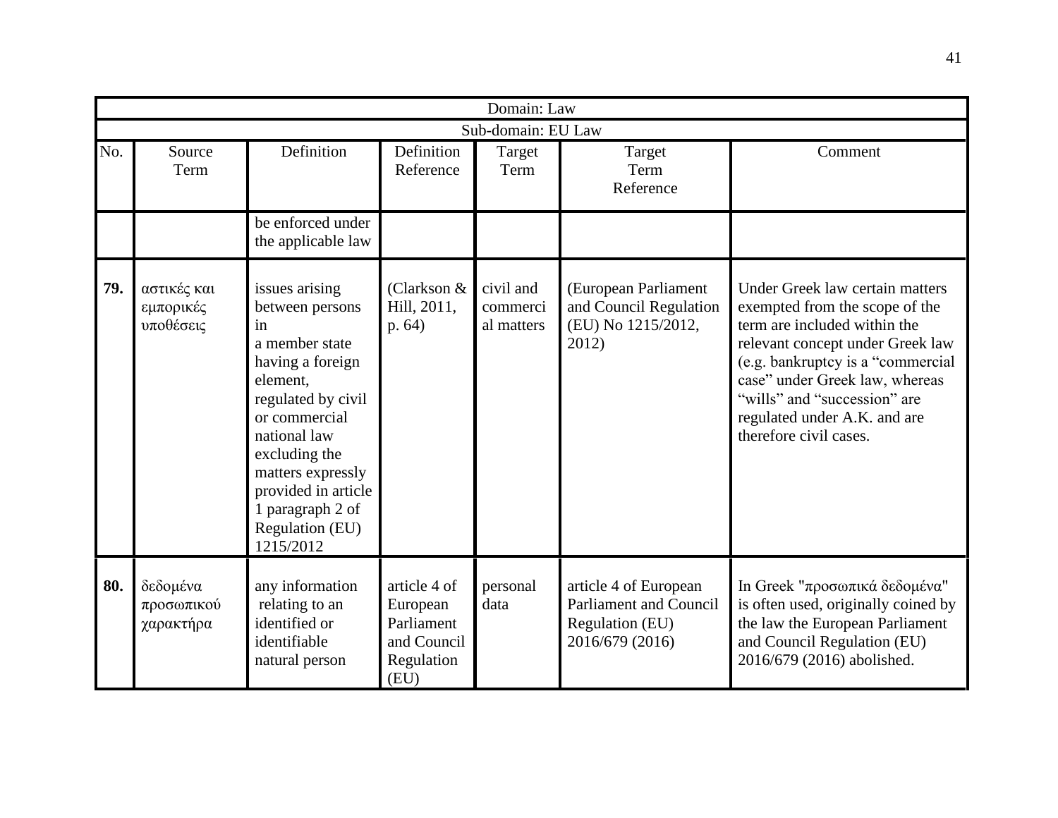| Domain: Law | | | | | | |
|---|---|---|---|---|---|---|
| Sub-domain: EU Law | | | | | | |
| No. | Source Term | Definition | Definition Reference | Target Term | Target Term Reference | Comment |
| | | be enforced under the applicable law | | | | |
| **79.** | αστικές και εμπορικές υποθέσεις | issues arising between persons in a member state having a foreign element, regulated by civil or commercial national law excluding the matters expressly provided in article 1 paragraph 2 of Regulation (EU) 1215/2012 | (Clarkson & Hill, 2011, p. 64) | civil and commercial matters | (European Parliament and Council Regulation (EU) No 1215/2012, 2012) | Under Greek law certain matters exempted from the scope of the term are included within the relevant concept under Greek law (e.g. bankruptcy is a "commercial case" under Greek law, whereas "wills" and "succession" are regulated under A.K. and are therefore civil cases. |
| **80.** | δεδομένα προσωπικού χαρακτήρα | any information relating to an identified or identifiable natural person | article 4 of European Parliament and Council Regulation (EU) | personal data | article 4 of European Parliament and Council Regulation (EU) 2016/679 (2016) | In Greek "προσωπικά δεδομένα" is often used, originally coined by the law the European Parliament and Council Regulation (EU) 2016/679 (2016) abolished. |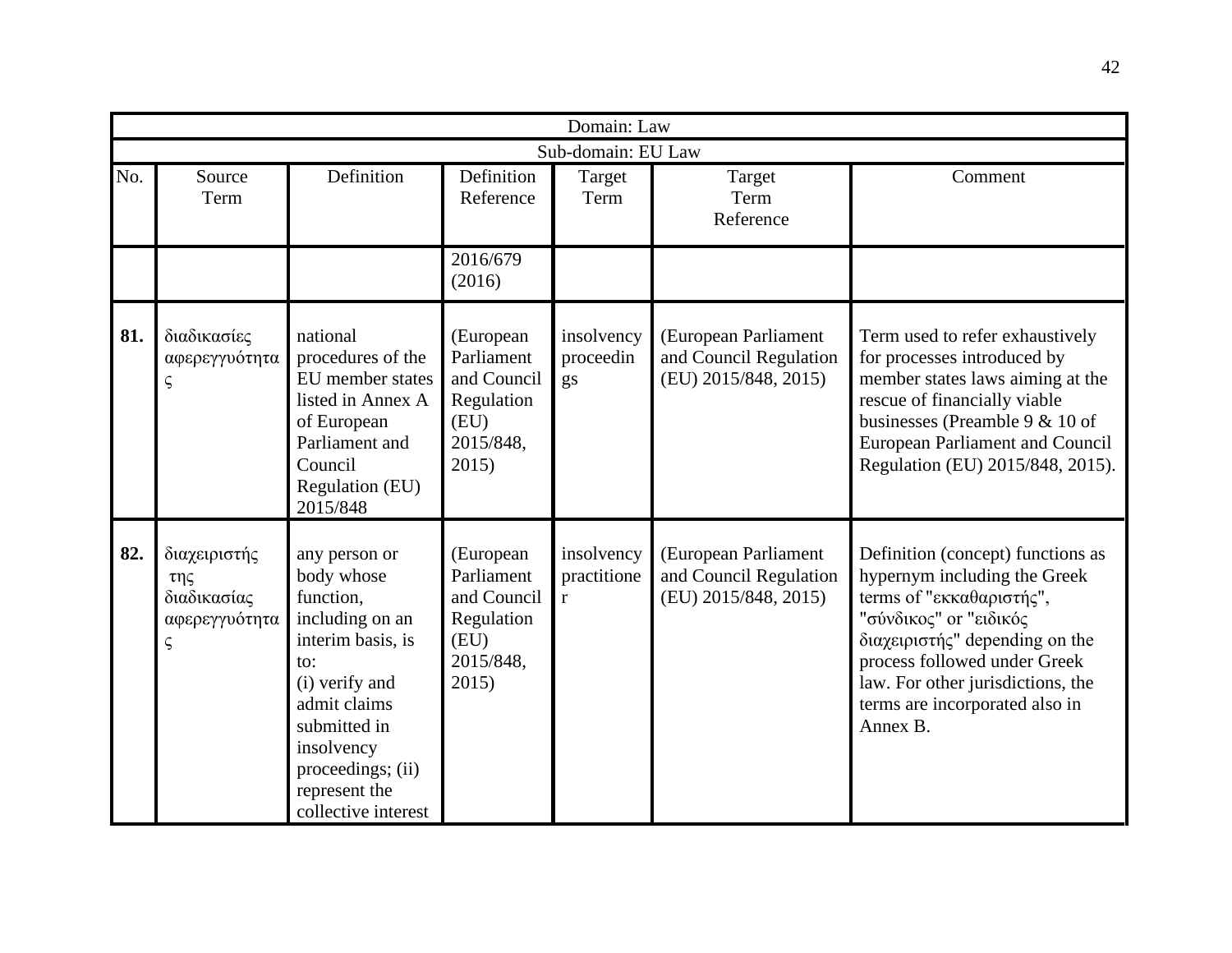| Domain: Law | | | | | | |
|---|---|---|---|---|---|---|
| Sub-domain: EU Law | | | | | | |
| No. | Source Term | Definition | Definition Reference | Target Term | Target Term Reference | Comment |
| | | | 2016/679 (2016) | | | |
| **81.** | διαδικασίες αφερεγγυότητας | national procedures of the EU member states listed in Annex A of European Parliament and Council Regulation (EU) 2015/848 | (European Parliament and Council Regulation (EU) 2015/848, 2015) | insolvency proceedings | (European Parliament and Council Regulation (EU) 2015/848, 2015) | Term used to refer exhaustively for processes introduced by member states laws aiming at the rescue of financially viable businesses (Preamble 9 & 10 of European Parliament and Council Regulation (EU) 2015/848, 2015). |
| **82.** | διαχειριστής της διαδικασίας αφερεγγυότητας | any person or body whose function, including on an interim basis, is to: (i) verify and admit claims submitted in insolvency proceedings; (ii) represent the collective interest | (European Parliament and Council Regulation (EU) 2015/848, 2015) | insolvency practitioner | (European Parliament and Council Regulation (EU) 2015/848, 2015) | Definition (concept) functions as hypernym including the Greek terms of "εκκαθαριστής", "σύνδικος" or "ειδικός διαχειριστής" depending on the process followed under Greek law. For other jurisdictions, the terms are incorporated also in Annex B. |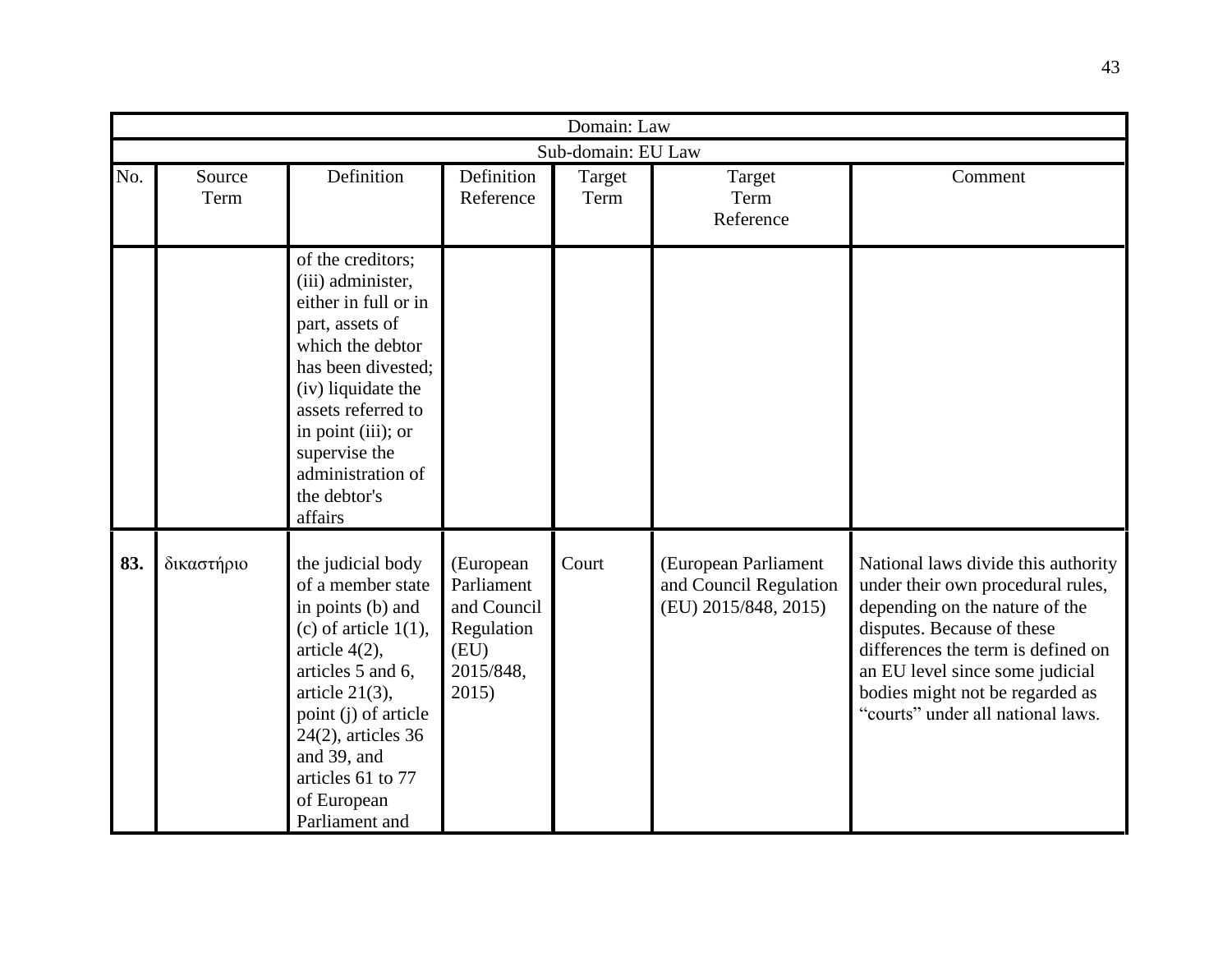| Domain: Law | | | | | | |
|---|---|---|---|---|---|---|
| Sub-domain: EU Law | | | | | | |
| No. | Source Term | Definition | Definition Reference | Target Term | Target Term Reference | Comment |
| | | of the creditors; (iii) administer, either in full or in part, assets of which the debtor has been divested; (iv) liquidate the assets referred to in point (iii); or supervise the administration of the debtor's affairs | | | | |
| **83.** | δικαστήριο | the judicial body of a member state in points (b) and (c) of article 1(1), article 4(2), articles 5 and 6, article 21(3), point (j) of article 24(2), articles 36 and 39, and articles 61 to 77 of European Parliament and | (European Parliament and Council Regulation (EU) 2015/848, 2015) | Court | (European Parliament and Council Regulation (EU) 2015/848, 2015) | National laws divide this authority under their own procedural rules, depending on the nature of the disputes. Because of these differences the term is defined on an EU level since some judicial bodies might not be regarded as "courts" under all national laws. |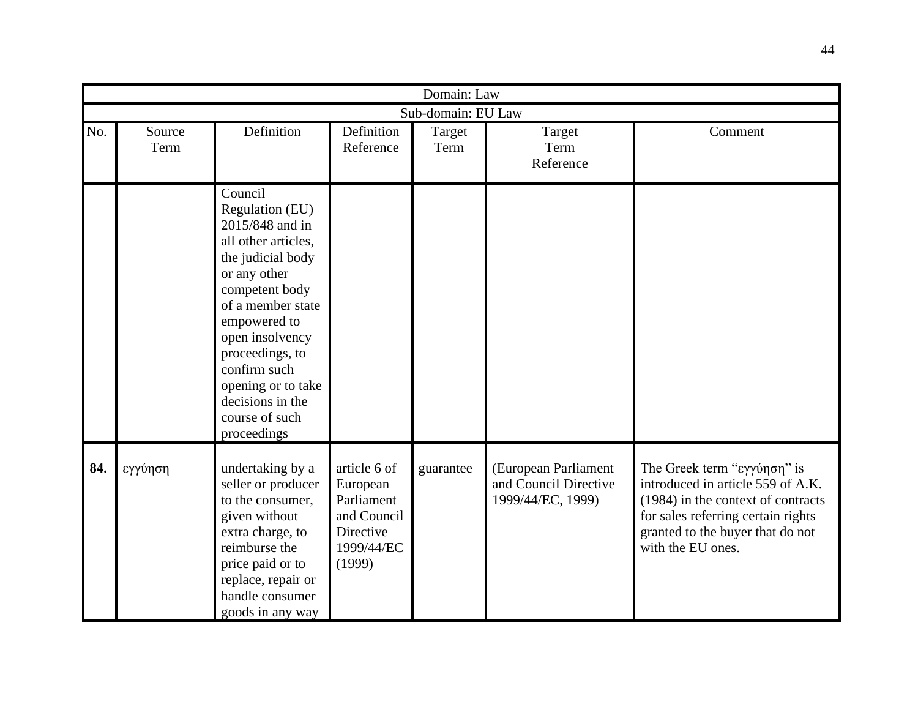| Domain: Law | | | | | | |
|---|---|---|---|---|---|---|
| Sub-domain: EU Law | | | | | | |
| No. | Source Term | Definition | Definition Reference | Target Term | Target Term Reference | Comment |
| | | Council Regulation (EU) 2015/848 and in all other articles, the judicial body or any other competent body of a member state empowered to open insolvency proceedings, to confirm such opening or to take decisions in the course of such proceedings | | | | |
| **84.** | εγγύηση | undertaking by a seller or producer to the consumer, given without extra charge, to reimburse the price paid or to replace, repair or handle consumer goods in any way | article 6 of European Parliament and Council Directive 1999/44/EC (1999) | guarantee | (European Parliament and Council Directive 1999/44/EC, 1999) | The Greek term "εγγύηση" is introduced in article 559 of A.K. (1984) in the context of contracts for sales referring certain rights granted to the buyer that do not with the EU ones. |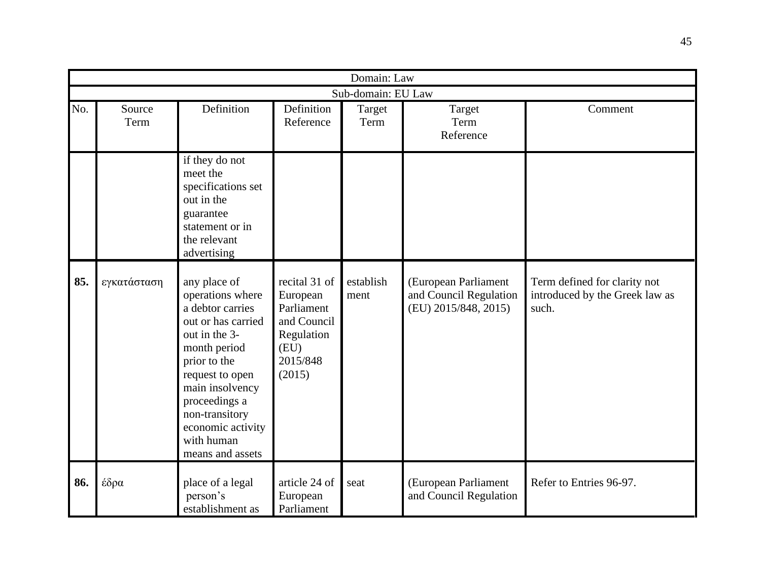| Domain: Law | | | | | | |
|---|---|---|---|---|---|---|
| Sub-domain: EU Law | | | | | | |
| No. | Source Term | Definition | Definition Reference | Target Term | Target Term Reference | Comment |
| | | if they do not meet the specifications set out in the guarantee statement or in the relevant advertising | | | | |
| **85.** | εγκατάσταση | any place of operations where a debtor carries out or has carried out in the 3-month period prior to the request to open main insolvency proceedings a non-transitory economic activity with human means and assets | recital 31 of European Parliament and Council Regulation (EU) 2015/848 (2015) | establish ment | (European Parliament and Council Regulation (EU) 2015/848, 2015) | Term defined for clarity not introduced by the Greek law as such. |
| **86.** | έδρα | place of a legal person's establishment as | article 24 of European Parliament | seat | (European Parliament and Council Regulation | Refer to Entries 96-97. |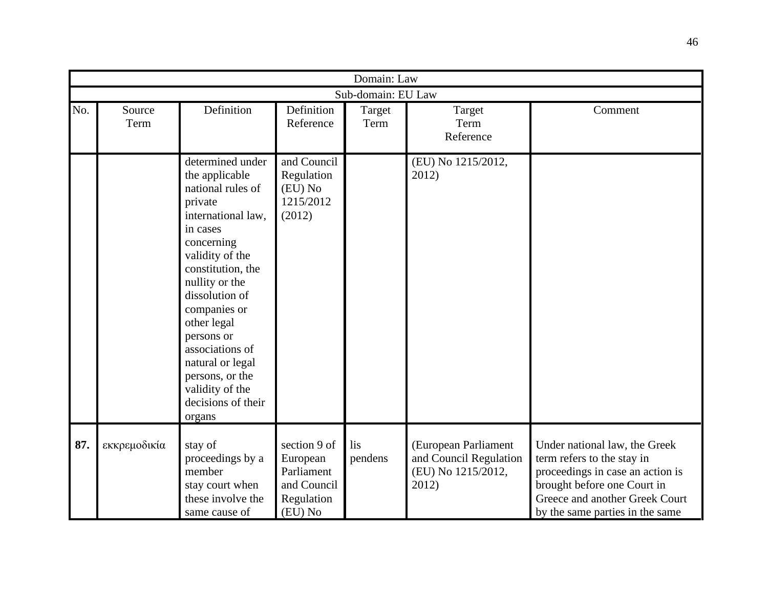| Domain: Law | | | | | | |
|---|---|---|---|---|---|---|
| Sub-domain: EU Law | | | | | | |
| No. | Source Term | Definition | Definition Reference | Target Term | Target Term Reference | Comment |
| | | determined under the applicable national rules of private international law, in cases concerning validity of the constitution, the nullity or the dissolution of companies or other legal persons or associations of natural or legal persons, or the validity of the decisions of their organs | and Council Regulation (EU) No 1215/2012 (2012) | | (EU) No 1215/2012, 2012) | |
| **87.** | εκκρεμοδικία | stay of proceedings by a member stay court when these involve the same cause of | section 9 of European Parliament and Council Regulation (EU) No | lis pendens | (European Parliament and Council Regulation (EU) No 1215/2012, 2012) | Under national law, the Greek term refers to the stay in proceedings in case an action is brought before one Court in Greece and another Greek Court by the same parties in the same |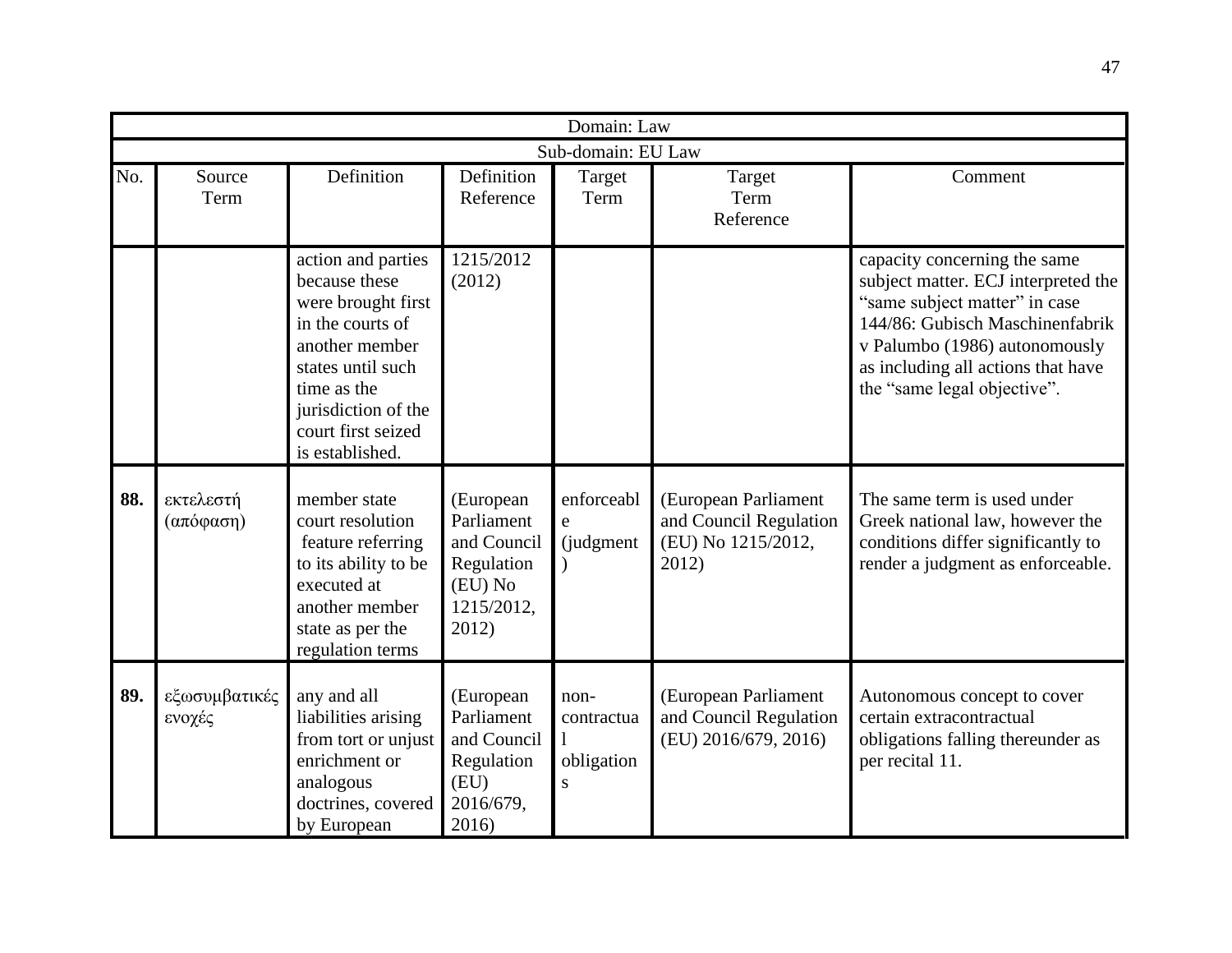| Domain: Law | | | | | | |
|---|---|---|---|---|---|---|
| Sub-domain: EU Law | | | | | | |
| No. | Source Term | Definition | Definition Reference | Target Term | Target Term Reference | Comment |
| | | action and parties because these were brought first in the courts of another member states until such time as the jurisdiction of the court first seized is established. | 1215/2012 (2012) | | | capacity concerning the same subject matter. ECJ interpreted the "same subject matter" in case 144/86: Gubisch Maschinenfabrik v Palumbo (1986) autonomously as including all actions that have the "same legal objective". |
| **88.** | εκτελεστή (απόφαση) | member state court resolution feature referring to its ability to be executed at another member state as per the regulation terms | (European Parliament and Council Regulation (EU) No 1215/2012, 2012) | enforceable (judgment) | (European Parliament and Council Regulation (EU) No 1215/2012, 2012) | The same term is used under Greek national law, however the conditions differ significantly to render a judgment as enforceable. |
| **89.** | εξωσυμβατικές ενοχές | any and all liabilities arising from tort or unjust enrichment or analogous doctrines, covered by European | (European Parliament and Council Regulation (EU) 2016/679, 2016) | non-contractual obligations | (European Parliament and Council Regulation (EU) 2016/679, 2016) | Autonomous concept to cover certain extracontractual obligations falling thereunder as per recital 11. |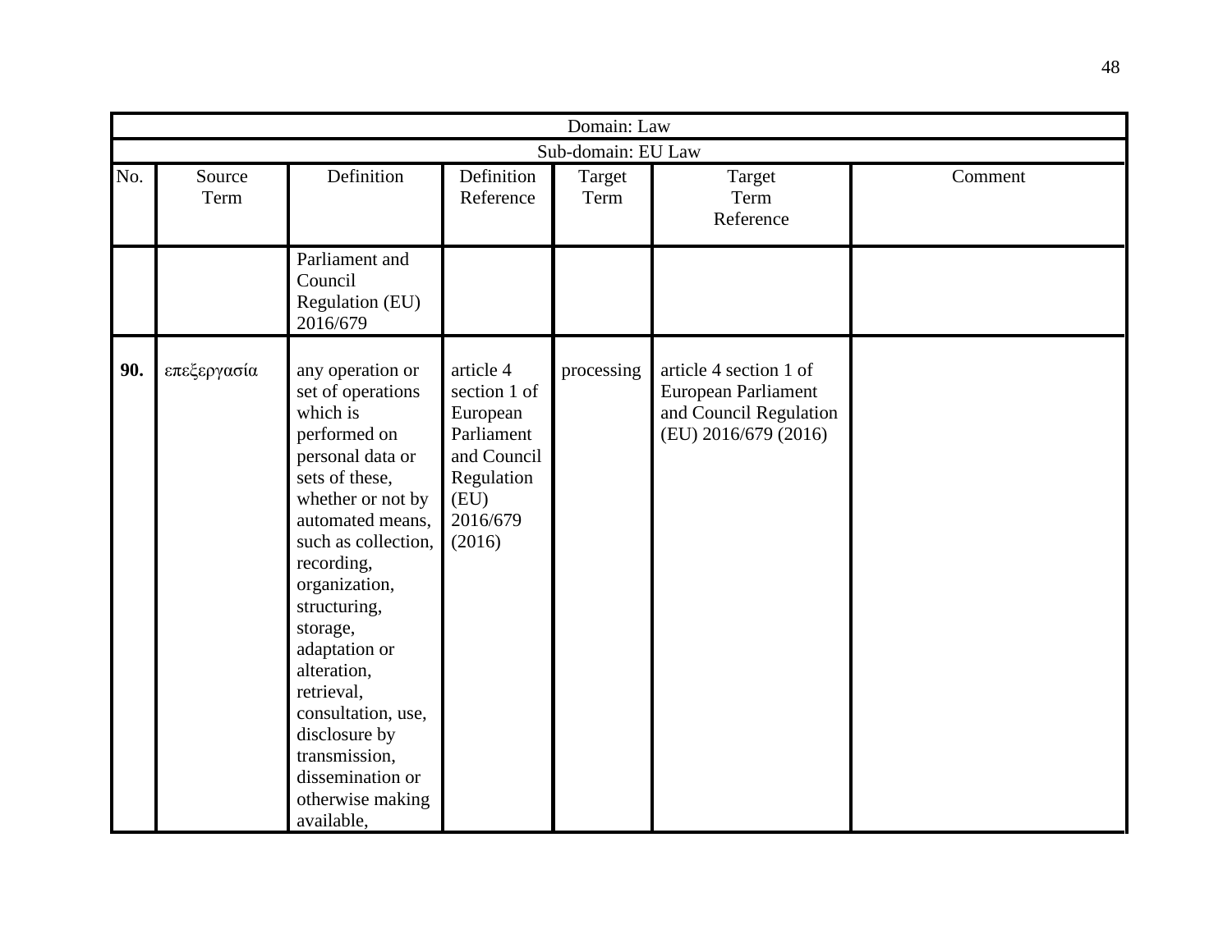| Domain: Law | | | | | | |
|---|---|---|---|---|---|---|
| Sub-domain: EU Law | | | | | | |
| No. | Source Term | Definition | Definition Reference | Target Term | Target Term Reference | Comment |
| | | Parliament and Council Regulation (EU) 2016/679 | | | | |
| **90.** | επεξεργασία | any operation or set of operations which is performed on personal data or sets of these, whether or not by automated means, such as collection, recording, organization, structuring, storage, adaptation or alteration, retrieval, consultation, use, disclosure by transmission, dissemination or otherwise making available, | article 4 section 1 of European Parliament and Council Regulation (EU) 2016/679 (2016) | processing | article 4 section 1 of European Parliament and Council Regulation (EU) 2016/679 (2016) | |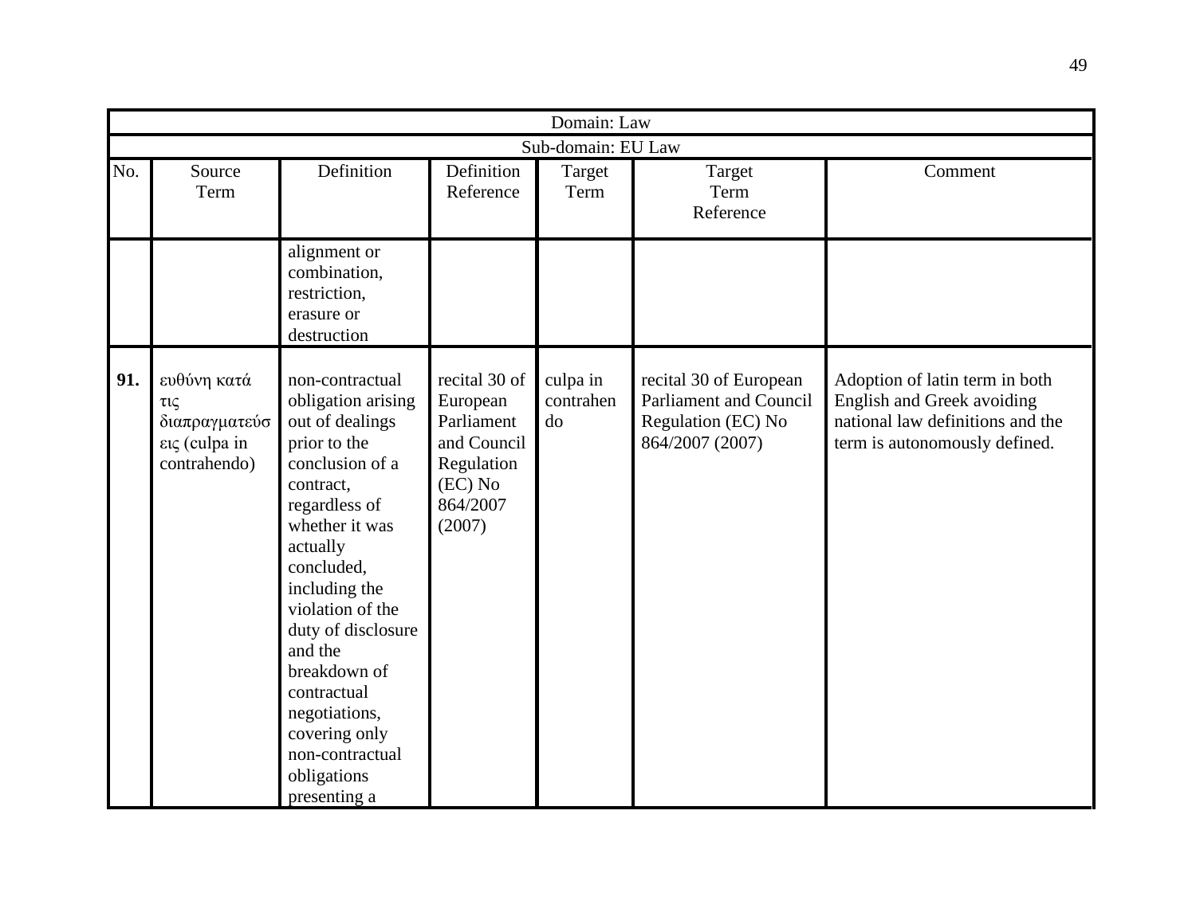| Domain: Law | | | | | | |
|---|---|---|---|---|---|---|
| Sub-domain: EU Law | | | | | | |
| No. | Source Term | Definition | Definition Reference | Target Term | Target Term Reference | Comment |
| | | alignment or combination, restriction, erasure or destruction | | | | |
| **91.** | ευθύνη κατά τις διαπραγματεύσεις (culpa in contrahendo) | non-contractual obligation arising out of dealings prior to the conclusion of a contract, regardless of whether it was actually concluded, including the violation of the duty of disclosure and the breakdown of contractual negotiations, covering only non-contractual obligations presenting a | recital 30 of European Parliament and Council Regulation (EC) No 864/2007 (2007) | culpa in contrahendo | recital 30 of European Parliament and Council Regulation (EC) No 864/2007 (2007) | Adoption of latin term in both English and Greek avoiding national law definitions and the term is autonomously defined. |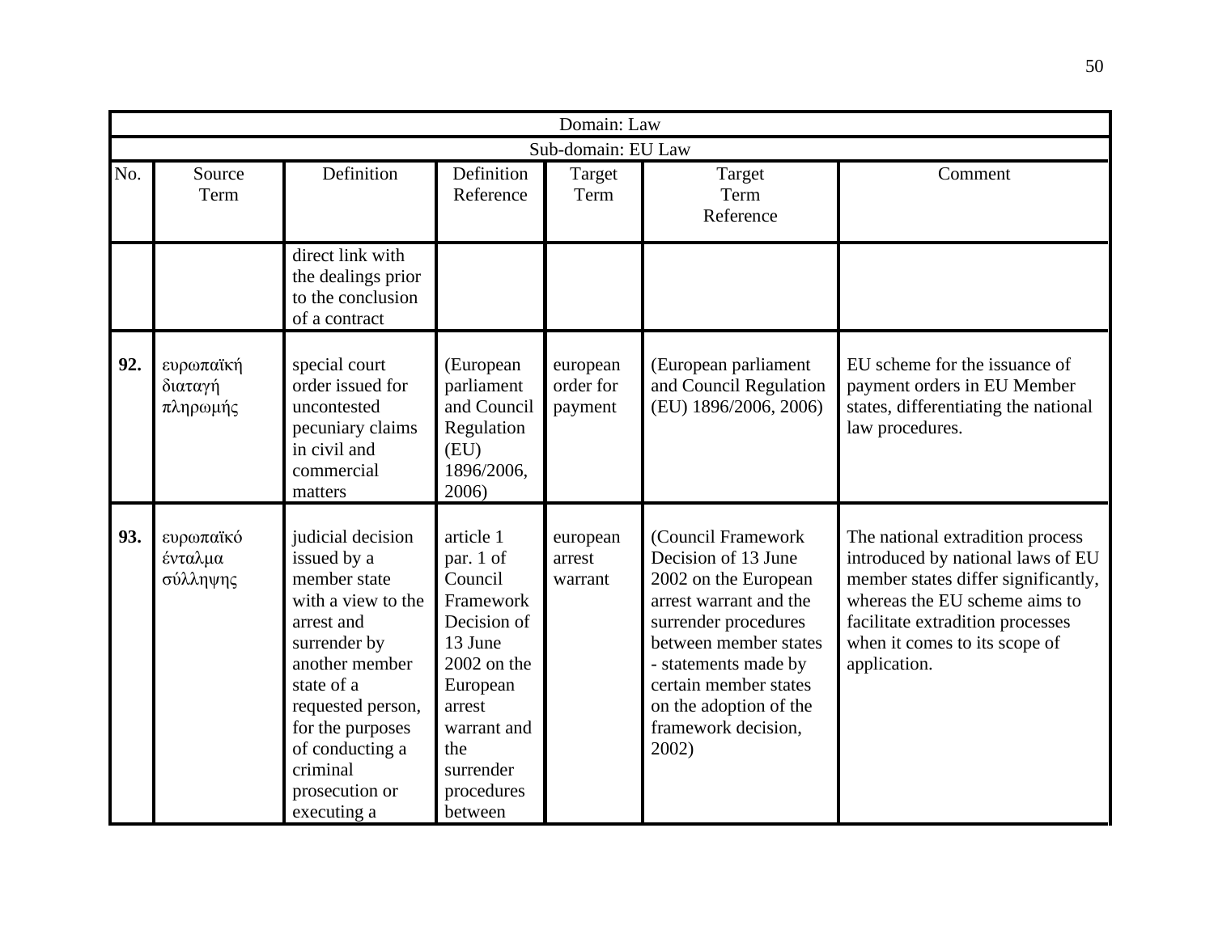| Domain: Law | | | | | | |
|---|---|---|---|---|---|---|
| Sub-domain: EU Law | | | | | | |
| No. | Source Term | Definition | Definition Reference | Target Term | Target Term Reference | Comment |
| | | direct link with the dealings prior to the conclusion of a contract | | | | |
| **92.** | ευρωπαϊκή διαταγή πληρωμής | special court order issued for uncontested pecuniary claims in civil and commercial matters | (European parliament and Council Regulation (EU) 1896/2006, 2006) | european order for payment | (European parliament and Council Regulation (EU) 1896/2006, 2006) | EU scheme for the issuance of payment orders in EU Member states, differentiating the national law procedures. |
| **93.** | ευρωπαϊκό ένταλμα σύλληψης | judicial decision issued by a member state with a view to the arrest and surrender by another member state of a requested person, for the purposes of conducting a criminal prosecution or executing a | article 1 par. 1 of Council Framework Decision of 13 June 2002 on the European arrest warrant and the surrender procedures between | european arrest warrant | (Council Framework Decision of 13 June 2002 on the European arrest warrant and the surrender procedures between member states - statements made by certain member states on the adoption of the framework decision, 2002) | The national extradition process introduced by national laws of EU member states differ significantly, whereas the EU scheme aims to facilitate extradition processes when it comes to its scope of application. |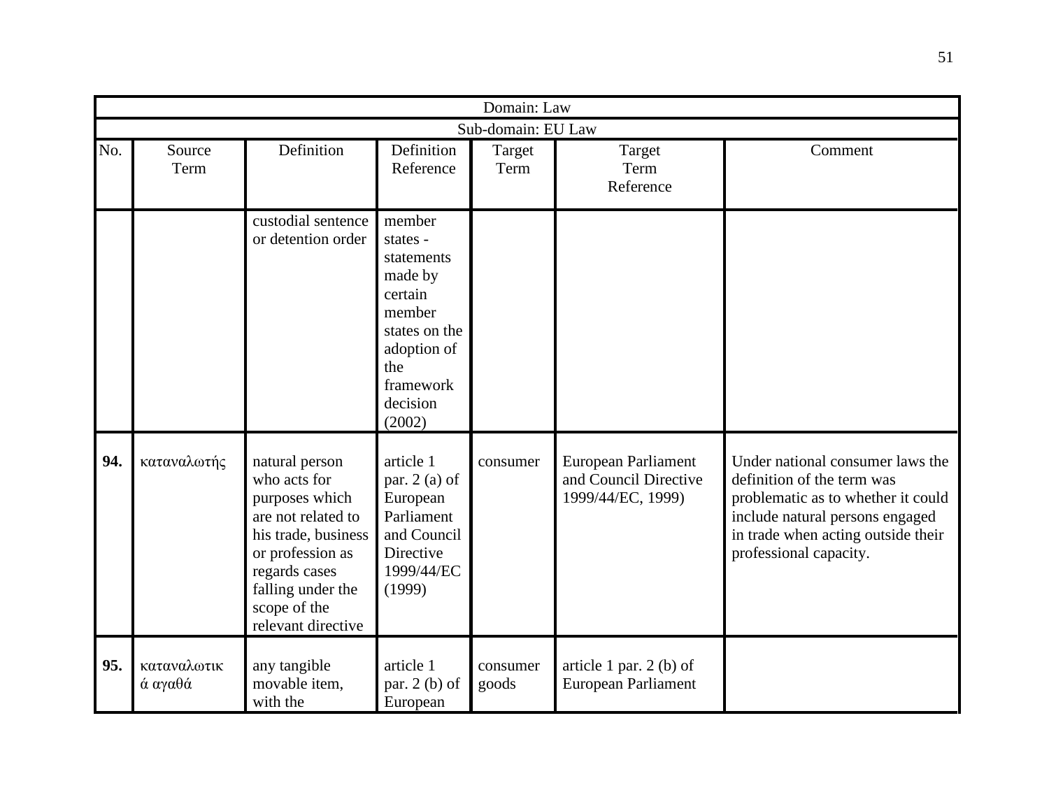| Domain: Law | | | | | | |
|---|---|---|---|---|---|---|
| Sub-domain: EU Law | | | | | | |
| No. | Source Term | Definition | Definition Reference | Target Term | Target Term Reference | Comment |
| | | custodial sentence or detention order | member states - statements made by certain member states on the adoption of the framework decision (2002) | | | |
| **94.** | καταναλωτής | natural person who acts for purposes which are not related to his trade, business or profession as regards cases falling under the scope of the relevant directive | article 1 par. 2 (a) of European Parliament and Council Directive 1999/44/EC (1999) | consumer | European Parliament and Council Directive 1999/44/EC, 1999) | Under national consumer laws the definition of the term was problematic as to whether it could include natural persons engaged in trade when acting outside their professional capacity. |
| **95.** | καταναλωτικά αγαθά | any tangible movable item, with the | article 1 par. 2 (b) of European | consumer goods | article 1 par. 2 (b) of European Parliament | |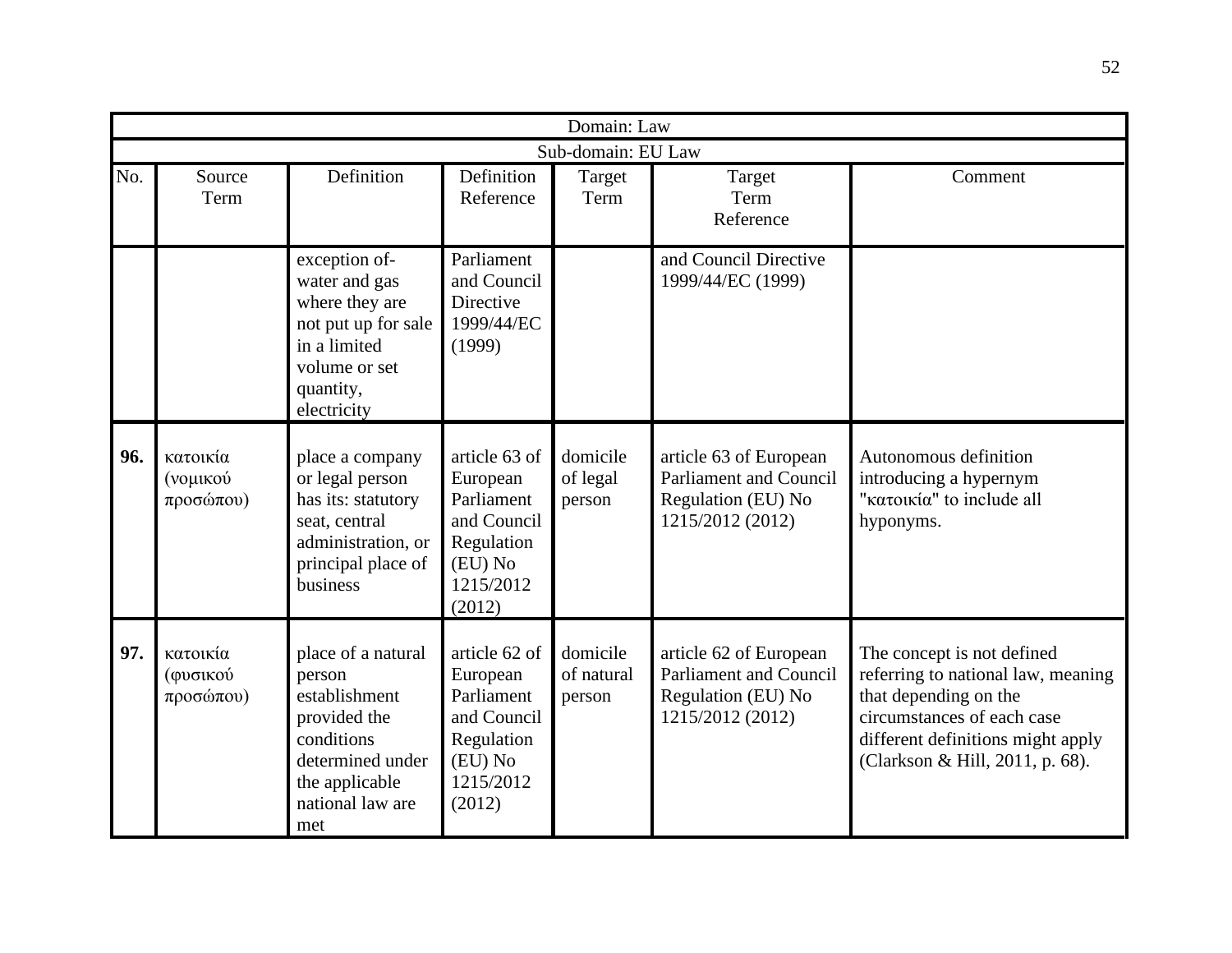| Domain: Law | | | | | | |
|---|---|---|---|---|---|---|
| Sub-domain: EU Law | | | | | | |
| No. | Source Term | Definition | Definition Reference | Target Term | Target Term Reference | Comment |
| | | exception of- water and gas where they are not put up for sale in a limited volume or set quantity, electricity | Parliament and Council Directive 1999/44/EC (1999) | | and Council Directive 1999/44/EC (1999) | |
| **96.** | κατοικία (νομικού προσώπου) | place a company or legal person has its: statutory seat, central administration, or principal place of business | article 63 of European Parliament and Council Regulation (EU) No 1215/2012 (2012) | domicile of legal person | article 63 of European Parliament and Council Regulation (EU) No 1215/2012 (2012) | Autonomous definition introducing a hypernym "κατοικία" to include all hyponyms. |
| **97.** | κατοικία (φυσικού προσώπου) | place of a natural person establishment provided the conditions determined under the applicable national law are met | article 62 of European Parliament and Council Regulation (EU) No 1215/2012 (2012) | domicile of natural person | article 62 of European Parliament and Council Regulation (EU) No 1215/2012 (2012) | The concept is not defined referring to national law, meaning that depending on the circumstances of each case different definitions might apply (Clarkson & Hill, 2011, p. 68). |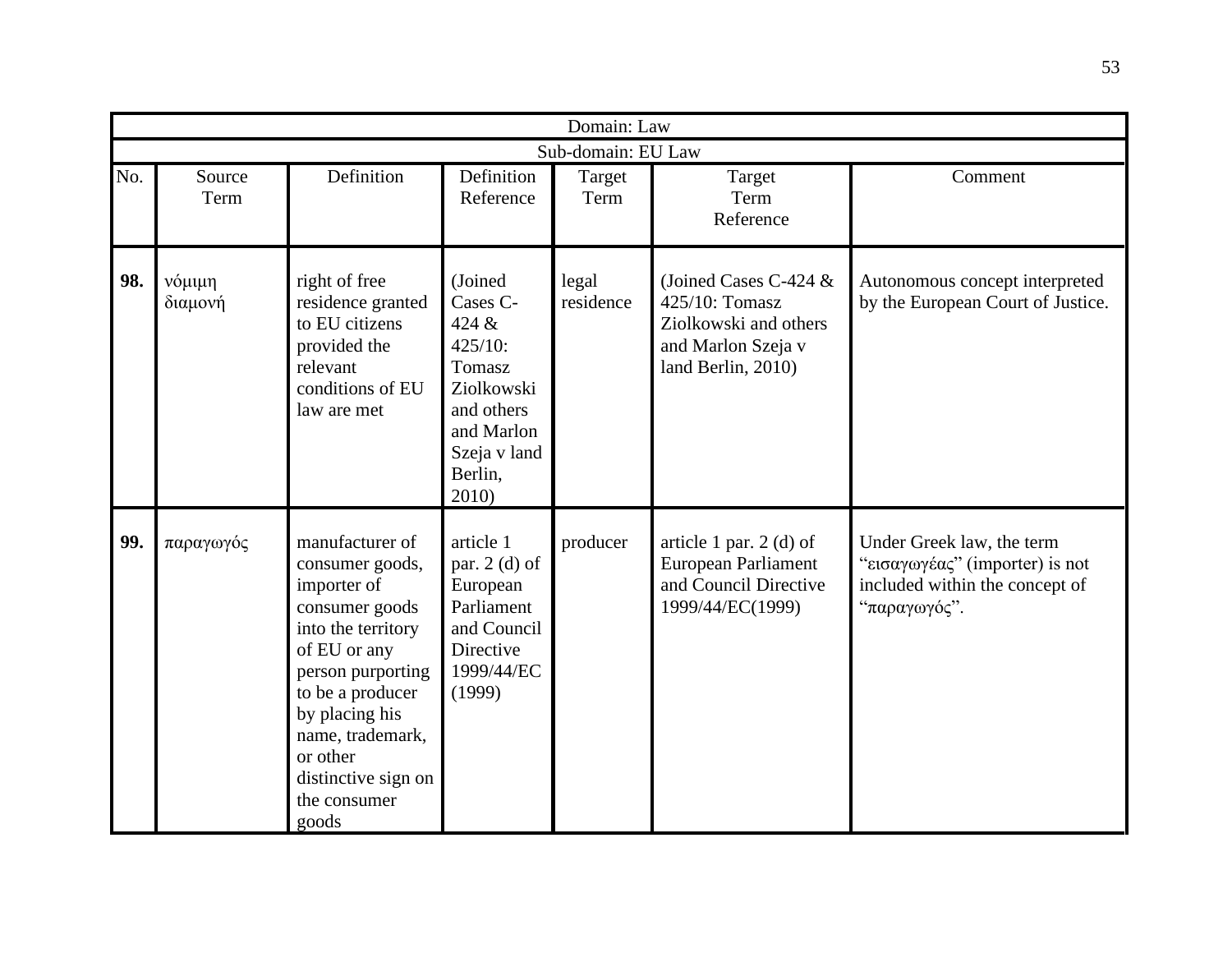| Domain: Law | | | | | | |
|---|---|---|---|---|---|---|
| Sub-domain: EU Law | | | | | | |
| No. | Source Term | Definition | Definition Reference | Target Term | Target Term Reference | Comment |
| **98.** | νόμιμη διαμονή | right of free residence granted to EU citizens provided the relevant conditions of EU law are met | (Joined Cases C-424 & 425/10: Tomasz Ziolkowski and others and Marlon Szeja v land Berlin, 2010) | legal residence | (Joined Cases C-424 & 425/10: Tomasz Ziolkowski and others and Marlon Szeja v land Berlin, 2010) | Autonomous concept interpreted by the European Court of Justice. |
| **99.** | παραγωγός | manufacturer of consumer goods, importer of consumer goods into the territory of EU or any person purporting to be a producer by placing his name, trademark, or other distinctive sign on the consumer goods | article 1 par. 2 (d) of European Parliament and Council Directive 1999/44/EC (1999) | producer | article 1 par. 2 (d) of European Parliament and Council Directive 1999/44/EC(1999) | Under Greek law, the term "εισαγωγέας" (importer) is not included within the concept of "παραγωγός". |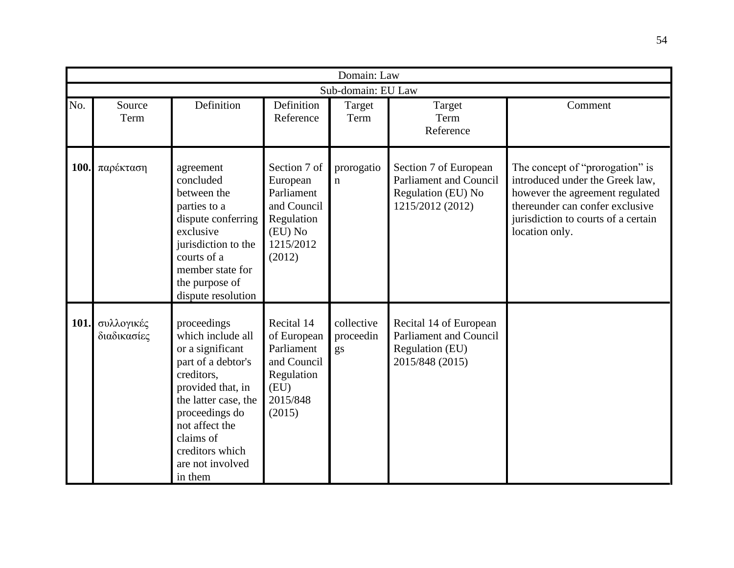| Domain: Law | | | | | | |
|---|---|---|---|---|---|---|
| Sub-domain: EU Law | | | | | | |
| No. | Source Term | Definition | Definition Reference | Target Term | Target Term Reference | Comment |
| **100.** | παρέκταση | agreement concluded between the parties to a dispute conferring exclusive jurisdiction to the courts of a member state for the purpose of dispute resolution | Section 7 of European Parliament and Council Regulation (EU) No 1215/2012 (2012) | prorogation | Section 7 of European Parliament and Council Regulation (EU) No 1215/2012 (2012) | The concept of "prorogation" is introduced under the Greek law, however the agreement regulated thereunder can confer exclusive jurisdiction to courts of a certain location only. |
| **101.** | συλλογικές διαδικασίες | proceedings which include all or a significant part of a debtor's creditors, provided that, in the latter case, the proceedings do not affect the claims of creditors which are not involved in them | Recital 14 of European Parliament and Council Regulation (EU) 2015/848 (2015) | collective proceedings | Recital 14 of European Parliament and Council Regulation (EU) 2015/848 (2015) | |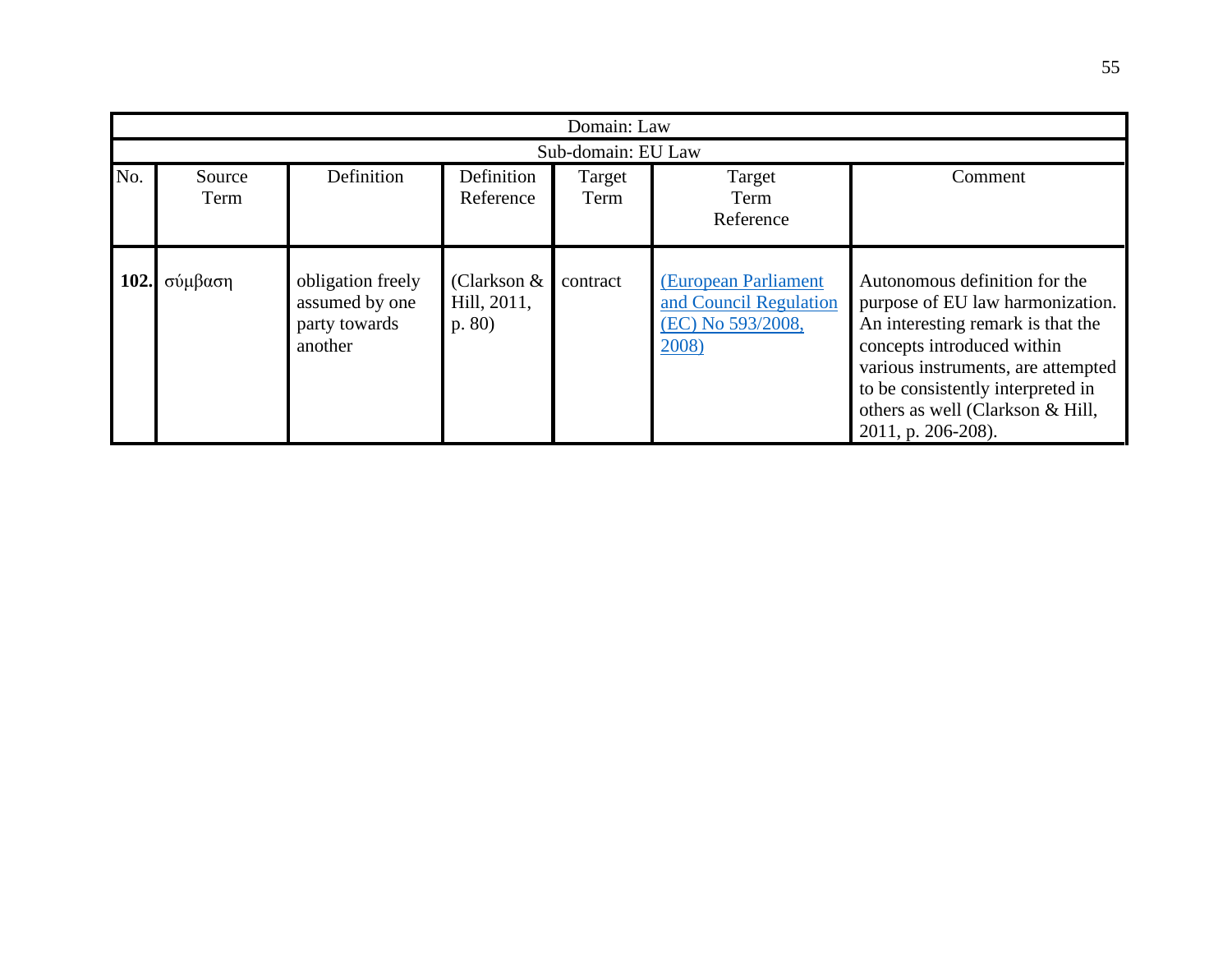| Domain: Law | | | | | | |
|---|---|---|---|---|---|---|
| Sub-domain: EU Law | | | | | | |
| No. | Source Term | Definition | Definition Reference | Target Term | Target Term Reference | Comment |
| **102.** | σύμβαση | obligation freely assumed by one party towards another | (Clarkson & Hill, 2011, p. 80) | contract | (European Parliament and Council Regulation (EC) No 593/2008, 2008) | Autonomous definition for the purpose of EU law harmonization. An interesting remark is that the concepts introduced within various instruments, are attempted to be consistently interpreted in others as well (Clarkson & Hill, 2011, p. 206-208). |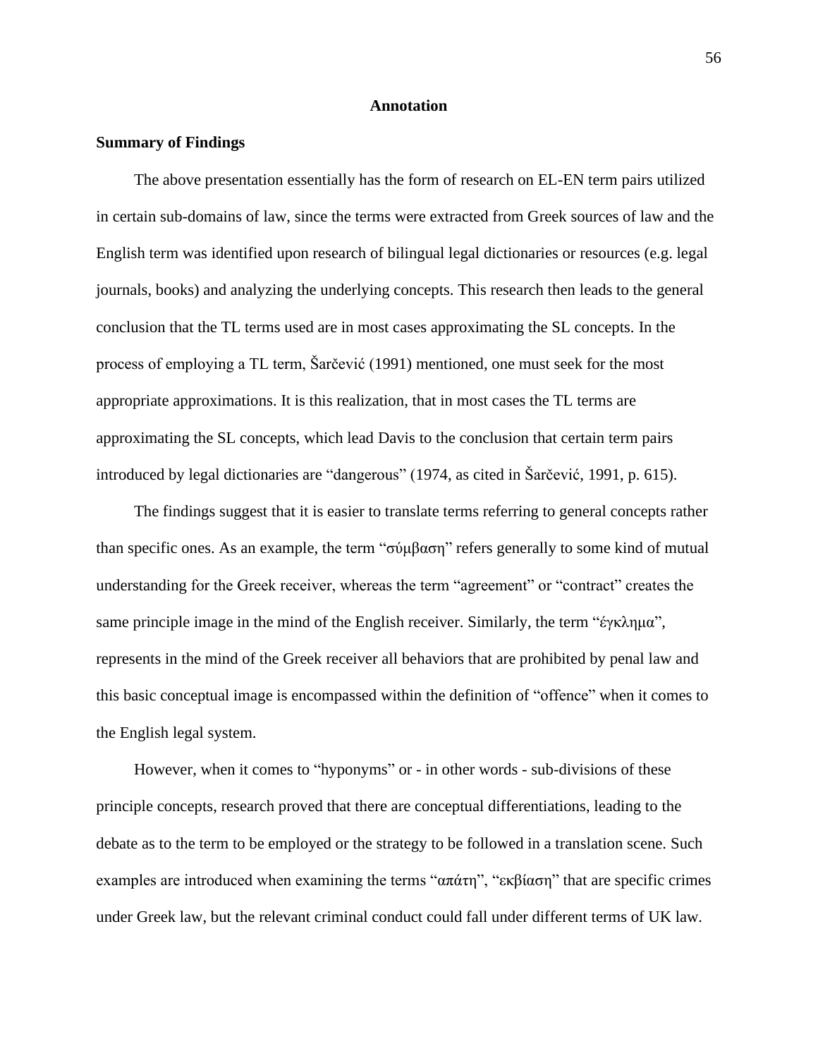# Annotation

## Summary of Findings

The above presentation essentially has the form of research on EL-EN term pairs utilized in certain sub-domains of law, since the terms were extracted from Greek sources of law and the English term was identified upon research of bilingual legal dictionaries or resources (e.g. legal journals, books) and analyzing the underlying concepts. This research then leads to the general conclusion that the TL terms used are in most cases approximating the SL concepts. In the process of employing a TL term, Šarčević (1991) mentioned, one must seek for the most appropriate approximations. It is this realization, that in most cases the TL terms are approximating the SL concepts, which lead Davis to the conclusion that certain term pairs introduced by legal dictionaries are "dangerous" (1974, as cited in Šarčević, 1991, p. 615).

The findings suggest that it is easier to translate terms referring to general concepts rather than specific ones. As an example, the term "σύμβαση" refers generally to some kind of mutual understanding for the Greek receiver, whereas the term "agreement" or "contract" creates the same principle image in the mind of the English receiver. Similarly, the term "έγκλημα", represents in the mind of the Greek receiver all behaviors that are prohibited by penal law and this basic conceptual image is encompassed within the definition of "offence" when it comes to the English legal system.

However, when it comes to "hyponyms" or - in other words - sub-divisions of these principle concepts, research proved that there are conceptual differentiations, leading to the debate as to the term to be employed or the strategy to be followed in a translation scene. Such examples are introduced when examining the terms "απάτη", "εκβίαση" that are specific crimes under Greek law, but the relevant criminal conduct could fall under different terms of UK law.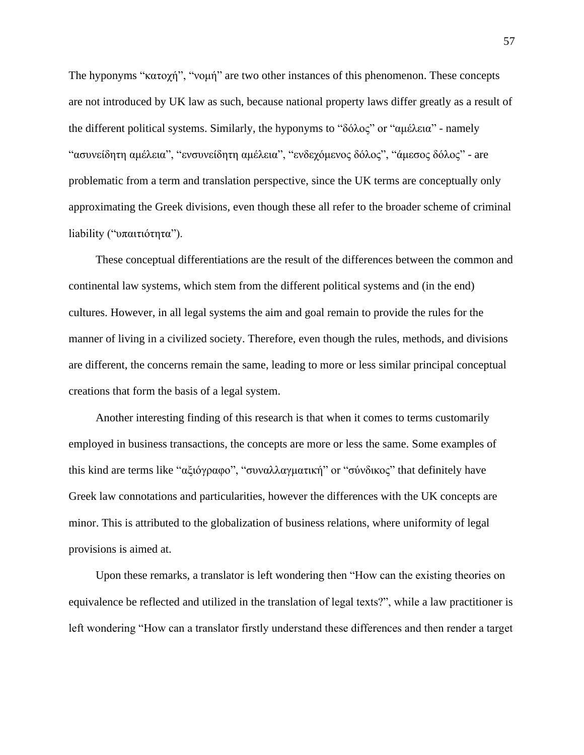The hyponyms “κατοχή”, “νομή” are two other instances of this phenomenon. These concepts are not introduced by UK law as such, because national property laws differ greatly as a result of the different political systems. Similarly, the hyponyms to “δόλος” or “αμέλεια” - namely “ασυνείδητη αμέλεια”, “ενσυνείδητη αμέλεια”, “ενδεχόμενος δόλος”, “άμεσος δόλος” - are problematic from a term and translation perspective, since the UK terms are conceptually only approximating the Greek divisions, even though these all refer to the broader scheme of criminal liability (“υπαιτιότητα”).

These conceptual differentiations are the result of the differences between the common and continental law systems, which stem from the different political systems and (in the end) cultures. However, in all legal systems the aim and goal remain to provide the rules for the manner of living in a civilized society. Therefore, even though the rules, methods, and divisions are different, the concerns remain the same, leading to more or less similar principal conceptual creations that form the basis of a legal system.

Another interesting finding of this research is that when it comes to terms customarily employed in business transactions, the concepts are more or less the same. Some examples of this kind are terms like “αξιόγραφο”, “συναλλαγματική” or “σύνδικος” that definitely have Greek law connotations and particularities, however the differences with the UK concepts are minor. This is attributed to the globalization of business relations, where uniformity of legal provisions is aimed at.

Upon these remarks, a translator is left wondering then “How can the existing theories on equivalence be reflected and utilized in the translation of legal texts?”, while a law practitioner is left wondering “How can a translator firstly understand these differences and then render a target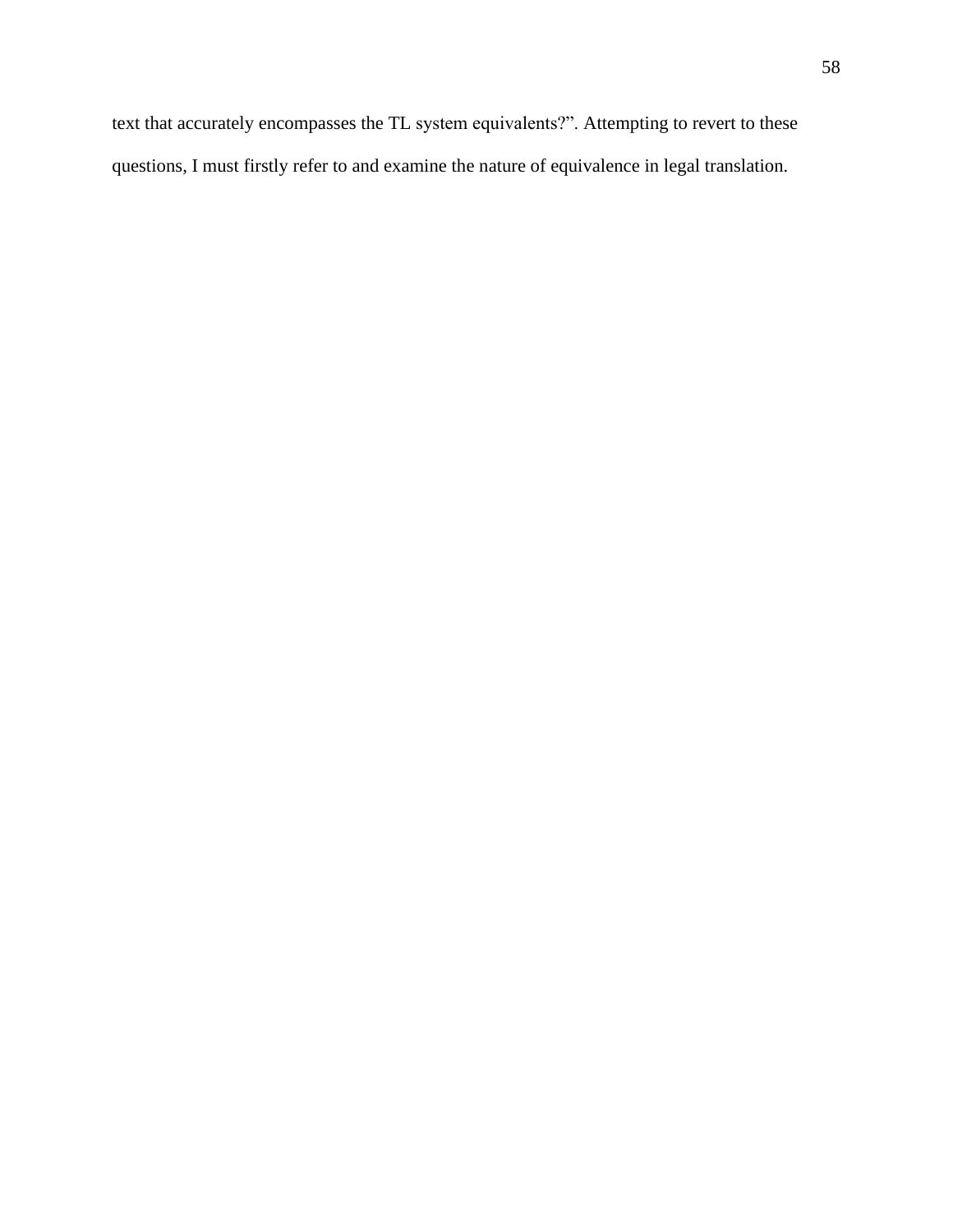text that accurately encompasses the TL system equivalents?". Attempting to revert to these questions, I must firstly refer to and examine the nature of equivalence in legal translation.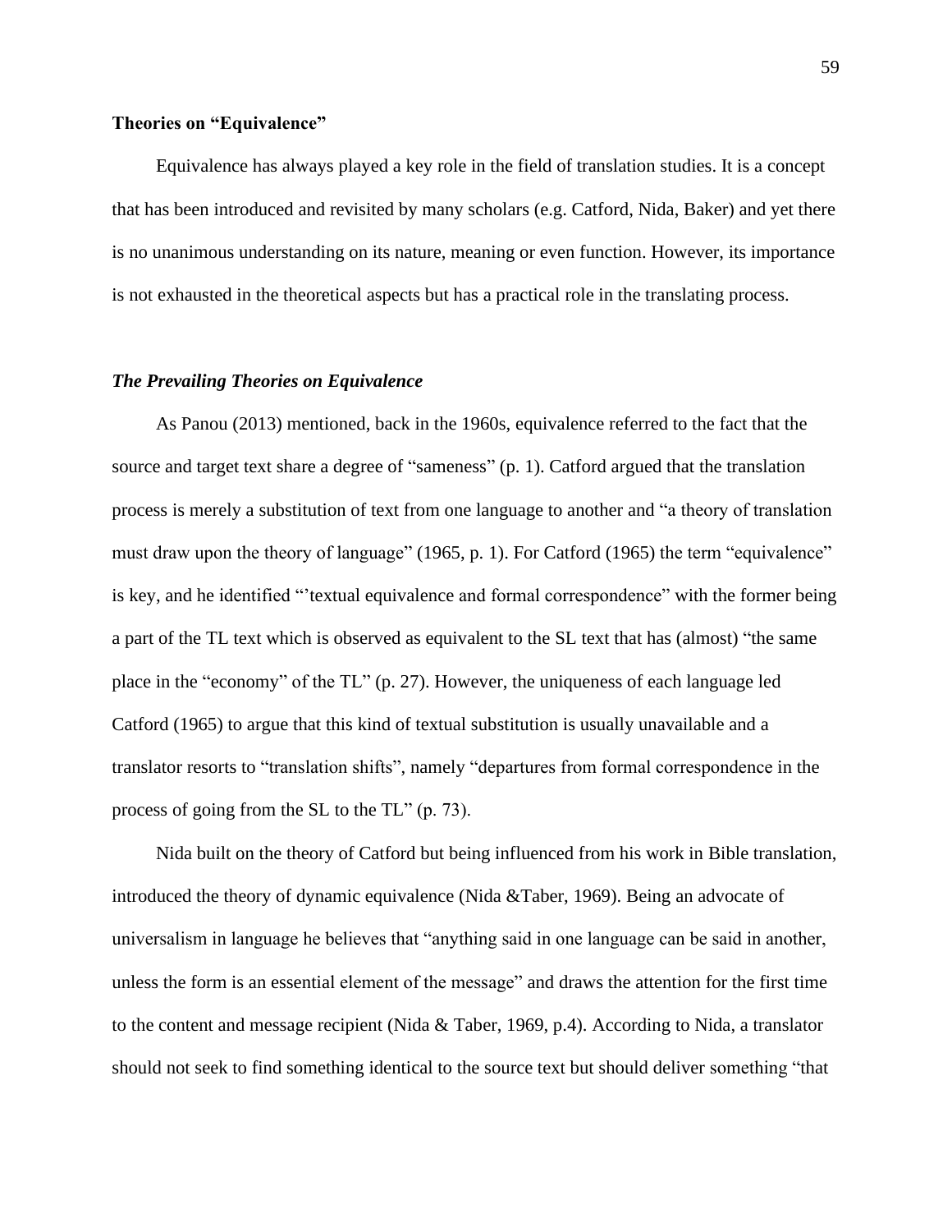**Theories on "Equivalence"**

Equivalence has always played a key role in the field of translation studies. It is a concept that has been introduced and revisited by many scholars (e.g. Catford, Nida, Baker) and yet there is no unanimous understanding on its nature, meaning or even function. However, its importance is not exhausted in the theoretical aspects but has a practical role in the translating process.

***The Prevailing Theories on Equivalence***

As Panou (2013) mentioned, back in the 1960s, equivalence referred to the fact that the source and target text share a degree of "sameness" (p. 1). Catford argued that the translation process is merely a substitution of text from one language to another and "a theory of translation must draw upon the theory of language" (1965, p. 1). For Catford (1965) the term "equivalence" is key, and he identified "'textual equivalence and formal correspondence" with the former being a part of the TL text which is observed as equivalent to the SL text that has (almost) "the same place in the "economy" of the TL" (p. 27). However, the uniqueness of each language led Catford (1965) to argue that this kind of textual substitution is usually unavailable and a translator resorts to "translation shifts", namely "departures from formal correspondence in the process of going from the SL to the TL" (p. 73).

Nida built on the theory of Catford but being influenced from his work in Bible translation, introduced the theory of dynamic equivalence (Nida &Taber, 1969). Being an advocate of universalism in language he believes that "anything said in one language can be said in another, unless the form is an essential element of the message" and draws the attention for the first time to the content and message recipient (Nida & Taber, 1969, p.4). According to Nida, a translator should not seek to find something identical to the source text but should deliver something "that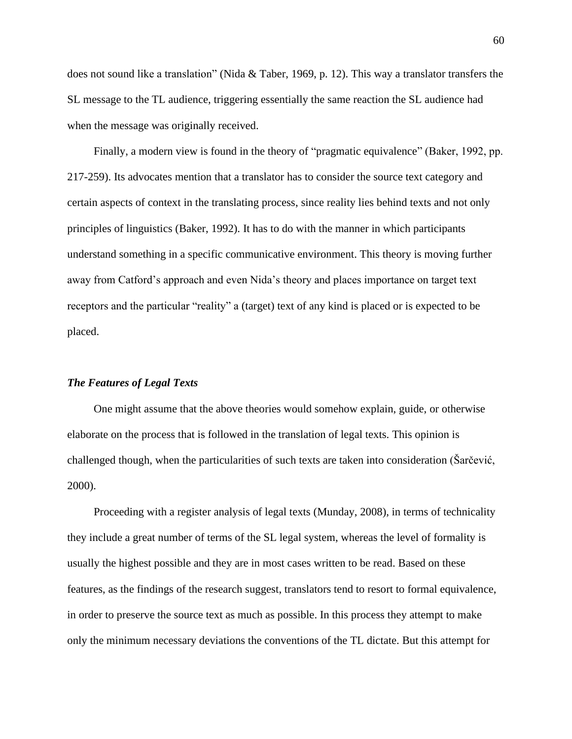does not sound like a translation" (Nida & Taber, 1969, p. 12). This way a translator transfers the SL message to the TL audience, triggering essentially the same reaction the SL audience had when the message was originally received.

Finally, a modern view is found in the theory of "pragmatic equivalence" (Baker, 1992, pp. 217-259). Its advocates mention that a translator has to consider the source text category and certain aspects of context in the translating process, since reality lies behind texts and not only principles of linguistics (Baker, 1992). It has to do with the manner in which participants understand something in a specific communicative environment. This theory is moving further away from Catford's approach and even Nida's theory and places importance on target text receptors and the particular "reality" a (target) text of any kind is placed or is expected to be placed.

### *The Features of Legal Texts*

One might assume that the above theories would somehow explain, guide, or otherwise elaborate on the process that is followed in the translation of legal texts. This opinion is challenged though, when the particularities of such texts are taken into consideration (Šarčević, 2000).

Proceeding with a register analysis of legal texts (Munday, 2008), in terms of technicality they include a great number of terms of the SL legal system, whereas the level of formality is usually the highest possible and they are in most cases written to be read. Based on these features, as the findings of the research suggest, translators tend to resort to formal equivalence, in order to preserve the source text as much as possible. In this process they attempt to make only the minimum necessary deviations the conventions of the TL dictate. But this attempt for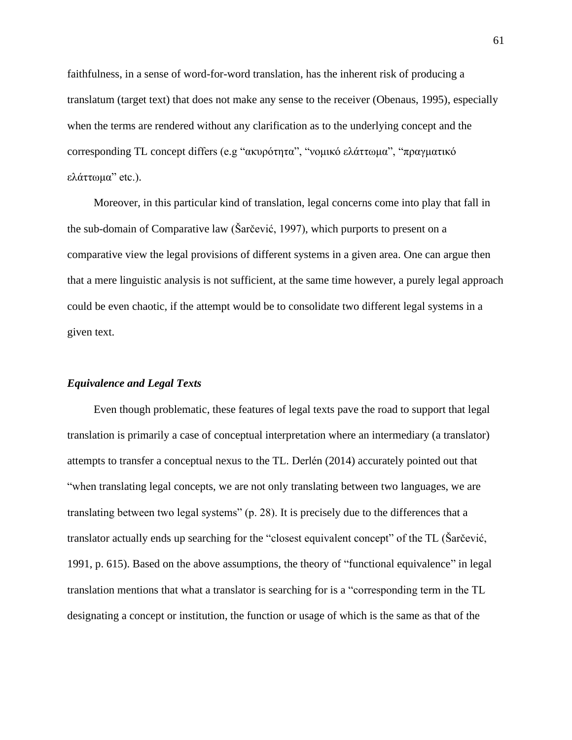faithfulness, in a sense of word-for-word translation, has the inherent risk of producing a translatum (target text) that does not make any sense to the receiver (Obenaus, 1995), especially when the terms are rendered without any clarification as to the underlying concept and the corresponding TL concept differs (e.g "ακυρότητα", "νομικό ελάττωμα", "πραγματικό ελάττωμα" etc.).

Moreover, in this particular kind of translation, legal concerns come into play that fall in the sub-domain of Comparative law (Šarčević, 1997), which purports to present on a comparative view the legal provisions of different systems in a given area. One can argue then that a mere linguistic analysis is not sufficient, at the same time however, a purely legal approach could be even chaotic, if the attempt would be to consolidate two different legal systems in a given text.

### *Equivalence and Legal Texts*

Even though problematic, these features of legal texts pave the road to support that legal translation is primarily a case of conceptual interpretation where an intermediary (a translator) attempts to transfer a conceptual nexus to the TL. Derlén (2014) accurately pointed out that "when translating legal concepts, we are not only translating between two languages, we are translating between two legal systems" (p. 28). It is precisely due to the differences that a translator actually ends up searching for the "closest equivalent concept" of the TL (Šarčević, 1991, p. 615). Based on the above assumptions, the theory of "functional equivalence" in legal translation mentions that what a translator is searching for is a "corresponding term in the TL designating a concept or institution, the function or usage of which is the same as that of the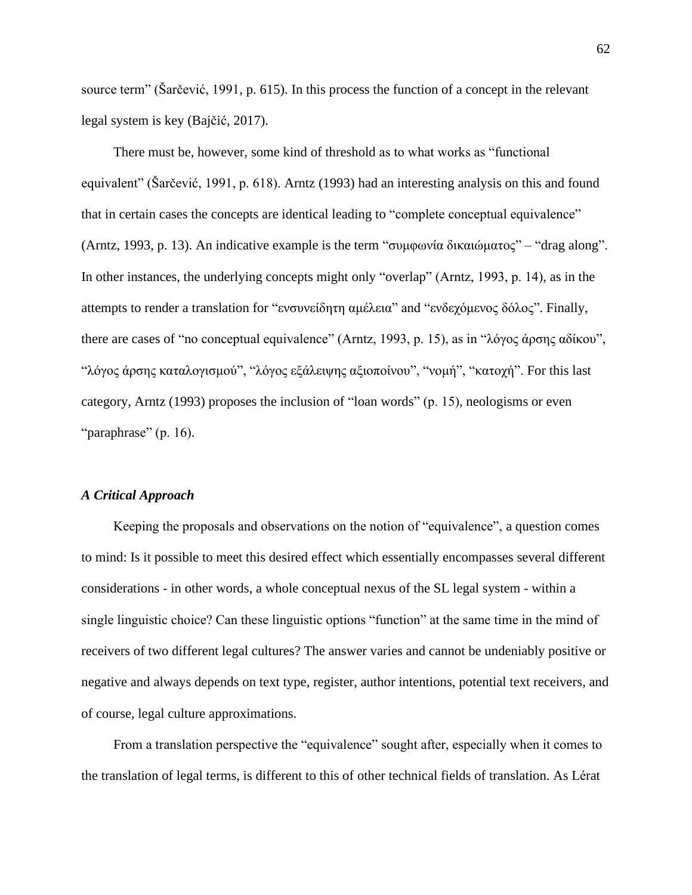source term" (Šarčević, 1991, p. 615). In this process the function of a concept in the relevant legal system is key (Bajčić, 2017).

There must be, however, some kind of threshold as to what works as "functional equivalent" (Šarčević, 1991, p. 618). Arntz (1993) had an interesting analysis on this and found that in certain cases the concepts are identical leading to "complete conceptual equivalence" (Arntz, 1993, p. 13). An indicative example is the term "συμφωνία δικαιώματος" – "drag along". In other instances, the underlying concepts might only "overlap" (Arntz, 1993, p. 14), as in the attempts to render a translation for "ενσυνείδητη αμέλεια" and "ενδεχόμενος δόλος". Finally, there are cases of "no conceptual equivalence" (Arntz, 1993, p. 15), as in "λόγος άρσης αδίκου", "λόγος άρσης καταλογισμού", "λόγος εξάλειψης αξιοποίνου", "νομή", "κατοχή". For this last category, Arntz (1993) proposes the inclusion of "loan words" (p. 15), neologisms or even "paraphrase" (p. 16).

### *A Critical Approach*

Keeping the proposals and observations on the notion of "equivalence", a question comes to mind: Is it possible to meet this desired effect which essentially encompasses several different considerations - in other words, a whole conceptual nexus of the SL legal system - within a single linguistic choice? Can these linguistic options "function" at the same time in the mind of receivers of two different legal cultures? The answer varies and cannot be undeniably positive or negative and always depends on text type, register, author intentions, potential text receivers, and of course, legal culture approximations.

From a translation perspective the "equivalence" sought after, especially when it comes to the translation of legal terms, is different to this of other technical fields of translation. As Lérat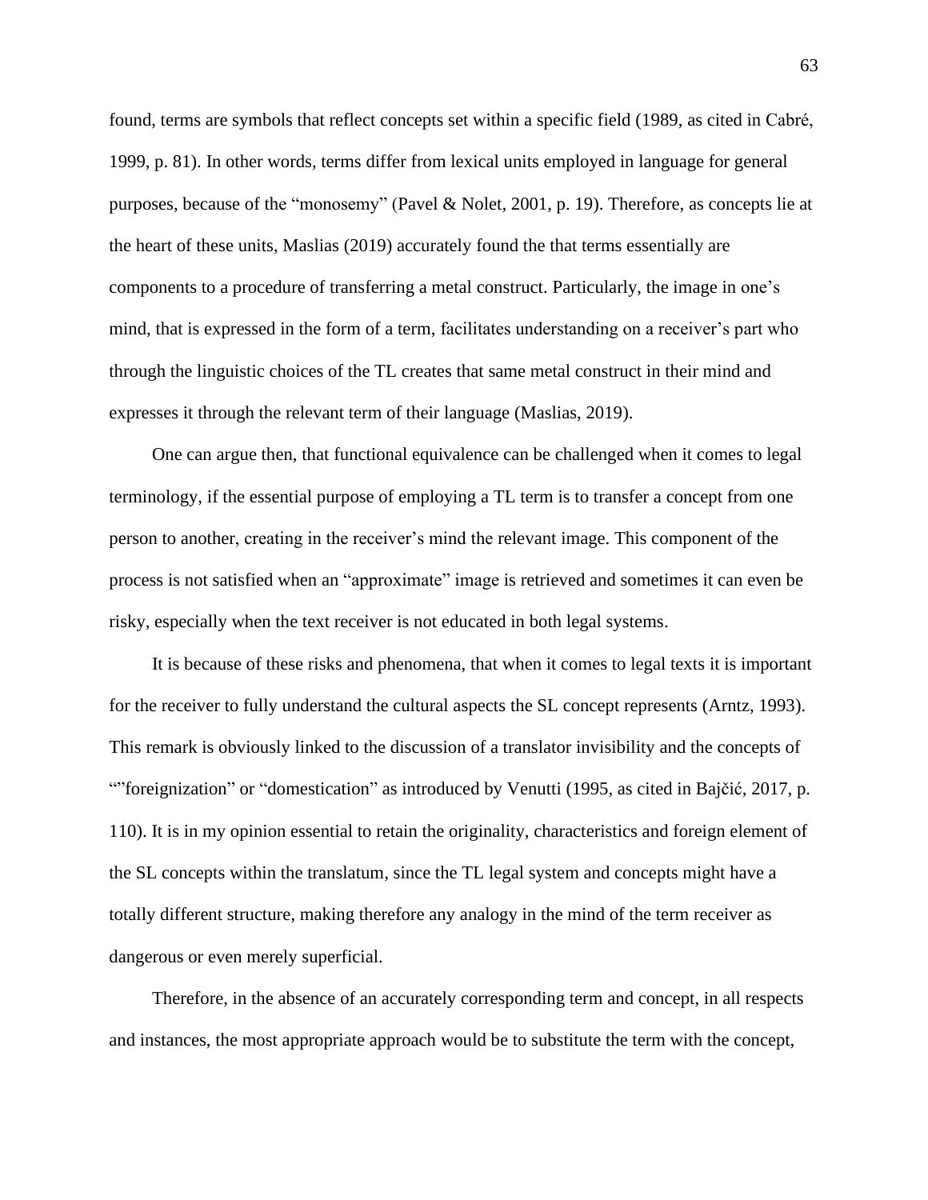found, terms are symbols that reflect concepts set within a specific field (1989, as cited in Cabré, 1999, p. 81). In other words, terms differ from lexical units employed in language for general purposes, because of the "monosemy" (Pavel & Nolet, 2001, p. 19). Therefore, as concepts lie at the heart of these units, Maslias (2019) accurately found the that terms essentially are components to a procedure of transferring a metal construct. Particularly, the image in one's mind, that is expressed in the form of a term, facilitates understanding on a receiver's part who through the linguistic choices of the TL creates that same metal construct in their mind and expresses it through the relevant term of their language (Maslias, 2019).

One can argue then, that functional equivalence can be challenged when it comes to legal terminology, if the essential purpose of employing a TL term is to transfer a concept from one person to another, creating in the receiver's mind the relevant image. This component of the process is not satisfied when an "approximate" image is retrieved and sometimes it can even be risky, especially when the text receiver is not educated in both legal systems.

It is because of these risks and phenomena, that when it comes to legal texts it is important for the receiver to fully understand the cultural aspects the SL concept represents (Arntz, 1993). This remark is obviously linked to the discussion of a translator invisibility and the concepts of ""foreignization" or "domestication" as introduced by Venutti (1995, as cited in Bajčić, 2017, p. 110). It is in my opinion essential to retain the originality, characteristics and foreign element of the SL concepts within the translatum, since the TL legal system and concepts might have a totally different structure, making therefore any analogy in the mind of the term receiver as dangerous or even merely superficial.

Therefore, in the absence of an accurately corresponding term and concept, in all respects and instances, the most appropriate approach would be to substitute the term with the concept,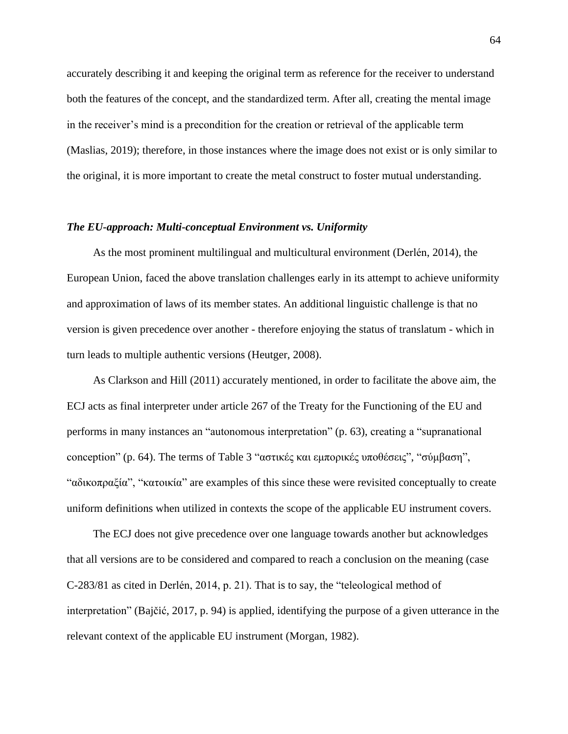accurately describing it and keeping the original term as reference for the receiver to understand both the features of the concept, and the standardized term. After all, creating the mental image in the receiver's mind is a precondition for the creation or retrieval of the applicable term (Maslias, 2019); therefore, in those instances where the image does not exist or is only similar to the original, it is more important to create the metal construct to foster mutual understanding.

### *The EU-approach: Multi-conceptual Environment vs. Uniformity*

As the most prominent multilingual and multicultural environment (Derlén, 2014), the European Union, faced the above translation challenges early in its attempt to achieve uniformity and approximation of laws of its member states. An additional linguistic challenge is that no version is given precedence over another - therefore enjoying the status of translatum - which in turn leads to multiple authentic versions (Heutger, 2008).

As Clarkson and Hill (2011) accurately mentioned, in order to facilitate the above aim, the ECJ acts as final interpreter under article 267 of the Treaty for the Functioning of the EU and performs in many instances an "autonomous interpretation" (p. 63), creating a "supranational conception" (p. 64). The terms of Table 3 "αστικές και εμπορικές υποθέσεις", "σύμβαση", "αδικοπραξία", "κατοικία" are examples of this since these were revisited conceptually to create uniform definitions when utilized in contexts the scope of the applicable EU instrument covers.

The ECJ does not give precedence over one language towards another but acknowledges that all versions are to be considered and compared to reach a conclusion on the meaning (case C-283/81 as cited in Derlén, 2014, p. 21). That is to say, the "teleological method of interpretation" (Bajčić, 2017, p. 94) is applied, identifying the purpose of a given utterance in the relevant context of the applicable EU instrument (Morgan, 1982).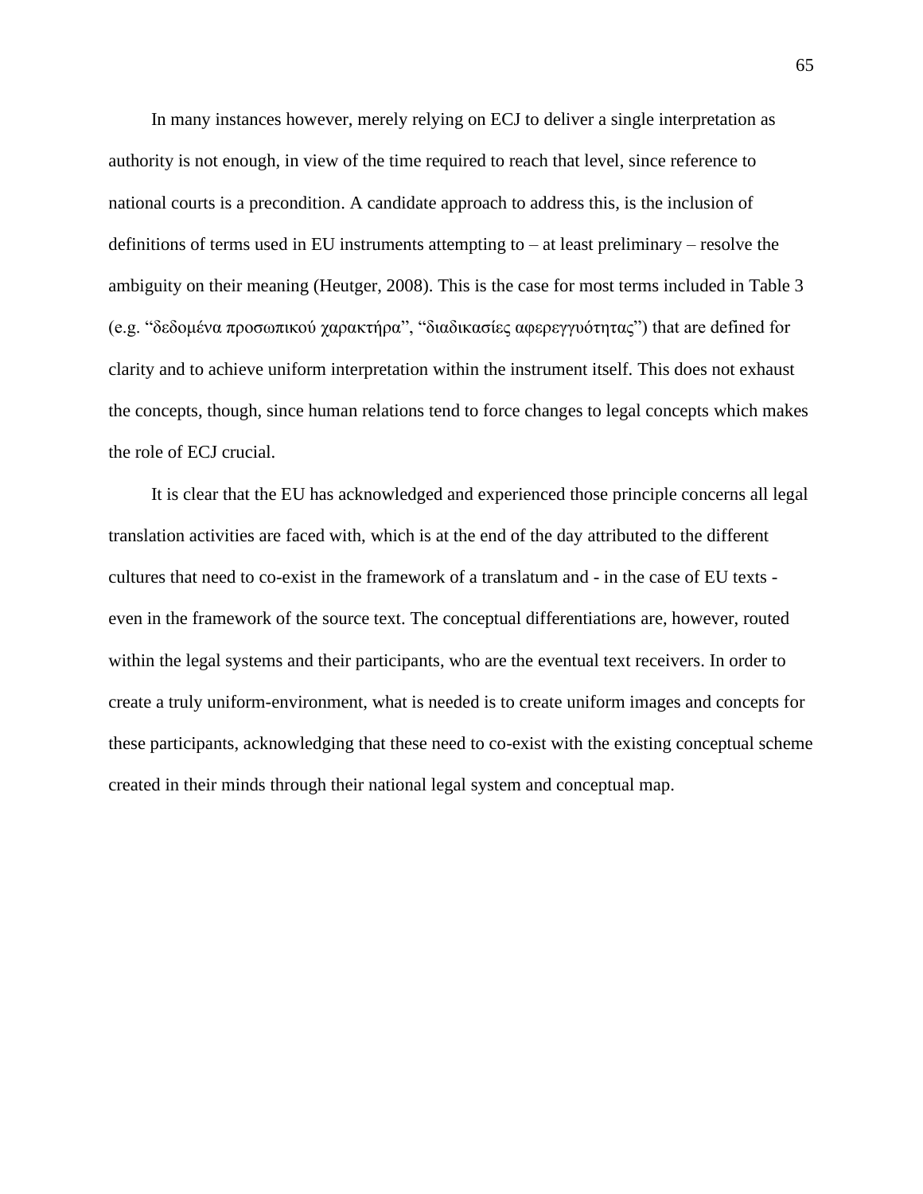In many instances however, merely relying on ECJ to deliver a single interpretation as authority is not enough, in view of the time required to reach that level, since reference to national courts is a precondition. A candidate approach to address this, is the inclusion of definitions of terms used in EU instruments attempting to – at least preliminary – resolve the ambiguity on their meaning (Heutger, 2008). This is the case for most terms included in Table 3 (e.g. "δεδομένα προσωπικού χαρακτήρα", "διαδικασίες αφερεγγυότητας") that are defined for clarity and to achieve uniform interpretation within the instrument itself. This does not exhaust the concepts, though, since human relations tend to force changes to legal concepts which makes the role of ECJ crucial.

It is clear that the EU has acknowledged and experienced those principle concerns all legal translation activities are faced with, which is at the end of the day attributed to the different cultures that need to co-exist in the framework of a translatum and - in the case of EU texts - even in the framework of the source text. The conceptual differentiations are, however, routed within the legal systems and their participants, who are the eventual text receivers. In order to create a truly uniform-environment, what is needed is to create uniform images and concepts for these participants, acknowledging that these need to co-exist with the existing conceptual scheme created in their minds through their national legal system and conceptual map.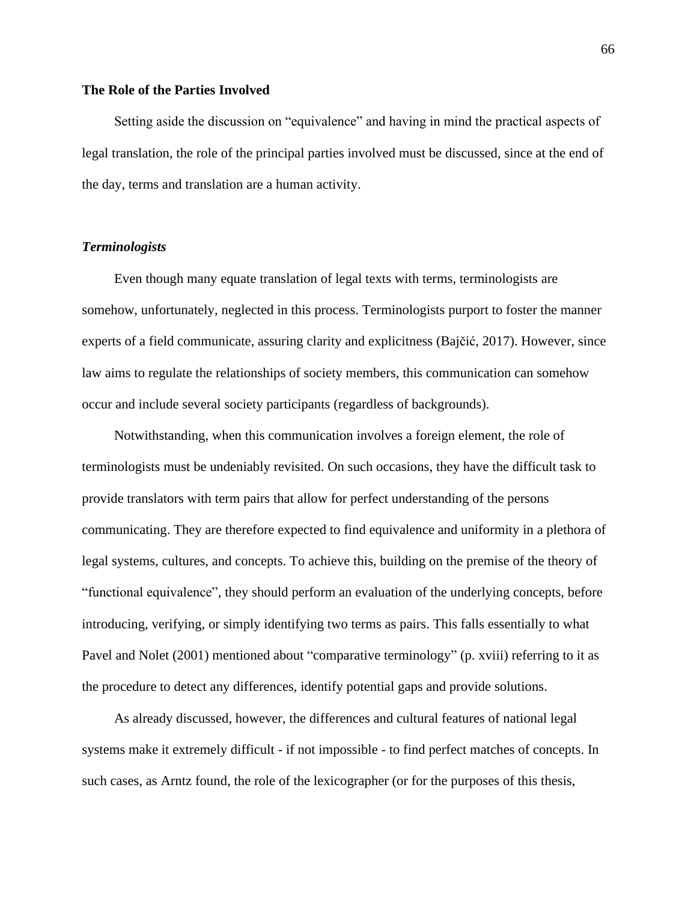## The Role of the Parties Involved

Setting aside the discussion on "equivalence" and having in mind the practical aspects of legal translation, the role of the principal parties involved must be discussed, since at the end of the day, terms and translation are a human activity.

### *Terminologists*

Even though many equate translation of legal texts with terms, terminologists are somehow, unfortunately, neglected in this process. Terminologists purport to foster the manner experts of a field communicate, assuring clarity and explicitness (Bajčić, 2017). However, since law aims to regulate the relationships of society members, this communication can somehow occur and include several society participants (regardless of backgrounds).

Notwithstanding, when this communication involves a foreign element, the role of terminologists must be undeniably revisited. On such occasions, they have the difficult task to provide translators with term pairs that allow for perfect understanding of the persons communicating. They are therefore expected to find equivalence and uniformity in a plethora of legal systems, cultures, and concepts. To achieve this, building on the premise of the theory of "functional equivalence", they should perform an evaluation of the underlying concepts, before introducing, verifying, or simply identifying two terms as pairs. This falls essentially to what Pavel and Nolet (2001) mentioned about "comparative terminology" (p. xviii) referring to it as the procedure to detect any differences, identify potential gaps and provide solutions.

As already discussed, however, the differences and cultural features of national legal systems make it extremely difficult - if not impossible - to find perfect matches of concepts. In such cases, as Arntz found, the role of the lexicographer (or for the purposes of this thesis,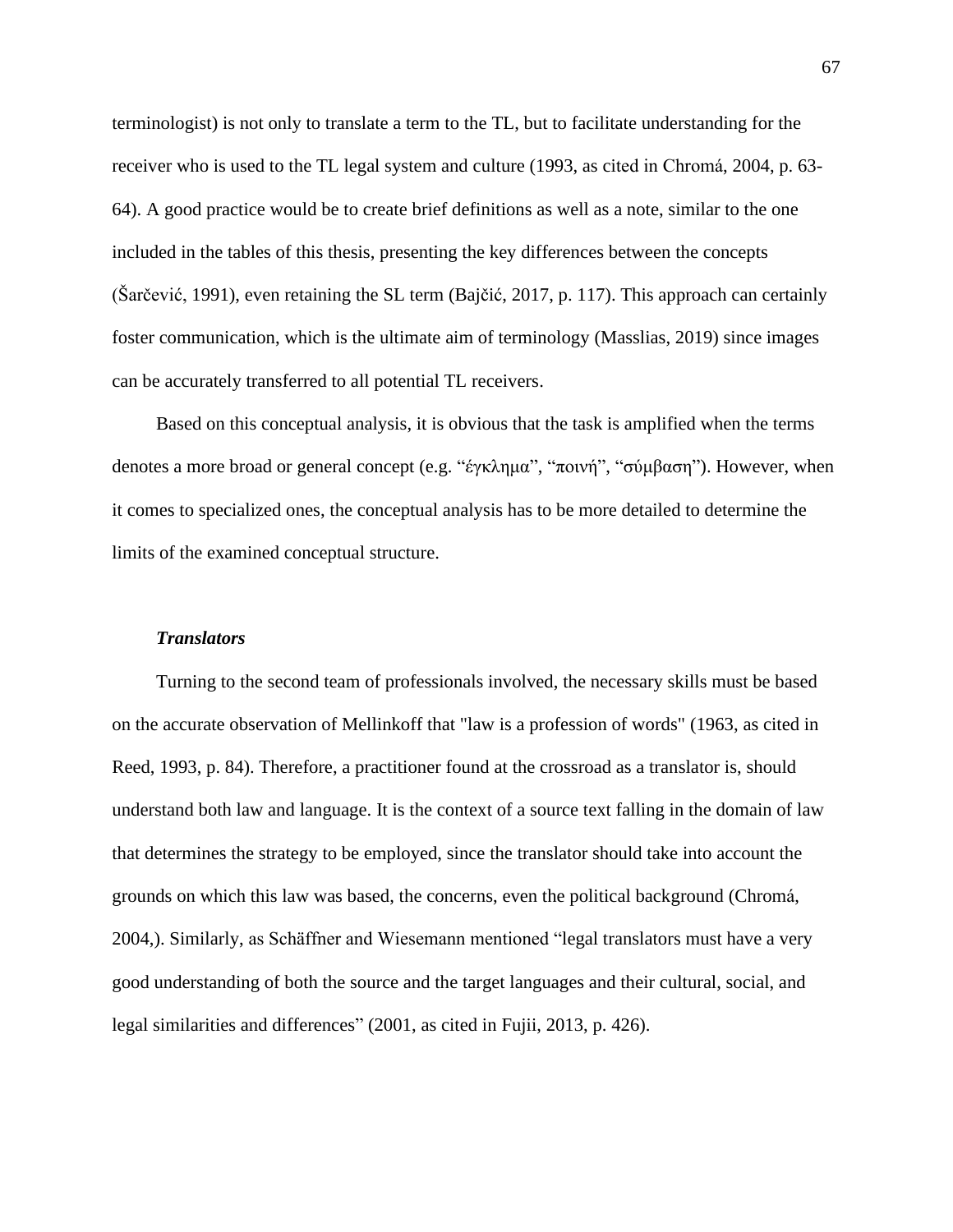terminologist) is not only to translate a term to the TL, but to facilitate understanding for the receiver who is used to the TL legal system and culture (1993, as cited in Chromá, 2004, p. 63-64). A good practice would be to create brief definitions as well as a note, similar to the one included in the tables of this thesis, presenting the key differences between the concepts (Šarčević, 1991), even retaining the SL term (Bajčić, 2017, p. 117). This approach can certainly foster communication, which is the ultimate aim of terminology (Masslias, 2019) since images can be accurately transferred to all potential TL receivers.

Based on this conceptual analysis, it is obvious that the task is amplified when the terms denotes a more broad or general concept (e.g. "έγκλημα", "ποινή", "σύμβαση"). However, when it comes to specialized ones, the conceptual analysis has to be more detailed to determine the limits of the examined conceptual structure.

### *Translators*

Turning to the second team of professionals involved, the necessary skills must be based on the accurate observation of Mellinkoff that "law is a profession of words" (1963, as cited in Reed, 1993, p. 84). Therefore, a practitioner found at the crossroad as a translator is, should understand both law and language. It is the context of a source text falling in the domain of law that determines the strategy to be employed, since the translator should take into account the grounds on which this law was based, the concerns, even the political background (Chromá, 2004,). Similarly, as Schäffner and Wiesemann mentioned "legal translators must have a very good understanding of both the source and the target languages and their cultural, social, and legal similarities and differences" (2001, as cited in Fujii, 2013, p. 426).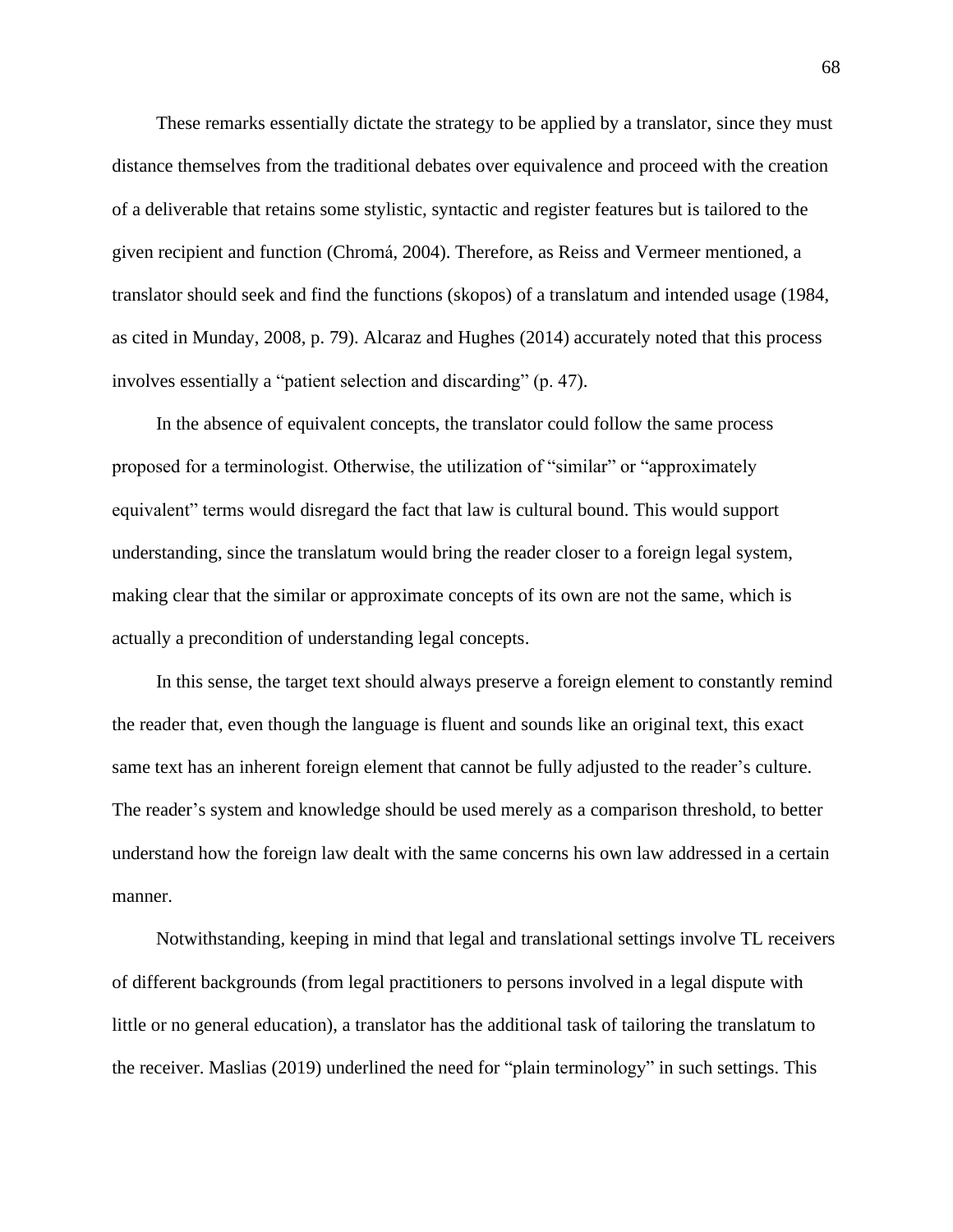These remarks essentially dictate the strategy to be applied by a translator, since they must distance themselves from the traditional debates over equivalence and proceed with the creation of a deliverable that retains some stylistic, syntactic and register features but is tailored to the given recipient and function (Chromá, 2004). Therefore, as Reiss and Vermeer mentioned, a translator should seek and find the functions (skopos) of a translatum and intended usage (1984, as cited in Munday, 2008, p. 79). Alcaraz and Hughes (2014) accurately noted that this process involves essentially a "patient selection and discarding" (p. 47).

In the absence of equivalent concepts, the translator could follow the same process proposed for a terminologist. Otherwise, the utilization of "similar" or "approximately equivalent" terms would disregard the fact that law is cultural bound. This would support understanding, since the translatum would bring the reader closer to a foreign legal system, making clear that the similar or approximate concepts of its own are not the same, which is actually a precondition of understanding legal concepts.

In this sense, the target text should always preserve a foreign element to constantly remind the reader that, even though the language is fluent and sounds like an original text, this exact same text has an inherent foreign element that cannot be fully adjusted to the reader's culture. The reader's system and knowledge should be used merely as a comparison threshold, to better understand how the foreign law dealt with the same concerns his own law addressed in a certain manner.

Notwithstanding, keeping in mind that legal and translational settings involve TL receivers of different backgrounds (from legal practitioners to persons involved in a legal dispute with little or no general education), a translator has the additional task of tailoring the translatum to the receiver. Maslias (2019) underlined the need for "plain terminology" in such settings. This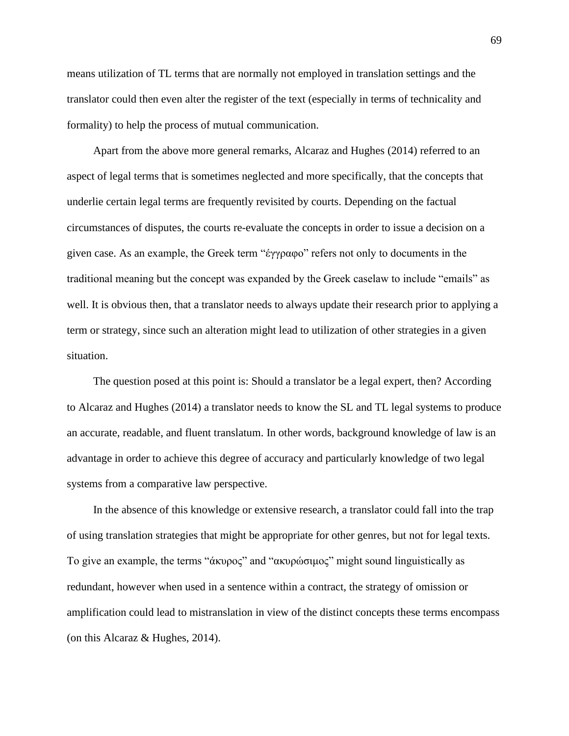means utilization of TL terms that are normally not employed in translation settings and the translator could then even alter the register of the text (especially in terms of technicality and formality) to help the process of mutual communication.

Apart from the above more general remarks, Alcaraz and Hughes (2014) referred to an aspect of legal terms that is sometimes neglected and more specifically, that the concepts that underlie certain legal terms are frequently revisited by courts. Depending on the factual circumstances of disputes, the courts re-evaluate the concepts in order to issue a decision on a given case. As an example, the Greek term "έγγραφο" refers not only to documents in the traditional meaning but the concept was expanded by the Greek caselaw to include "emails" as well. It is obvious then, that a translator needs to always update their research prior to applying a term or strategy, since such an alteration might lead to utilization of other strategies in a given situation.

The question posed at this point is: Should a translator be a legal expert, then? According to Alcaraz and Hughes (2014) a translator needs to know the SL and TL legal systems to produce an accurate, readable, and fluent translatum. In other words, background knowledge of law is an advantage in order to achieve this degree of accuracy and particularly knowledge of two legal systems from a comparative law perspective.

In the absence of this knowledge or extensive research, a translator could fall into the trap of using translation strategies that might be appropriate for other genres, but not for legal texts. To give an example, the terms "άκυρος" and "ακυρώσιμος" might sound linguistically as redundant, however when used in a sentence within a contract, the strategy of omission or amplification could lead to mistranslation in view of the distinct concepts these terms encompass (on this Alcaraz & Hughes, 2014).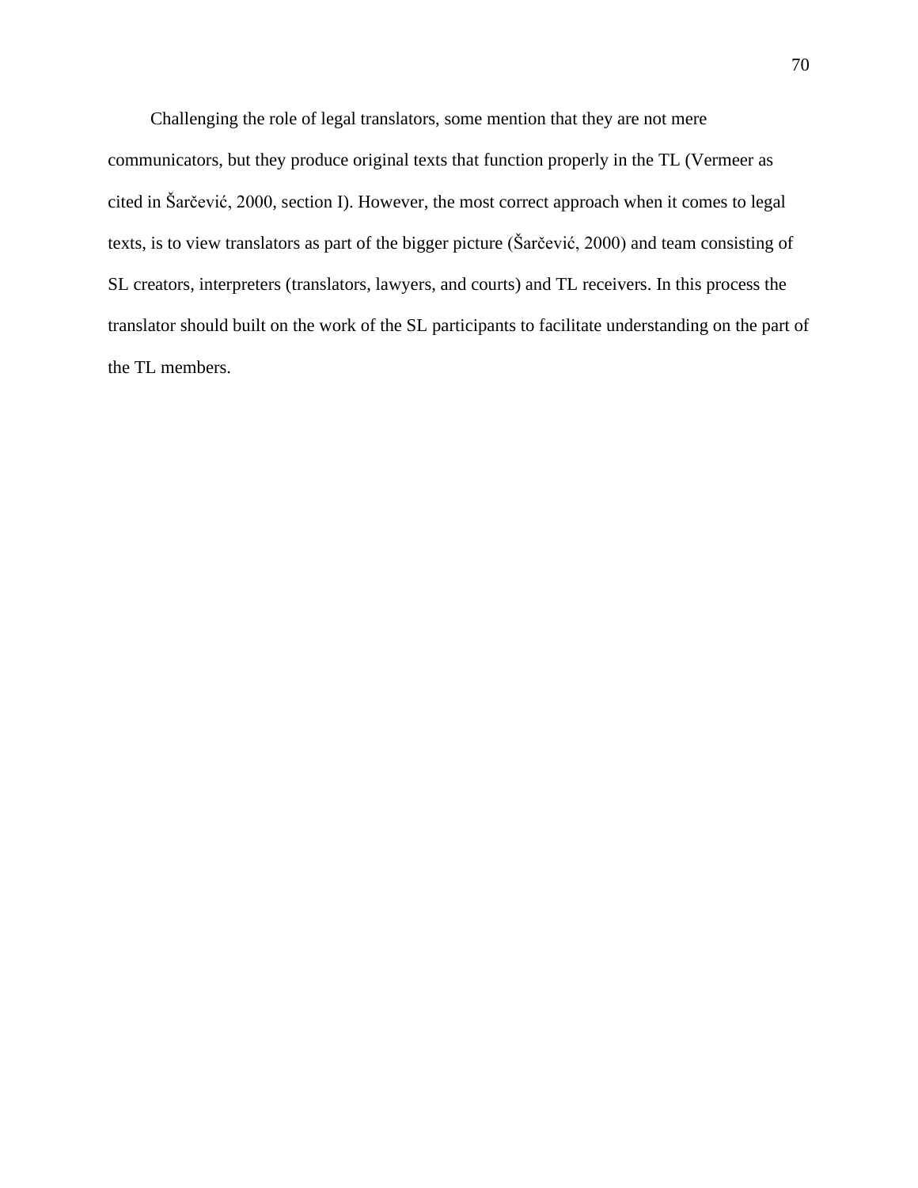Challenging the role of legal translators, some mention that they are not mere communicators, but they produce original texts that function properly in the TL (Vermeer as cited in Šarčević, 2000, section I). However, the most correct approach when it comes to legal texts, is to view translators as part of the bigger picture (Šarčević, 2000) and team consisting of SL creators, interpreters (translators, lawyers, and courts) and TL receivers. In this process the translator should built on the work of the SL participants to facilitate understanding on the part of the TL members.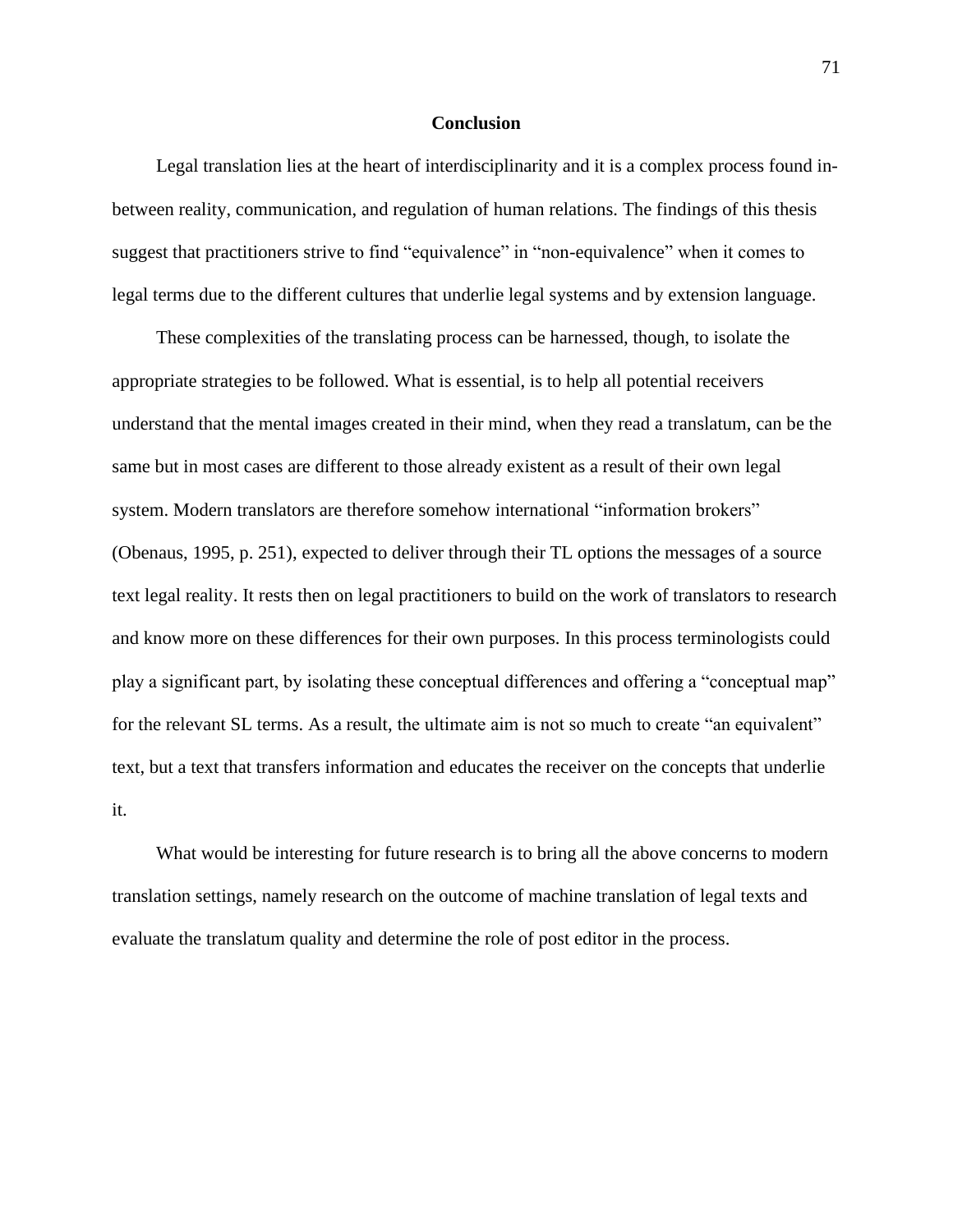# Conclusion

Legal translation lies at the heart of interdisciplinarity and it is a complex process found in-between reality, communication, and regulation of human relations. The findings of this thesis suggest that practitioners strive to find "equivalence" in "non-equivalence" when it comes to legal terms due to the different cultures that underlie legal systems and by extension language.

These complexities of the translating process can be harnessed, though, to isolate the appropriate strategies to be followed. What is essential, is to help all potential receivers understand that the mental images created in their mind, when they read a translatum, can be the same but in most cases are different to those already existent as a result of their own legal system. Modern translators are therefore somehow international "information brokers" (Obenaus, 1995, p. 251), expected to deliver through their TL options the messages of a source text legal reality. It rests then on legal practitioners to build on the work of translators to research and know more on these differences for their own purposes. In this process terminologists could play a significant part, by isolating these conceptual differences and offering a "conceptual map" for the relevant SL terms. As a result, the ultimate aim is not so much to create "an equivalent" text, but a text that transfers information and educates the receiver on the concepts that underlie it.

What would be interesting for future research is to bring all the above concerns to modern translation settings, namely research on the outcome of machine translation of legal texts and evaluate the translatum quality and determine the role of post editor in the process.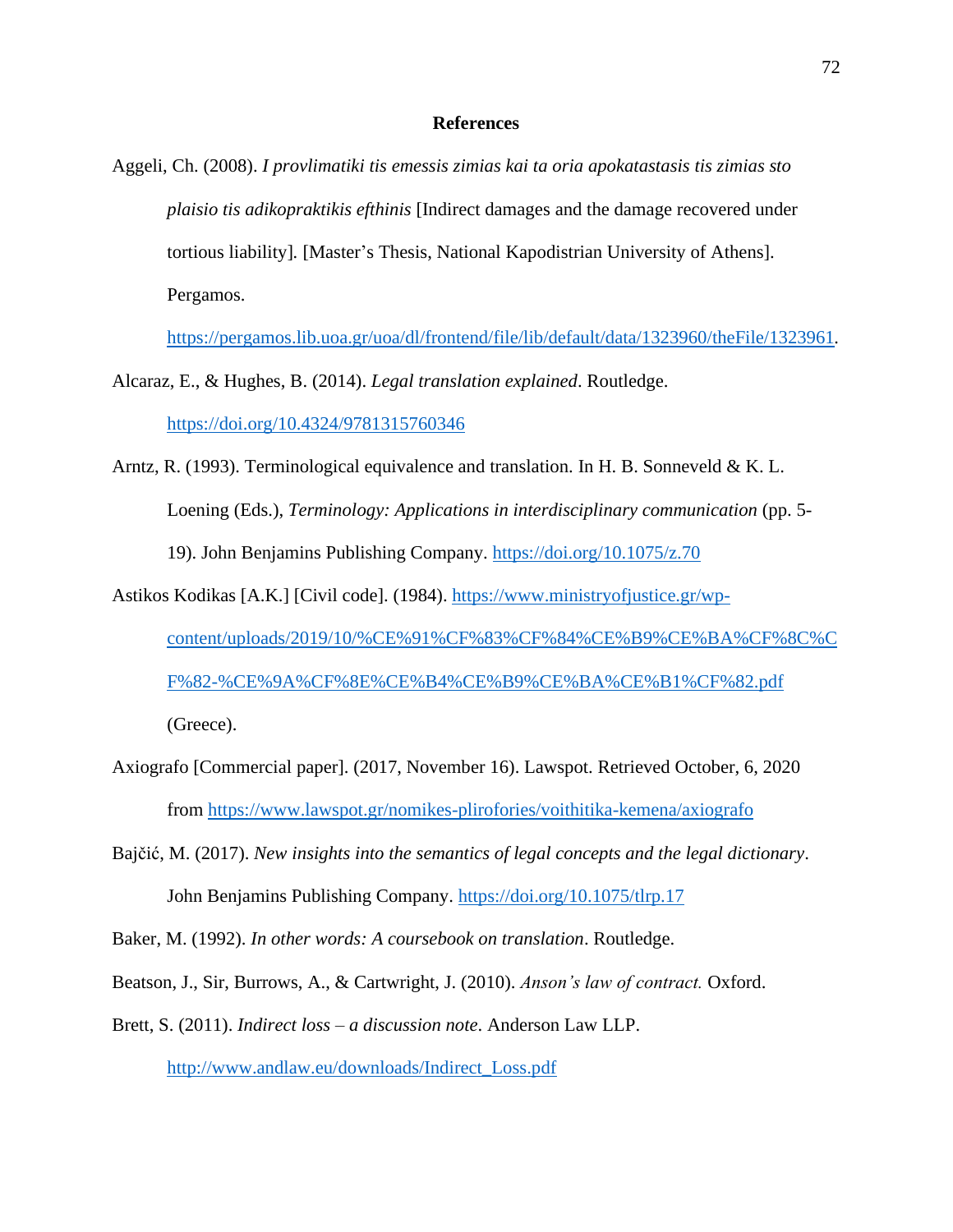# References

Aggeli, Ch. (2008). *I provlimatiki tis emessis zimias kai ta oria apokatastasis tis zimias sto plaisio tis adikopraktikis efthinis* [Indirect damages and the damage recovered under tortious liability]. [Master's Thesis, National Kapodistrian University of Athens]. Pergamos. https://pergamos.lib.uoa.gr/uoa/dl/frontend/file/lib/default/data/1323960/theFile/1323961.

Alcaraz, E., & Hughes, B. (2014). *Legal translation explained*. Routledge. https://doi.org/10.4324/9781315760346

Arntz, R. (1993). Terminological equivalence and translation. In H. B. Sonneveld & K. L. Loening (Eds.), *Terminology: Applications in interdisciplinary communication* (pp. 5-19). John Benjamins Publishing Company. https://doi.org/10.1075/z.70

Astikos Kodikas [A.K.] [Civil code]. (1984). https://www.ministryofjustice.gr/wp-content/uploads/2019/10/%CE%91%CF%83%CF%84%CE%B9%CE%BA%CF%8C%CF%82-%CE%9A%CF%8E%CE%B4%CE%B9%CE%BA%CE%B1%CF%82.pdf (Greece).

Axiografo [Commercial paper]. (2017, November 16). Lawspot. Retrieved October, 6, 2020 from https://www.lawspot.gr/nomikes-plirofories/voithitika-kemena/axiografo

Bajčić, M. (2017). *New insights into the semantics of legal concepts and the legal dictionary*. John Benjamins Publishing Company. https://doi.org/10.1075/tlrp.17

Baker, M. (1992). *In other words: A coursebook on translation*. Routledge.

Beatson, J., Sir, Burrows, A., & Cartwright, J. (2010). *Anson's law of contract.* Oxford.

Brett, S. (2011). *Indirect loss – a discussion note*. Anderson Law LLP. http://www.andlaw.eu/downloads/Indirect_Loss.pdf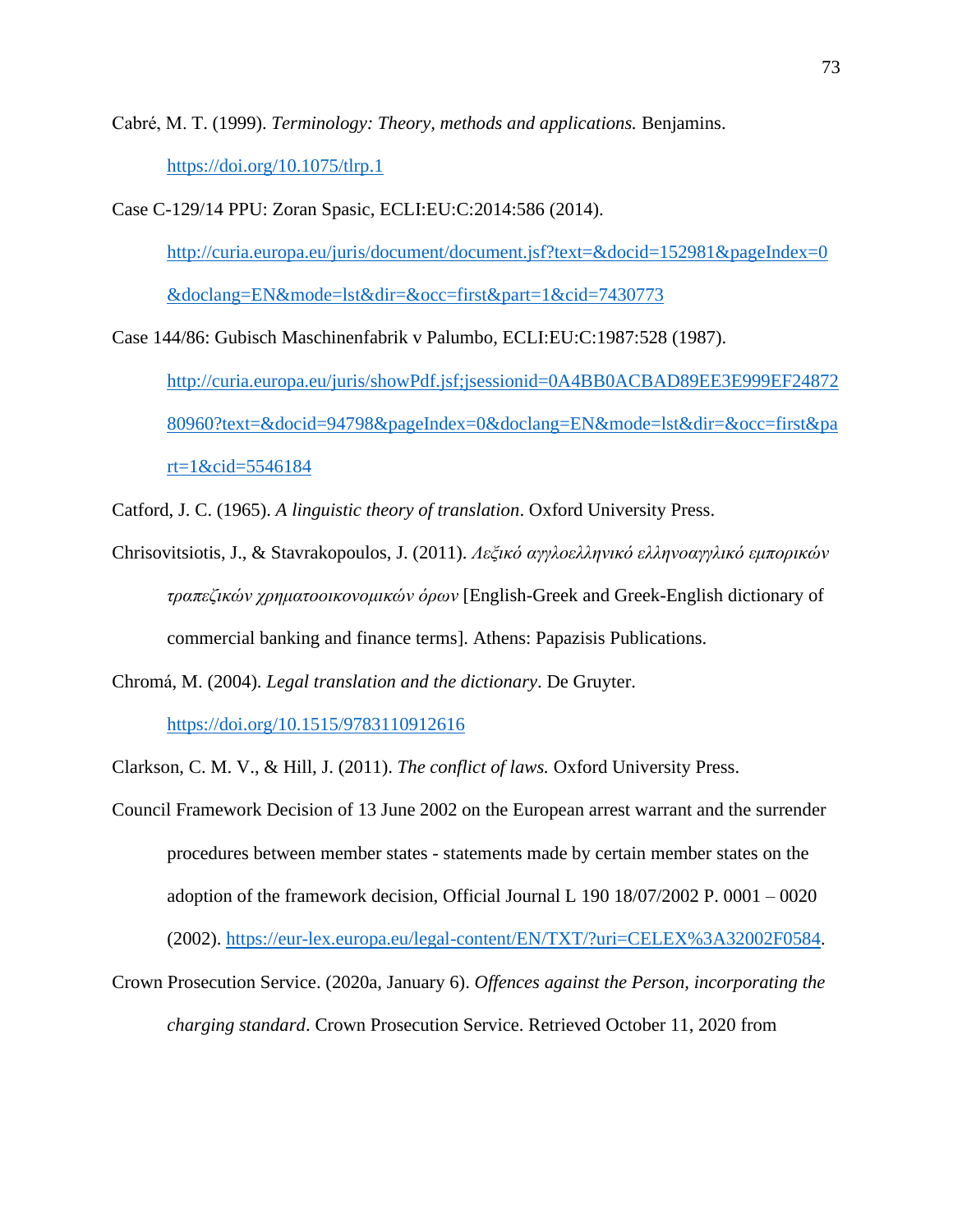Cabré, M. T. (1999). *Terminology: Theory, methods and applications.* Benjamins. https://doi.org/10.1075/tlrp.1

Case C-129/14 PPU: Zoran Spasic, ECLI:EU:C:2014:586 (2014). http://curia.europa.eu/juris/document/document.jsf?text=&docid=152981&pageIndex=0&doclang=EN&mode=lst&dir=&occ=first&part=1&cid=7430773

Case 144/86: Gubisch Maschinenfabrik v Palumbo, ECLI:EU:C:1987:528 (1987). http://curia.europa.eu/juris/showPdf.jsf;jsessionid=0A4BB0ACBAD89EE3E999EF2487280960?text=&docid=94798&pageIndex=0&doclang=EN&mode=lst&dir=&occ=first&part=1&cid=5546184

Catford, J. C. (1965). *A linguistic theory of translation*. Oxford University Press.

Chrisovitsiotis, J., & Stavrakopoulos, J. (2011). *Λεξικό αγγλοελληνικό ελληνοαγγλικό εμπορικών τραπεζικών χρηματοοικονομικών όρων* [English-Greek and Greek-English dictionary of commercial banking and finance terms]. Athens: Papazisis Publications.

Chromá, M. (2004). *Legal translation and the dictionary*. De Gruyter. https://doi.org/10.1515/9783110912616

Clarkson, C. M. V., & Hill, J. (2011). *The conflict of laws.* Oxford University Press.

Council Framework Decision of 13 June 2002 on the European arrest warrant and the surrender procedures between member states - statements made by certain member states on the adoption of the framework decision, Official Journal L 190 18/07/2002 P. 0001 – 0020 (2002). https://eur-lex.europa.eu/legal-content/EN/TXT/?uri=CELEX%3A32002F0584.

Crown Prosecution Service. (2020a, January 6). *Offences against the Person, incorporating the charging standard*. Crown Prosecution Service. Retrieved October 11, 2020 from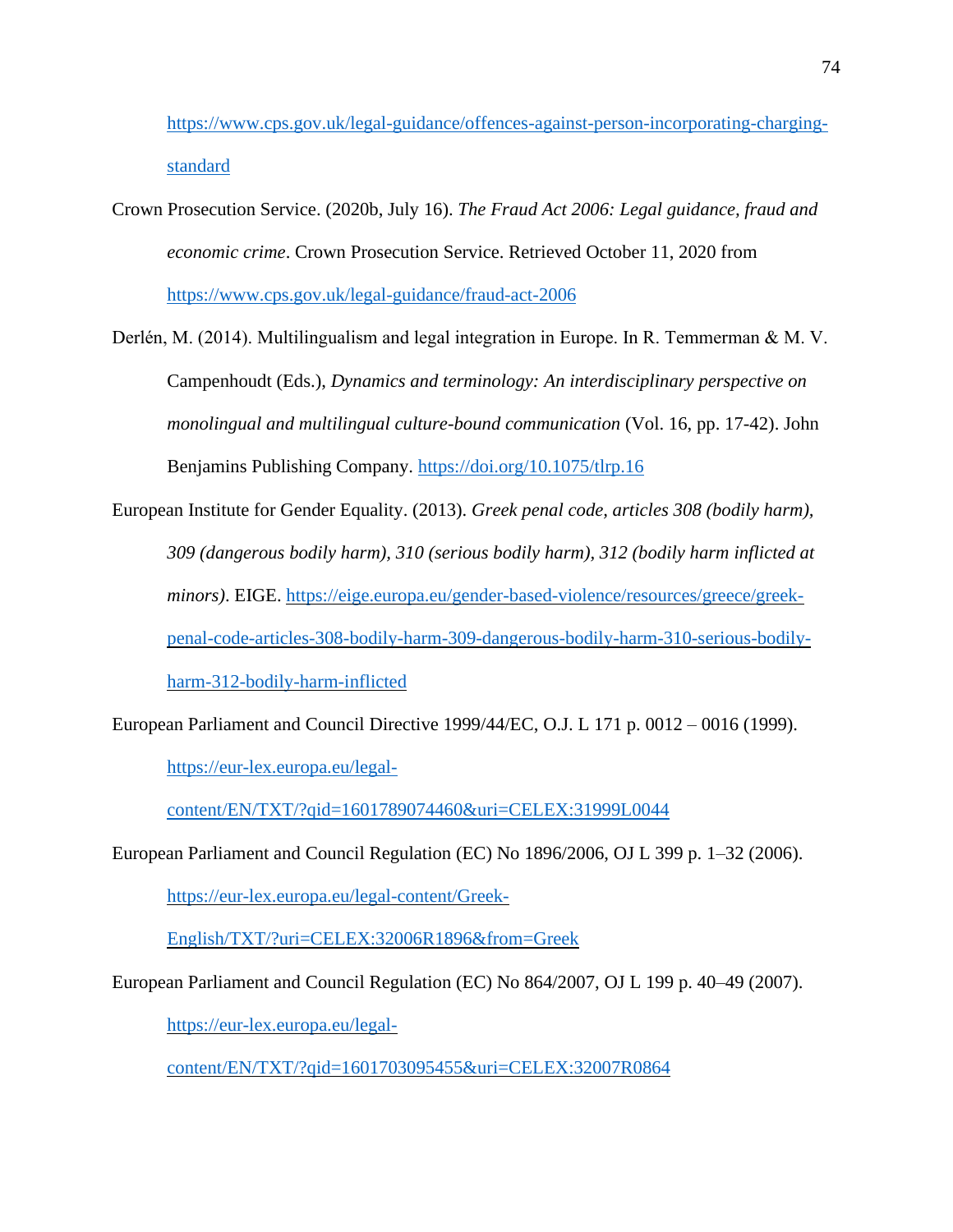https://www.cps.gov.uk/legal-guidance/offences-against-person-incorporating-charging-standard

Crown Prosecution Service. (2020b, July 16). *The Fraud Act 2006: Legal guidance, fraud and economic crime*. Crown Prosecution Service. Retrieved October 11, 2020 from https://www.cps.gov.uk/legal-guidance/fraud-act-2006

Derlén, M. (2014). Multilingualism and legal integration in Europe. In R. Temmerman & M. V. Campenhoudt (Eds.), *Dynamics and terminology: An interdisciplinary perspective on monolingual and multilingual culture-bound communication* (Vol. 16, pp. 17-42). John Benjamins Publishing Company. https://doi.org/10.1075/tlrp.16

European Institute for Gender Equality. (2013). *Greek penal code, articles 308 (bodily harm), 309 (dangerous bodily harm), 310 (serious bodily harm), 312 (bodily harm inflicted at minors)*. EIGE. https://eige.europa.eu/gender-based-violence/resources/greece/greek-penal-code-articles-308-bodily-harm-309-dangerous-bodily-harm-310-serious-bodily-harm-312-bodily-harm-inflicted

European Parliament and Council Directive 1999/44/EC, O.J. L 171 p. 0012 – 0016 (1999). https://eur-lex.europa.eu/legal-content/EN/TXT/?qid=1601789074460&uri=CELEX:31999L0044

European Parliament and Council Regulation (EC) No 1896/2006, OJ L 399 p. 1–32 (2006). https://eur-lex.europa.eu/legal-content/Greek-English/TXT/?uri=CELEX:32006R1896&from=Greek

European Parliament and Council Regulation (EC) No 864/2007, OJ L 199 p. 40–49 (2007). https://eur-lex.europa.eu/legal-content/EN/TXT/?qid=1601703095455&uri=CELEX:32007R0864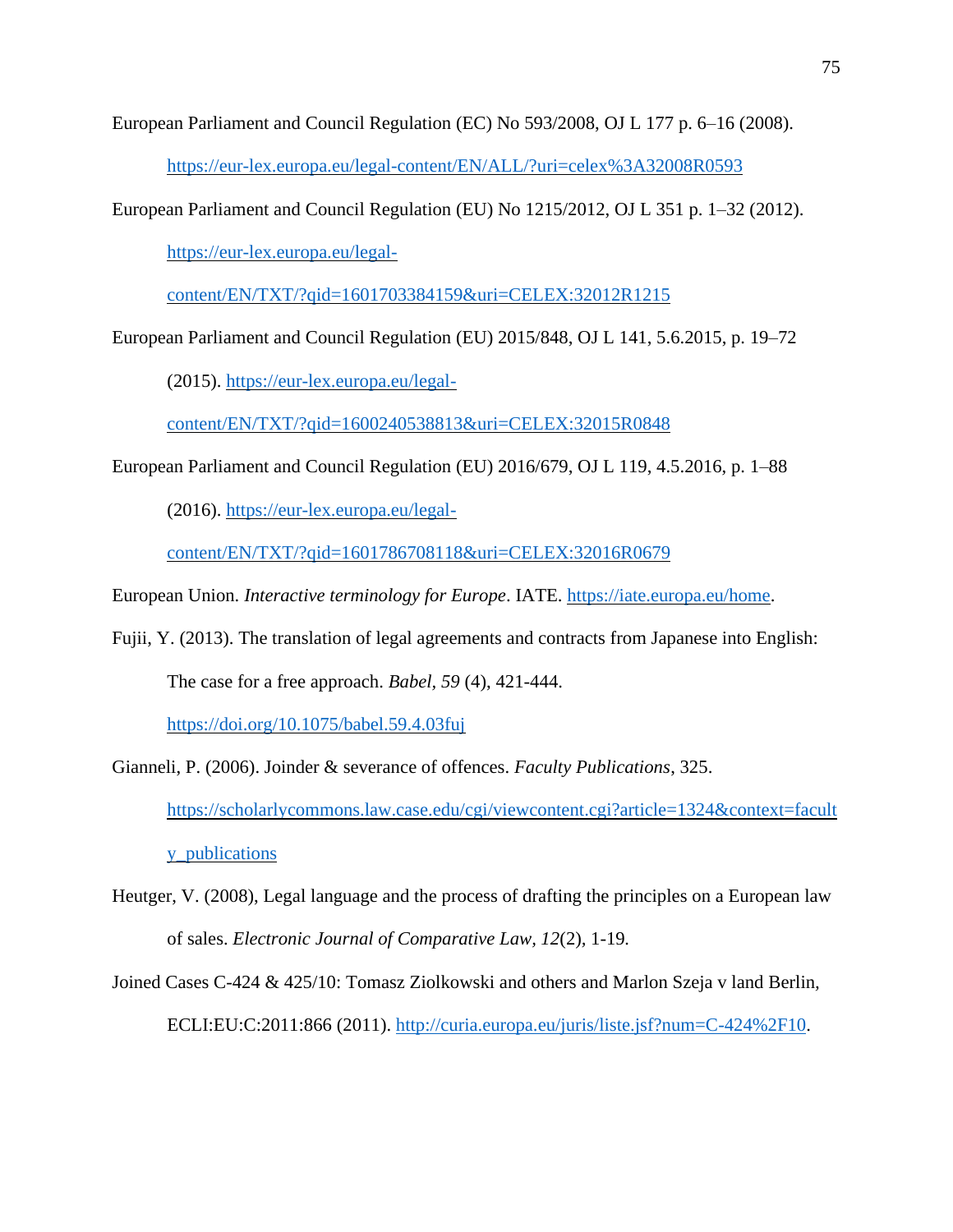European Parliament and Council Regulation (EC) No 593/2008, OJ L 177 p. 6–16 (2008). https://eur-lex.europa.eu/legal-content/EN/ALL/?uri=celex%3A32008R0593

European Parliament and Council Regulation (EU) No 1215/2012, OJ L 351 p. 1–32 (2012). https://eur-lex.europa.eu/legal-content/EN/TXT/?qid=1601703384159&uri=CELEX:32012R1215

European Parliament and Council Regulation (EU) 2015/848, OJ L 141, 5.6.2015, p. 19–72 (2015). https://eur-lex.europa.eu/legal-content/EN/TXT/?qid=1600240538813&uri=CELEX:32015R0848

European Parliament and Council Regulation (EU) 2016/679, OJ L 119, 4.5.2016, p. 1–88 (2016). https://eur-lex.europa.eu/legal-content/EN/TXT/?qid=1601786708118&uri=CELEX:32016R0679

European Union. *Interactive terminology for Europe*. IATE. https://iate.europa.eu/home.

Fujii, Y. (2013). The translation of legal agreements and contracts from Japanese into English: The case for a free approach. *Babel*, *59* (4), 421-444. https://doi.org/10.1075/babel.59.4.03fuj

Gianneli, P. (2006). Joinder & severance of offences. *Faculty Publications*, 325. https://scholarlycommons.law.case.edu/cgi/viewcontent.cgi?article=1324&context=faculty_publications

Heutger, V. (2008), Legal language and the process of drafting the principles on a European law of sales. *Electronic Journal of Comparative Law*, *12*(2), 1-19.

Joined Cases C-424 & 425/10: Tomasz Ziolkowski and others and Marlon Szeja v land Berlin, ECLI:EU:C:2011:866 (2011). http://curia.europa.eu/juris/liste.jsf?num=C-424%2F10.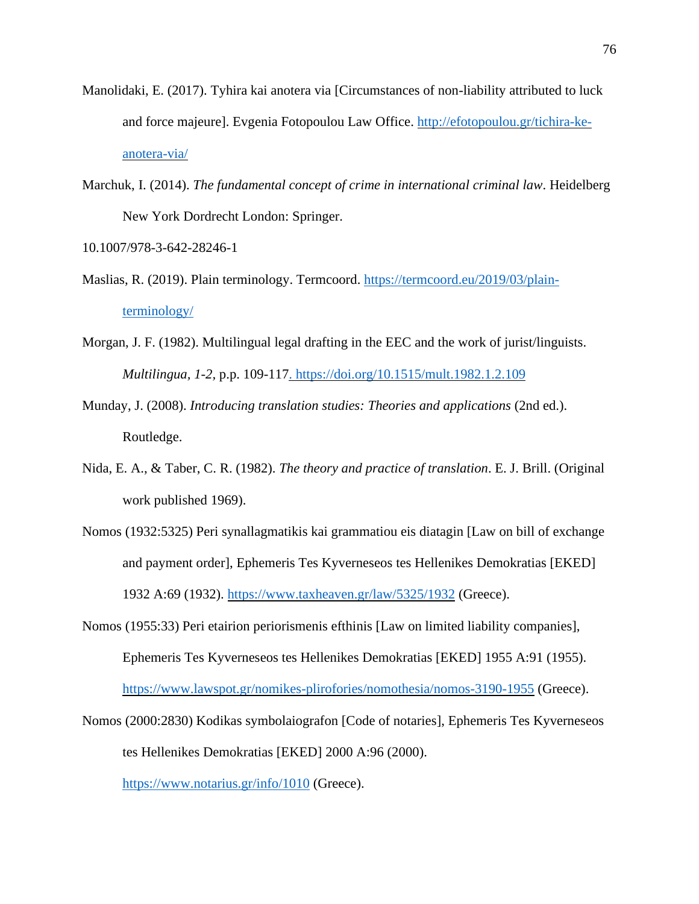Manolidaki, E. (2017). Tyhira kai anotera via [Circumstances of non-liability attributed to luck and force majeure]. Evgenia Fotopoulou Law Office. http://efotopoulou.gr/tichira-ke-anotera-via/

Marchuk, I. (2014). *The fundamental concept of crime in international criminal law*. Heidelberg New York Dordrecht London: Springer.

10.1007/978-3-642-28246-1

Maslias, R. (2019). Plain terminology. Termcoord. https://termcoord.eu/2019/03/plain-terminology/

Morgan, J. F. (1982). Multilingual legal drafting in the EEC and the work of jurist/linguists. *Multilingua*, *1-2*, p.p. 109-117. https://doi.org/10.1515/mult.1982.1.2.109

Munday, J. (2008). *Introducing translation studies: Theories and applications* (2nd ed.). Routledge.

Nida, E. A., & Taber, C. R. (1982). *The theory and practice of translation*. E. J. Brill. (Original work published 1969).

Nomos (1932:5325) Peri synallagmatikis kai grammatiou eis diatagin [Law on bill of exchange and payment order], Ephemeris Tes Kyverneseos tes Hellenikes Demokratias [EKED] 1932 A:69 (1932). https://www.taxheaven.gr/law/5325/1932 (Greece).

Nomos (1955:33) Peri etairion periorismenis efthinis [Law on limited liability companies], Ephemeris Tes Kyverneseos tes Hellenikes Demokratias [EKED] 1955 A:91 (1955). https://www.lawspot.gr/nomikes-plirofories/nomothesia/nomos-3190-1955 (Greece).

Nomos (2000:2830) Kodikas symbolaiografon [Code of notaries], Ephemeris Tes Kyverneseos tes Hellenikes Demokratias [EKED] 2000 A:96 (2000). https://www.notarius.gr/info/1010 (Greece).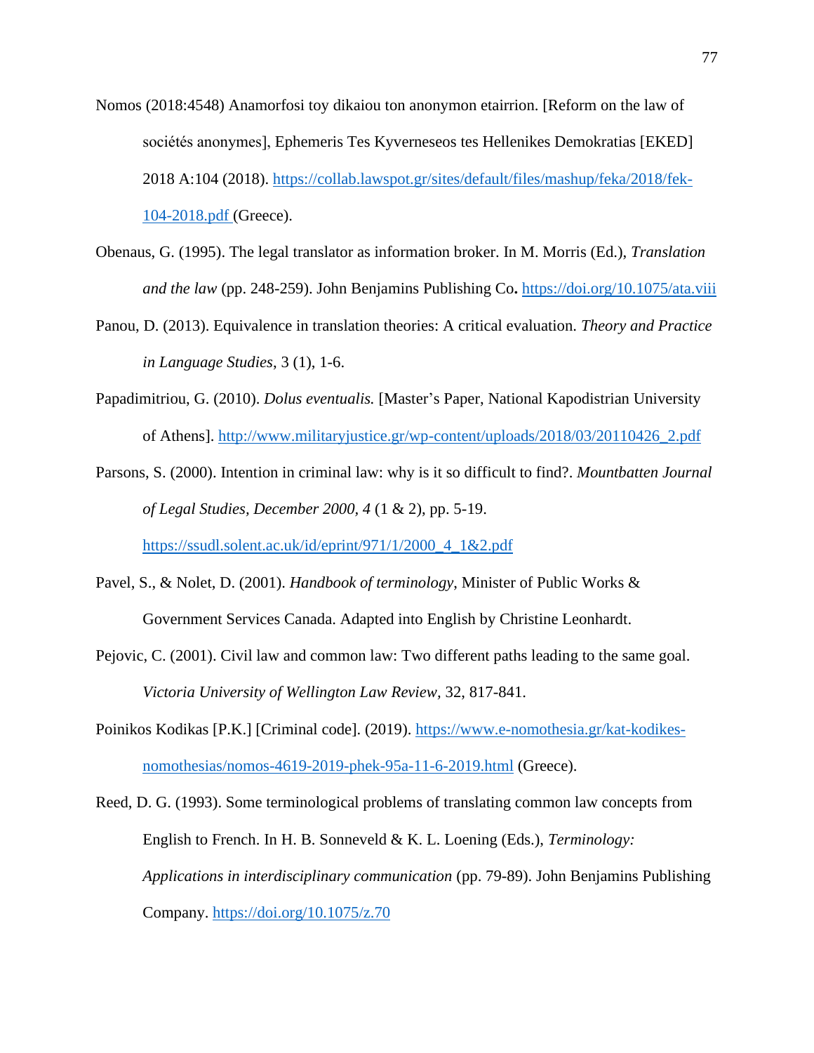Nomos (2018:4548) Anamorfosi toy dikaiou ton anonymon etairrion. [Reform on the law of sociétés anonymes], Ephemeris Tes Kyverneseos tes Hellenikes Demokratias [EKED] 2018 A:104 (2018). https://collab.lawspot.gr/sites/default/files/mashup/feka/2018/fek-104-2018.pdf (Greece).

Obenaus, G. (1995). The legal translator as information broker. In M. Morris (Ed.), *Translation and the law* (pp. 248-259). John Benjamins Publishing Co**.** https://doi.org/10.1075/ata.viii

Panou, D. (2013). Equivalence in translation theories: A critical evaluation. *Theory and Practice in Language Studies*, 3 (1), 1-6.

Papadimitriou, G. (2010). *Dolus eventualis.* [Master's Paper, National Kapodistrian University of Athens]. http://www.militaryjustice.gr/wp-content/uploads/2018/03/20110426_2.pdf

Parsons, S. (2000). Intention in criminal law: why is it so difficult to find?. *Mountbatten Journal of Legal Studies, December 2000, 4* (1 & 2), pp. 5-19. https://ssudl.solent.ac.uk/id/eprint/971/1/2000_4_1&2.pdf

Pavel, S., & Nolet, D. (2001). *Handbook of terminology*, Minister of Public Works & Government Services Canada. Adapted into English by Christine Leonhardt.

Pejovic, C. (2001). Civil law and common law: Two different paths leading to the same goal. *Victoria University of Wellington Law Review,* 32, 817-841.

Poinikos Kodikas [P.K.] [Criminal code]. (2019). https://www.e-nomothesia.gr/kat-kodikes-nomothesias/nomos-4619-2019-phek-95a-11-6-2019.html (Greece).

Reed, D. G. (1993). Some terminological problems of translating common law concepts from English to French. In H. B. Sonneveld & K. L. Loening (Eds.), *Terminology: Applications in interdisciplinary communication* (pp. 79-89). John Benjamins Publishing Company. https://doi.org/10.1075/z.70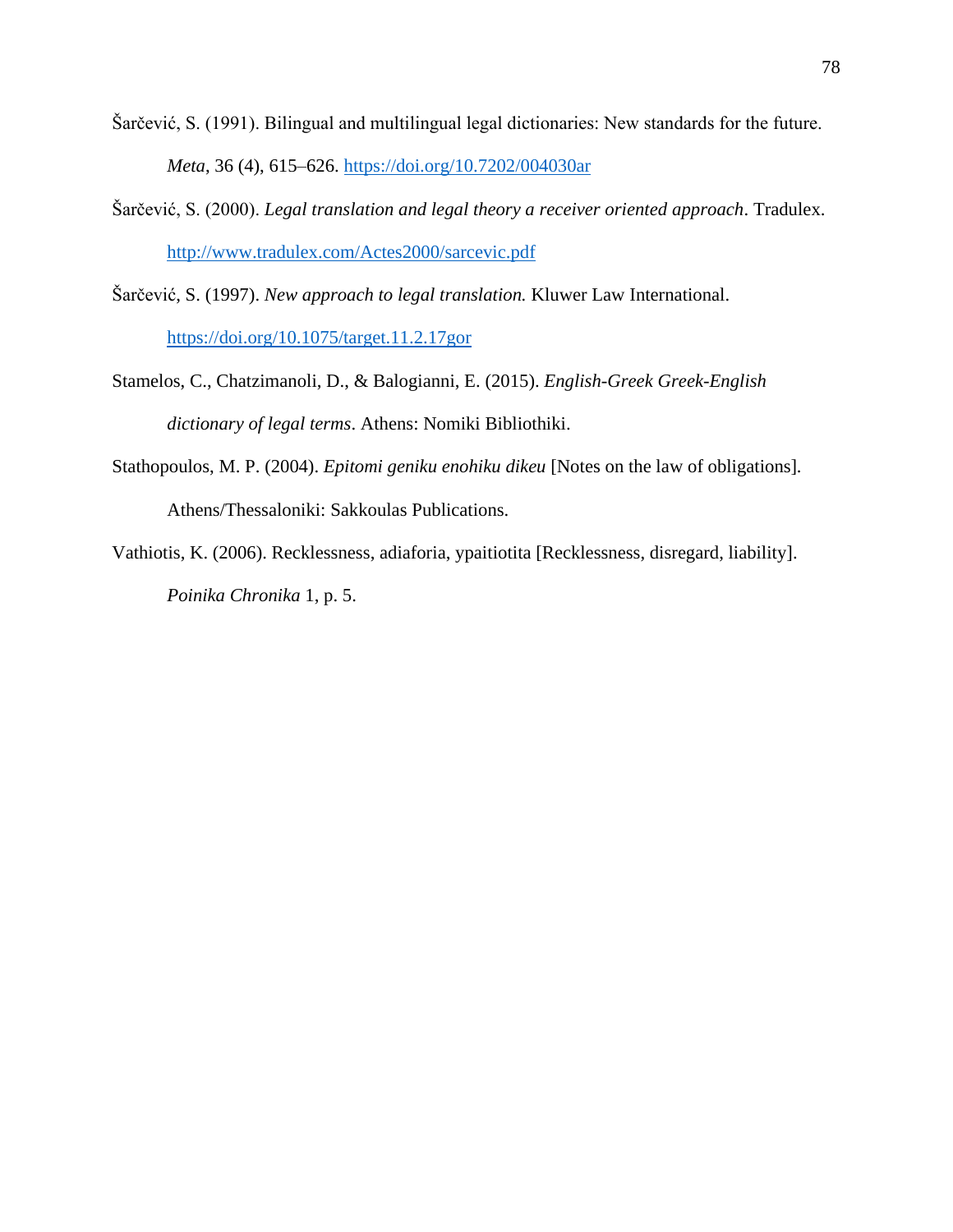Šarčević, S. (1991). Bilingual and multilingual legal dictionaries: New standards for the future. *Meta*, 36 (4), 615–626. https://doi.org/10.7202/004030ar

Šarčević, S. (2000). *Legal translation and legal theory a receiver oriented approach*. Tradulex. http://www.tradulex.com/Actes2000/sarcevic.pdf

Šarčević, S. (1997). *New approach to legal translation.* Kluwer Law International. https://doi.org/10.1075/target.11.2.17gor

Stamelos, C., Chatzimanoli, D., & Balogianni, E. (2015). *English-Greek Greek-English dictionary of legal terms*. Athens: Nomiki Bibliothiki.

Stathopoulos, M. P. (2004). *Epitomi geniku enohiku dikeu* [Notes on the law of obligations]. Athens/Thessaloniki: Sakkoulas Publications.

Vathiotis, K. (2006). Recklessness, adiaforia, ypaitiotita [Recklessness, disregard, liability]. *Poinika Chronika* 1, p. 5.